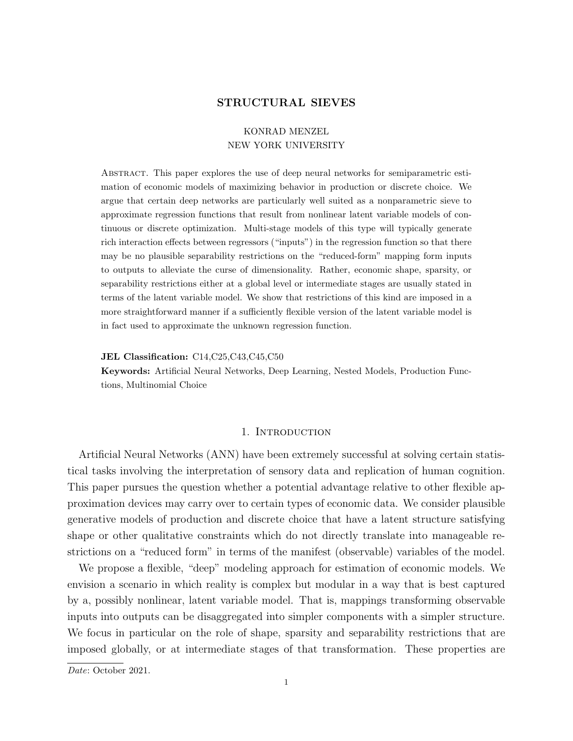# STRUCTURAL SIEVES

KONRAD MENZEL
NEW YORK UNIVERSITY

Abstract. This paper explores the use of deep neural networks for semiparametric estimation of economic models of maximizing behavior in production or discrete choice. We argue that certain deep networks are particularly well suited as a nonparametric sieve to approximate regression functions that result from nonlinear latent variable models of continuous or discrete optimization. Multi-stage models of this type will typically generate rich interaction effects between regressors ("inputs") in the regression function so that there may be no plausible separability restrictions on the "reduced-form" mapping form inputs to outputs to alleviate the curse of dimensionality. Rather, economic shape, sparsity, or separability restrictions either at a global level or intermediate stages are usually stated in terms of the latent variable model. We show that restrictions of this kind are imposed in a more straightforward manner if a sufficiently flexible version of the latent variable model is in fact used to approximate the unknown regression function.

**JEL Classification:** C14,C25,C43,C45,C50

**Keywords:** Artificial Neural Networks, Deep Learning, Nested Models, Production Functions, Multinomial Choice

## 1. Introduction

Artificial Neural Networks (ANN) have been extremely successful at solving certain statistical tasks involving the interpretation of sensory data and replication of human cognition. This paper pursues the question whether a potential advantage relative to other flexible approximation devices may carry over to certain types of economic data. We consider plausible generative models of production and discrete choice that have a latent structure satisfying shape or other qualitative constraints which do not directly translate into manageable restrictions on a "reduced form" in terms of the manifest (observable) variables of the model.

We propose a flexible, "deep" modeling approach for estimation of economic models. We envision a scenario in which reality is complex but modular in a way that is best captured by a, possibly nonlinear, latent variable model. That is, mappings transforming observable inputs into outputs can be disaggregated into simpler components with a simpler structure. We focus in particular on the role of shape, sparsity and separability restrictions that are imposed globally, or at intermediate stages of that transformation. These properties are

*Date*: October 2021.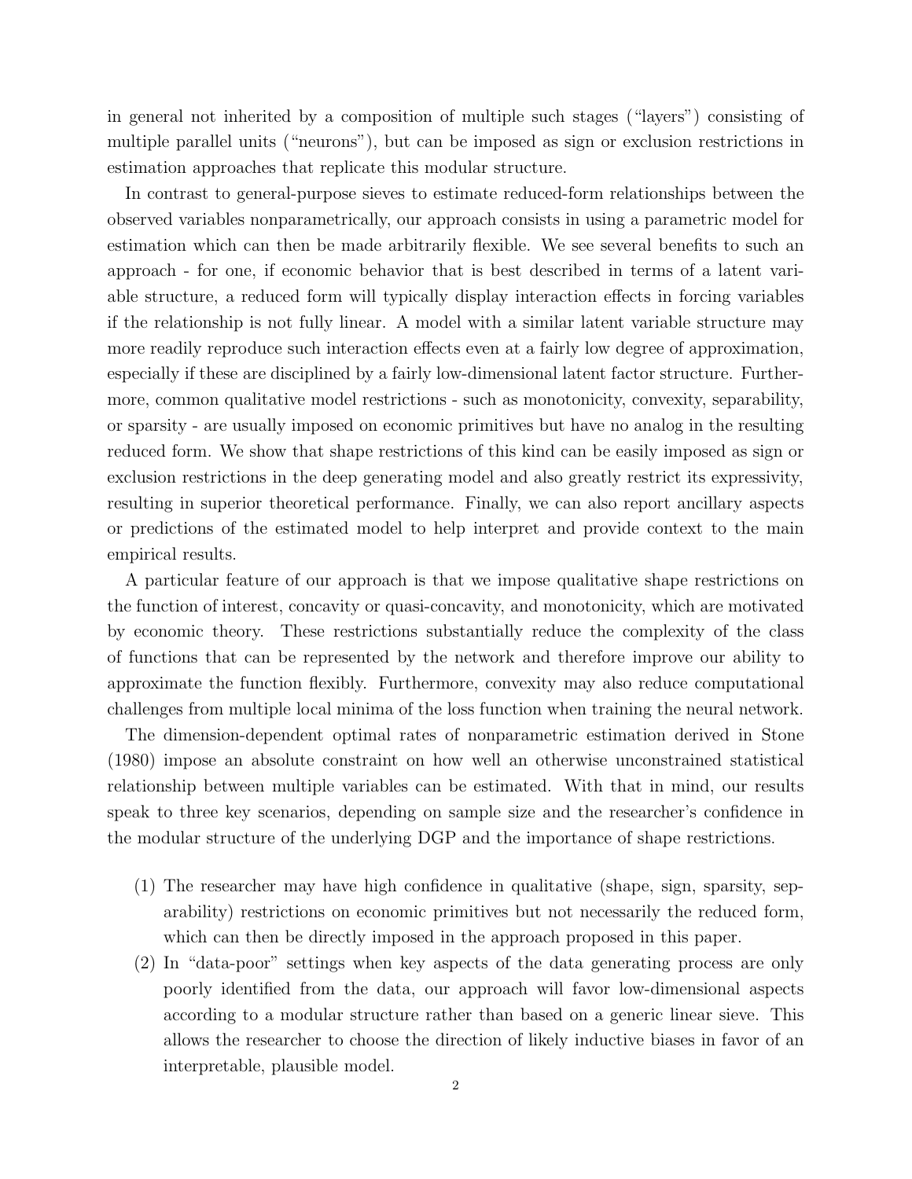in general not inherited by a composition of multiple such stages ("layers") consisting of multiple parallel units ("neurons"), but can be imposed as sign or exclusion restrictions in estimation approaches that replicate this modular structure.

In contrast to general-purpose sieves to estimate reduced-form relationships between the observed variables nonparametrically, our approach consists in using a parametric model for estimation which can then be made arbitrarily flexible. We see several benefits to such an approach - for one, if economic behavior that is best described in terms of a latent variable structure, a reduced form will typically display interaction effects in forcing variables if the relationship is not fully linear. A model with a similar latent variable structure may more readily reproduce such interaction effects even at a fairly low degree of approximation, especially if these are disciplined by a fairly low-dimensional latent factor structure. Furthermore, common qualitative model restrictions - such as monotonicity, convexity, separability, or sparsity - are usually imposed on economic primitives but have no analog in the resulting reduced form. We show that shape restrictions of this kind can be easily imposed as sign or exclusion restrictions in the deep generating model and also greatly restrict its expressivity, resulting in superior theoretical performance. Finally, we can also report ancillary aspects or predictions of the estimated model to help interpret and provide context to the main empirical results.

A particular feature of our approach is that we impose qualitative shape restrictions on the function of interest, concavity or quasi-concavity, and monotonicity, which are motivated by economic theory. These restrictions substantially reduce the complexity of the class of functions that can be represented by the network and therefore improve our ability to approximate the function flexibly. Furthermore, convexity may also reduce computational challenges from multiple local minima of the loss function when training the neural network.

The dimension-dependent optimal rates of nonparametric estimation derived in Stone (1980) impose an absolute constraint on how well an otherwise unconstrained statistical relationship between multiple variables can be estimated. With that in mind, our results speak to three key scenarios, depending on sample size and the researcher's confidence in the modular structure of the underlying DGP and the importance of shape restrictions.

(1) The researcher may have high confidence in qualitative (shape, sign, sparsity, separability) restrictions on economic primitives but not necessarily the reduced form, which can then be directly imposed in the approach proposed in this paper.

(2) In "data-poor" settings when key aspects of the data generating process are only poorly identified from the data, our approach will favor low-dimensional aspects according to a modular structure rather than based on a generic linear sieve. This allows the researcher to choose the direction of likely inductive biases in favor of an interpretable, plausible model.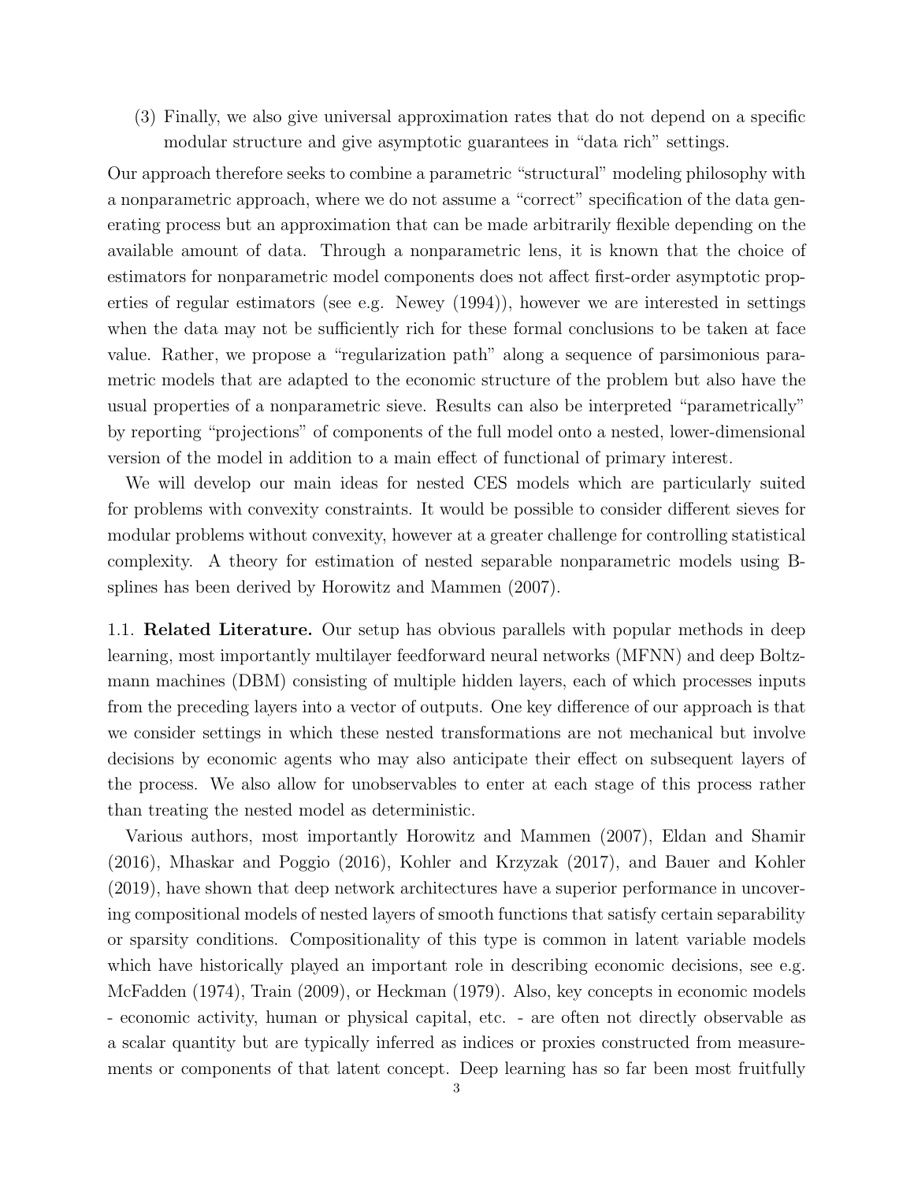(3) Finally, we also give universal approximation rates that do not depend on a specific modular structure and give asymptotic guarantees in "data rich" settings.

Our approach therefore seeks to combine a parametric "structural" modeling philosophy with a nonparametric approach, where we do not assume a "correct" specification of the data generating process but an approximation that can be made arbitrarily flexible depending on the available amount of data. Through a nonparametric lens, it is known that the choice of estimators for nonparametric model components does not affect first-order asymptotic properties of regular estimators (see e.g. Newey (1994)), however we are interested in settings when the data may not be sufficiently rich for these formal conclusions to be taken at face value. Rather, we propose a "regularization path" along a sequence of parsimonious parametric models that are adapted to the economic structure of the problem but also have the usual properties of a nonparametric sieve. Results can also be interpreted "parametrically" by reporting "projections" of components of the full model onto a nested, lower-dimensional version of the model in addition to a main effect of functional of primary interest.

We will develop our main ideas for nested CES models which are particularly suited for problems with convexity constraints. It would be possible to consider different sieves for modular problems without convexity, however at a greater challenge for controlling statistical complexity. A theory for estimation of nested separable nonparametric models using B-splines has been derived by Horowitz and Mammen (2007).

1.1. **Related Literature.** Our setup has obvious parallels with popular methods in deep learning, most importantly multilayer feedforward neural networks (MFNN) and deep Boltzmann machines (DBM) consisting of multiple hidden layers, each of which processes inputs from the preceding layers into a vector of outputs. One key difference of our approach is that we consider settings in which these nested transformations are not mechanical but involve decisions by economic agents who may also anticipate their effect on subsequent layers of the process. We also allow for unobservables to enter at each stage of this process rather than treating the nested model as deterministic.

Various authors, most importantly Horowitz and Mammen (2007), Eldan and Shamir (2016), Mhaskar and Poggio (2016), Kohler and Krzyzak (2017), and Bauer and Kohler (2019), have shown that deep network architectures have a superior performance in uncovering compositional models of nested layers of smooth functions that satisfy certain separability or sparsity conditions. Compositionality of this type is common in latent variable models which have historically played an important role in describing economic decisions, see e.g. McFadden (1974), Train (2009), or Heckman (1979). Also, key concepts in economic models - economic activity, human or physical capital, etc. - are often not directly observable as a scalar quantity but are typically inferred as indices or proxies constructed from measurements or components of that latent concept. Deep learning has so far been most fruitfully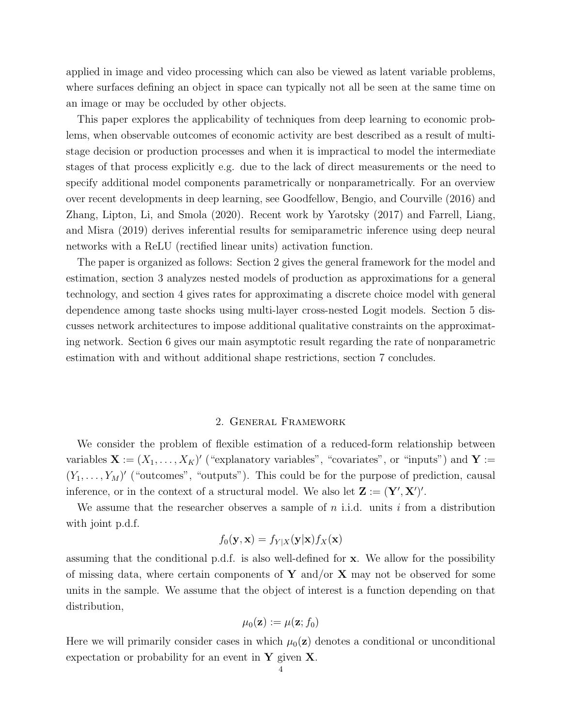applied in image and video processing which can also be viewed as latent variable problems, where surfaces defining an object in space can typically not all be seen at the same time on an image or may be occluded by other objects.

This paper explores the applicability of techniques from deep learning to economic problems, when observable outcomes of economic activity are best described as a result of multi-stage decision or production processes and when it is impractical to model the intermediate stages of that process explicitly e.g. due to the lack of direct measurements or the need to specify additional model components parametrically or nonparametrically. For an overview over recent developments in deep learning, see Goodfellow, Bengio, and Courville (2016) and Zhang, Lipton, Li, and Smola (2020). Recent work by Yarotsky (2017) and Farrell, Liang, and Misra (2019) derives inferential results for semiparametric inference using deep neural networks with a ReLU (rectified linear units) activation function.

The paper is organized as follows: Section 2 gives the general framework for the model and estimation, section 3 analyzes nested models of production as approximations for a general technology, and section 4 gives rates for approximating a discrete choice model with general dependence among taste shocks using multi-layer cross-nested Logit models. Section 5 discusses network architectures to impose additional qualitative constraints on the approximating network. Section 6 gives our main asymptotic result regarding the rate of nonparametric estimation with and without additional shape restrictions, section 7 concludes.

## 2. General Framework

We consider the problem of flexible estimation of a reduced-form relationship between variables $\mathbf{X} := (X_1, \dots, X_K)'$ ("explanatory variables", "covariates", or "inputs") and $\mathbf{Y} := (Y_1, \dots, Y_M)'$ ("outcomes", "outputs"). This could be for the purpose of prediction, causal inference, or in the context of a structural model. We also let $\mathbf{Z} := (\mathbf{Y}', \mathbf{X}')'$.

We assume that the researcher observes a sample of $n$ i.i.d. units $i$ from a distribution with joint p.d.f.

$$f_0(\mathbf{y}, \mathbf{x}) = f_{Y|X}(\mathbf{y}|\mathbf{x}) f_X(\mathbf{x})$$

assuming that the conditional p.d.f. is also well-defined for $\mathbf{x}$. We allow for the possibility of missing data, where certain components of $\mathbf{Y}$ and/or $\mathbf{X}$ may not be observed for some units in the sample. We assume that the object of interest is a function depending on that distribution,

$$\mu_0(\mathbf{z}) := \mu(\mathbf{z}; f_0)$$

Here we will primarily consider cases in which $\mu_0(\mathbf{z})$ denotes a conditional or unconditional expectation or probability for an event in $\mathbf{Y}$ given $\mathbf{X}$.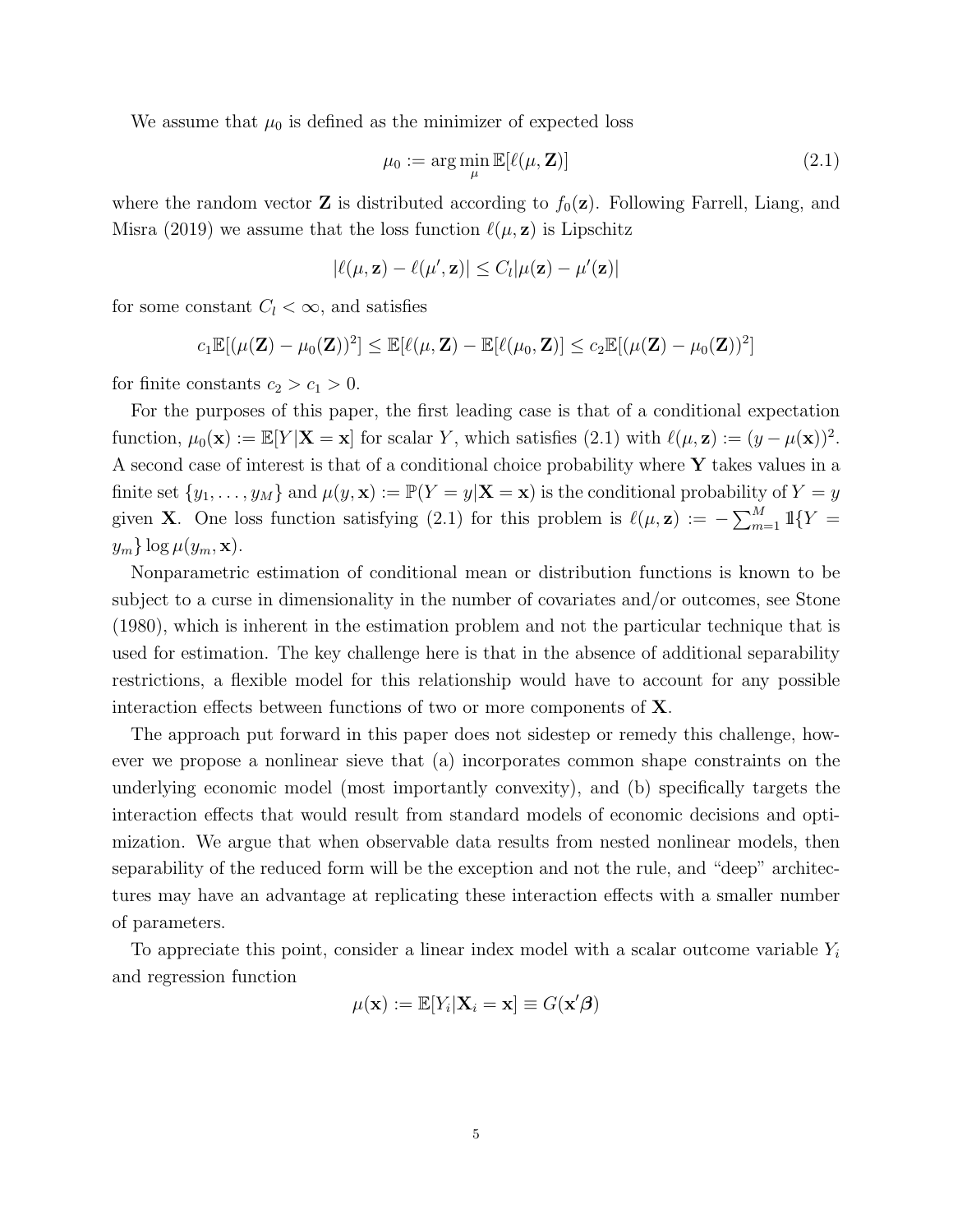We assume that $\mu_0$ is defined as the minimizer of expected loss

$$\mu_0 := \arg\min_{\mu} \mathbb{E}[\ell(\mu, \mathbf{Z})] \tag{2.1}$$

where the random vector $\mathbf{Z}$ is distributed according to $f_0(\mathbf{z})$. Following Farrell, Liang, and Misra (2019) we assume that the loss function $\ell(\mu, \mathbf{z})$ is Lipschitz

$$|\ell(\mu, \mathbf{z}) - \ell(\mu', \mathbf{z})| \le C_l |\mu(\mathbf{z}) - \mu'(\mathbf{z})|$$

for some constant $C_l < \infty$, and satisfies

$$c_1 \mathbb{E}[(\mu(\mathbf{Z}) - \mu_0(\mathbf{Z}))^2] \le \mathbb{E}[\ell(\mu, \mathbf{Z}) - \mathbb{E}[\ell(\mu_0, \mathbf{Z})] \le c_2 \mathbb{E}[(\mu(\mathbf{Z}) - \mu_0(\mathbf{Z}))^2]$$

for finite constants $c_2 > c_1 > 0$.

For the purposes of this paper, the first leading case is that of a conditional expectation function, $\mu_0(\mathbf{x}) := \mathbb{E}[Y|\mathbf{X} = \mathbf{x}]$ for scalar $Y$, which satisfies (2.1) with $\ell(\mu, \mathbf{z}) := (y - \mu(\mathbf{x}))^2$. A second case of interest is that of a conditional choice probability where $\mathbf{Y}$ takes values in a finite set $\{y_1, \dots, y_M\}$ and $\mu(y, \mathbf{x}) := \mathbb{P}(Y = y|\mathbf{X} = \mathbf{x})$ is the conditional probability of $Y = y$ given $\mathbf{X}$. One loss function satisfying (2.1) for this problem is $\ell(\mu, \mathbf{z}) := -\sum_{m=1}^{M} \mathbb{1}\{Y = y_m\} \log \mu(y_m, \mathbf{x})$.

Nonparametric estimation of conditional mean or distribution functions is known to be subject to a curse in dimensionality in the number of covariates and/or outcomes, see Stone (1980), which is inherent in the estimation problem and not the particular technique that is used for estimation. The key challenge here is that in the absence of additional separability restrictions, a flexible model for this relationship would have to account for any possible interaction effects between functions of two or more components of $\mathbf{X}$.

The approach put forward in this paper does not sidestep or remedy this challenge, however we propose a nonlinear sieve that (a) incorporates common shape constraints on the underlying economic model (most importantly convexity), and (b) specifically targets the interaction effects that would result from standard models of economic decisions and optimization. We argue that when observable data results from nested nonlinear models, then separability of the reduced form will be the exception and not the rule, and "deep" architectures may have an advantage at replicating these interaction effects with a smaller number of parameters.

To appreciate this point, consider a linear index model with a scalar outcome variable $Y_i$ and regression function

$$\mu(\mathbf{x}) := \mathbb{E}[Y_i|\mathbf{X}_i = \mathbf{x}] \equiv G(\mathbf{x}'\boldsymbol{\beta})$$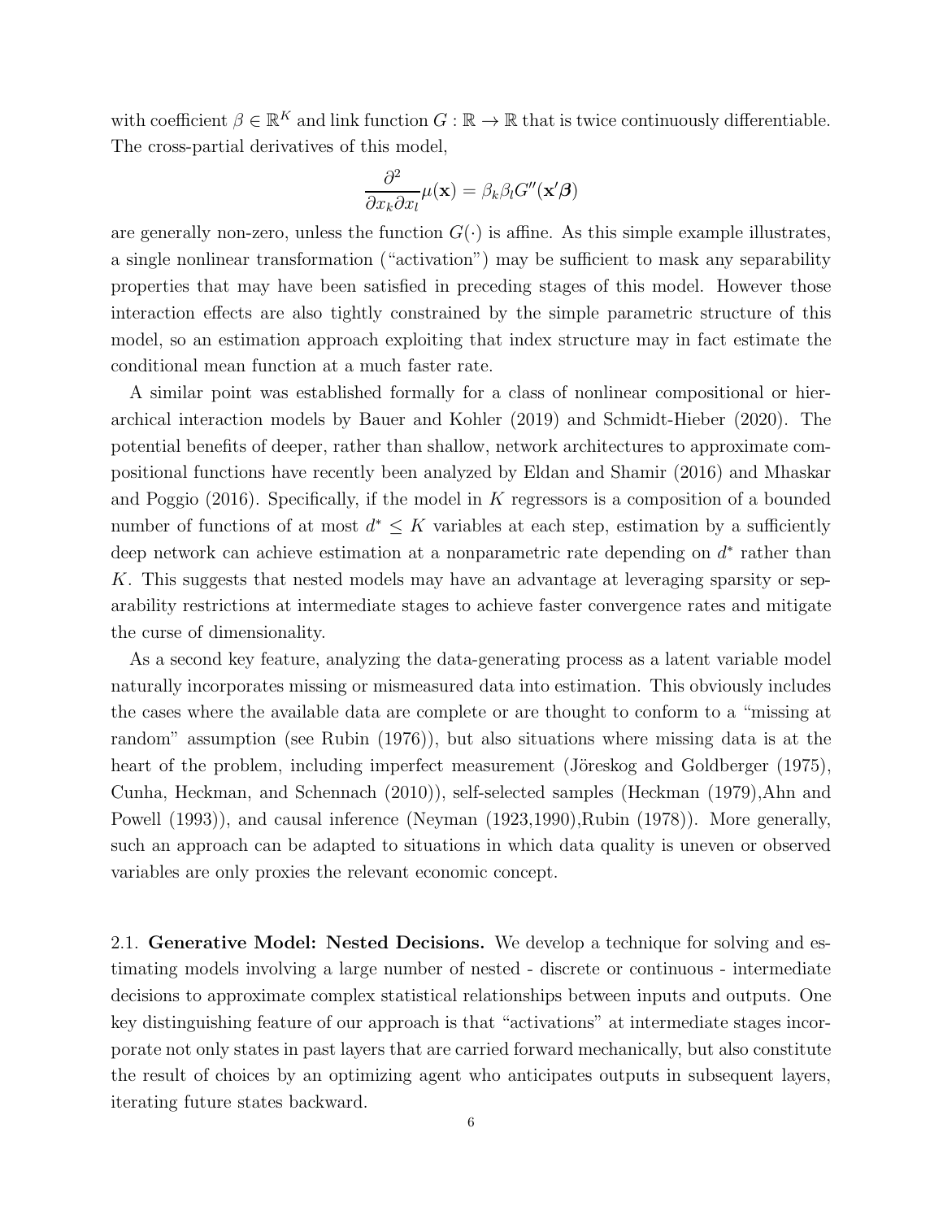with coefficient $\beta \in \mathbb{R}^K$ and link function $G : \mathbb{R} \to \mathbb{R}$ that is twice continuously differentiable. The cross-partial derivatives of this model,

$$\frac{\partial^2}{\partial x_k \partial x_l}\mu(\mathbf{x}) = \beta_k \beta_l G''(\mathbf{x}'\boldsymbol{\beta})$$

are generally non-zero, unless the function $G(\cdot)$ is affine. As this simple example illustrates, a single nonlinear transformation ("activation") may be sufficient to mask any separability properties that may have been satisfied in preceding stages of this model. However those interaction effects are also tightly constrained by the simple parametric structure of this model, so an estimation approach exploiting that index structure may in fact estimate the conditional mean function at a much faster rate.

A similar point was established formally for a class of nonlinear compositional or hierarchical interaction models by Bauer and Kohler (2019) and Schmidt-Hieber (2020). The potential benefits of deeper, rather than shallow, network architectures to approximate compositional functions have recently been analyzed by Eldan and Shamir (2016) and Mhaskar and Poggio (2016). Specifically, if the model in $K$ regressors is a composition of a bounded number of functions of at most $d^* \leq K$ variables at each step, estimation by a sufficiently deep network can achieve estimation at a nonparametric rate depending on $d^*$ rather than $K$. This suggests that nested models may have an advantage at leveraging sparsity or separability restrictions at intermediate stages to achieve faster convergence rates and mitigate the curse of dimensionality.

As a second key feature, analyzing the data-generating process as a latent variable model naturally incorporates missing or mismeasured data into estimation. This obviously includes the cases where the available data are complete or are thought to conform to a "missing at random" assumption (see Rubin (1976)), but also situations where missing data is at the heart of the problem, including imperfect measurement (Jöreskog and Goldberger (1975), Cunha, Heckman, and Schennach (2010)), self-selected samples (Heckman (1979),Ahn and Powell (1993)), and causal inference (Neyman (1923,1990),Rubin (1978)). More generally, such an approach can be adapted to situations in which data quality is uneven or observed variables are only proxies the relevant economic concept.

2.1. **Generative Model: Nested Decisions.** We develop a technique for solving and estimating models involving a large number of nested - discrete or continuous - intermediate decisions to approximate complex statistical relationships between inputs and outputs. One key distinguishing feature of our approach is that "activations" at intermediate stages incorporate not only states in past layers that are carried forward mechanically, but also constitute the result of choices by an optimizing agent who anticipates outputs in subsequent layers, iterating future states backward.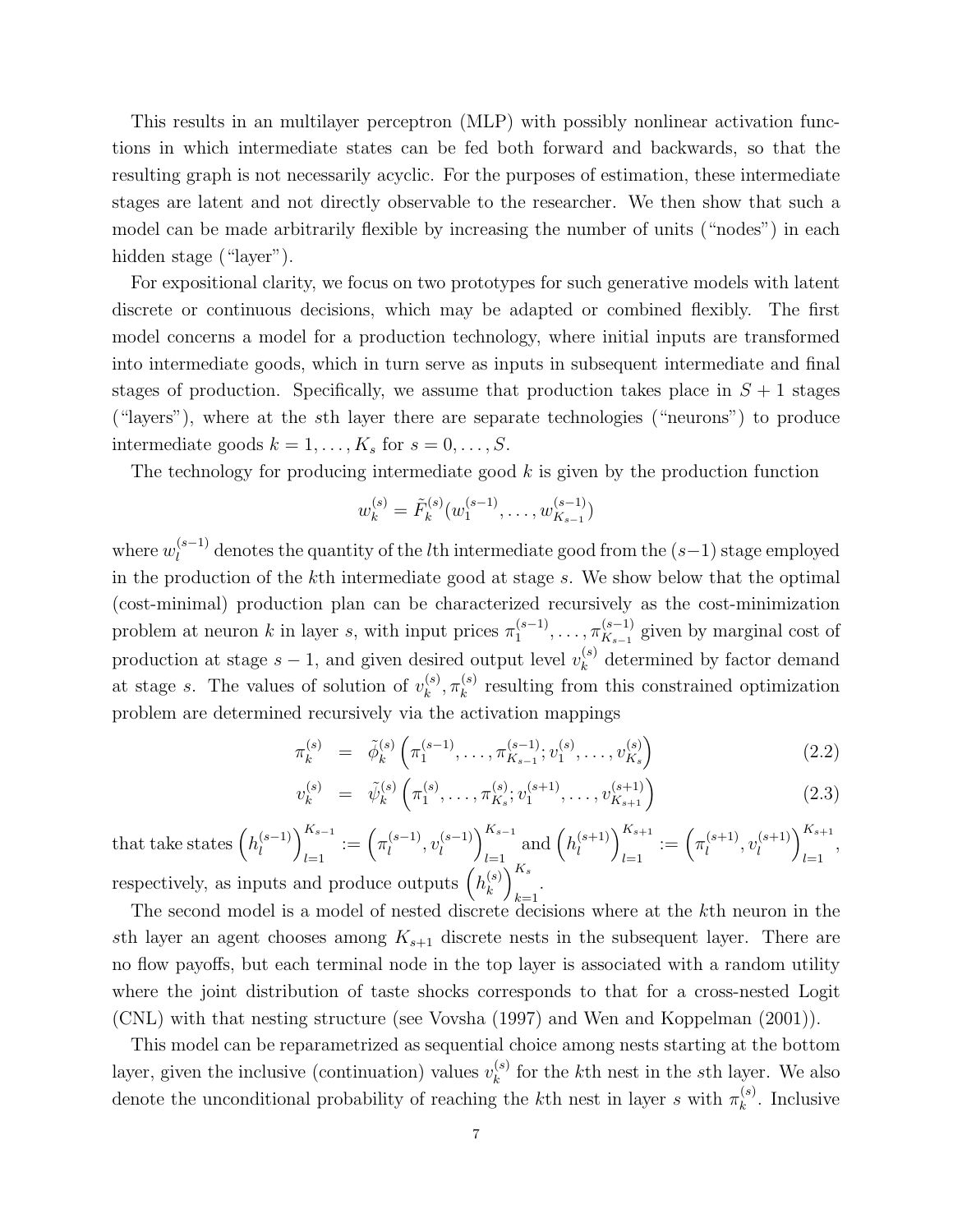This results in an multilayer perceptron (MLP) with possibly nonlinear activation functions in which intermediate states can be fed both forward and backwards, so that the resulting graph is not necessarily acyclic. For the purposes of estimation, these intermediate stages are latent and not directly observable to the researcher. We then show that such a model can be made arbitrarily flexible by increasing the number of units ("nodes") in each hidden stage ("layer").

For expositional clarity, we focus on two prototypes for such generative models with latent discrete or continuous decisions, which may be adapted or combined flexibly. The first model concerns a model for a production technology, where initial inputs are transformed into intermediate goods, which in turn serve as inputs in subsequent intermediate and final stages of production. Specifically, we assume that production takes place in $S+1$ stages ("layers"), where at the $s$th layer there are separate technologies ("neurons") to produce intermediate goods $k = 1, \dots, K_s$ for $s = 0, \dots, S$.

The technology for producing intermediate good $k$ is given by the production function

$$w_k^{(s)} = \tilde{F}_k^{(s)}(w_1^{(s-1)}, \dots, w_{K_{s-1}}^{(s-1)})$$

where $w_l^{(s-1)}$ denotes the quantity of the $l$th intermediate good from the $(s-1)$ stage employed in the production of the $k$th intermediate good at stage $s$. We show below that the optimal (cost-minimal) production plan can be characterized recursively as the cost-minimization problem at neuron $k$ in layer $s$, with input prices $\pi_1^{(s-1)}, \dots, \pi_{K_{s-1}}^{(s-1)}$ given by marginal cost of production at stage $s-1$, and given desired output level $v_k^{(s)}$ determined by factor demand at stage $s$. The values of solution of $v_k^{(s)}, \pi_k^{(s)}$ resulting from this constrained optimization problem are determined recursively via the activation mappings

$$\pi_k^{(s)} = \tilde{\phi}_k^{(s)}\left(\pi_1^{(s-1)}, \dots, \pi_{K_{s-1}}^{(s-1)}; v_1^{(s)}, \dots, v_{K_s}^{(s)}\right) \tag{2.2}$$

$$v_k^{(s)} = \tilde{\psi}_k^{(s)}\left(\pi_1^{(s)}, \dots, \pi_{K_s}^{(s)}; v_1^{(s+1)}, \dots, v_{K_{s+1}}^{(s+1)}\right) \tag{2.3}$$

that take states $\left(h_l^{(s-1)}\right)_{l=1}^{K_{s-1}} := \left(\pi_l^{(s-1)}, v_l^{(s-1)}\right)_{l=1}^{K_{s-1}}$ and $\left(h_l^{(s+1)}\right)_{l=1}^{K_{s+1}} := \left(\pi_l^{(s+1)}, v_l^{(s+1)}\right)_{l=1}^{K_{s+1}}$, respectively, as inputs and produce outputs $\left(h_k^{(s)}\right)_{k=1}^{K_s}$.

The second model is a model of nested discrete decisions where at the $k$th neuron in the $s$th layer an agent chooses among $K_{s+1}$ discrete nests in the subsequent layer. There are no flow payoffs, but each terminal node in the top layer is associated with a random utility where the joint distribution of taste shocks corresponds to that for a cross-nested Logit (CNL) with that nesting structure (see Vovsha (1997) and Wen and Koppelman (2001)).

This model can be reparametrized as sequential choice among nests starting at the bottom layer, given the inclusive (continuation) values $v_k^{(s)}$ for the $k$th nest in the $s$th layer. We also denote the unconditional probability of reaching the $k$th nest in layer $s$ with $\pi_k^{(s)}$. Inclusive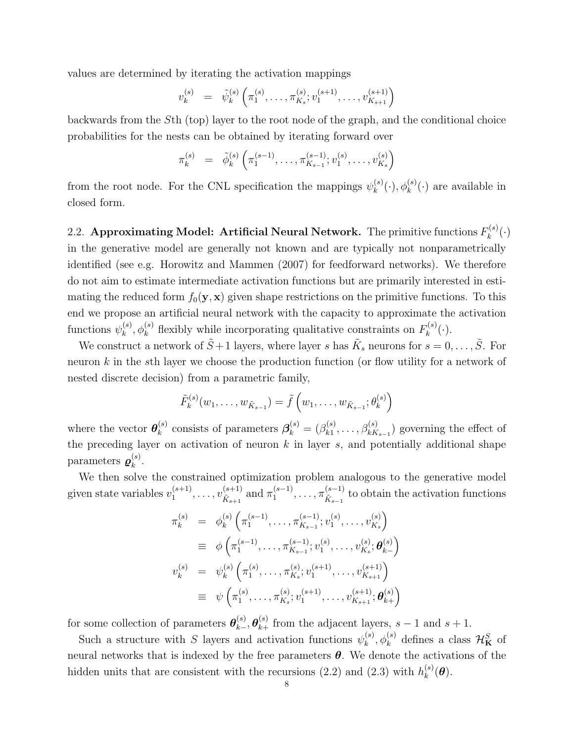values are determined by iterating the activation mappings

$$v_k^{(s)} = \tilde{\psi}_k^{(s)}\left(\pi_1^{(s)}, \dots, \pi_{K_s}^{(s)}; v_1^{(s+1)}, \dots, v_{K_{s+1}}^{(s+1)}\right)$$

backwards from the $S$th (top) layer to the root node of the graph, and the conditional choice probabilities for the nests can be obtained by iterating forward over

$$\pi_k^{(s)} = \tilde{\phi}_k^{(s)}\left(\pi_1^{(s-1)}, \dots, \pi_{K_{s-1}}^{(s-1)}; v_1^{(s)}, \dots, v_{K_s}^{(s)}\right)$$

from the root node. For the CNL specification the mappings $\psi_k^{(s)}(\cdot), \phi_k^{(s)}(\cdot)$ are available in closed form.

2.2. **Approximating Model: Artificial Neural Network.** The primitive functions $F_k^{(s)}(\cdot)$ in the generative model are generally not known and are typically not nonparametrically identified (see e.g. Horowitz and Mammen (2007) for feedforward networks). We therefore do not aim to estimate intermediate activation functions but are primarily interested in estimating the reduced form $f_0(\mathbf{y}, \mathbf{x})$ given shape restrictions on the primitive functions. To this end we propose an artificial neural network with the capacity to approximate the activation functions $\psi_k^{(s)}, \phi_k^{(s)}$ flexibly while incorporating qualitative constraints on $F_k^{(s)}(\cdot)$.

We construct a network of $\tilde{S}+1$ layers, where layer $s$ has $\tilde{K}_s$ neurons for $s = 0, \dots, \tilde{S}$. For neuron $k$ in the $s$th layer we choose the production function (or flow utility for a network of nested discrete decision) from a parametric family,

$$\tilde{F}_k^{(s)}(w_1, \dots, w_{\tilde{K}_{s-1}}) = \tilde{f}\left(w_1, \dots, w_{\tilde{K}_{s-1}}; \theta_k^{(s)}\right)$$

where the vector $\boldsymbol{\theta}_k^{(s)}$ consists of parameters $\boldsymbol{\beta}_k^{(s)} = (\beta_{k1}^{(s)}, \dots, \beta_{kK_{s-1}}^{(s)})$ governing the effect of the preceding layer on activation of neuron $k$ in layer $s$, and potentially additional shape parameters $\boldsymbol{\varrho}_k^{(s)}$.

We then solve the constrained optimization problem analogous to the generative model given state variables $v_1^{(s+1)}, \dots, v_{\tilde{K}_{s+1}}^{(s+1)}$ and $\pi_1^{(s-1)}, \dots, \pi_{\tilde{K}_{s-1}}^{(s-1)}$ to obtain the activation functions

$$\begin{aligned}
\pi_k^{(s)} &= \phi_k^{(s)}\left(\pi_1^{(s-1)}, \dots, \pi_{K_{s-1}}^{(s-1)}; v_1^{(s)}, \dots, v_{K_s}^{(s)}\right) \\
&\equiv \phi\left(\pi_1^{(s-1)}, \dots, \pi_{K_{s-1}}^{(s-1)}; v_1^{(s)}, \dots, v_{K_s}^{(s)}; \boldsymbol{\theta}_{k-}^{(s)}\right) \\
v_k^{(s)} &= \psi_k^{(s)}\left(\pi_1^{(s)}, \dots, \pi_{K_s}^{(s)}; v_1^{(s+1)}, \dots, v_{K_{s+1}}^{(s+1)}\right) \\
&\equiv \psi\left(\pi_1^{(s)}, \dots, \pi_{K_s}^{(s)}; v_1^{(s+1)}, \dots, v_{K_{s+1}}^{(s+1)}; \boldsymbol{\theta}_{k+}^{(s)}\right)
\end{aligned}$$

for some collection of parameters $\boldsymbol{\theta}_{k-}^{(s)}, \boldsymbol{\theta}_{k+}^{(s)}$ from the adjacent layers, $s-1$ and $s+1$.

Such a structure with $S$ layers and activation functions $\psi_k^{(s)}, \phi_k^{(s)}$ defines a class $\mathcal{H}_{\mathbf{K}}^S$ of neural networks that is indexed by the free parameters $\boldsymbol{\theta}$. We denote the activations of the hidden units that are consistent with the recursions (2.2) and (2.3) with $h_k^{(s)}(\boldsymbol{\theta})$.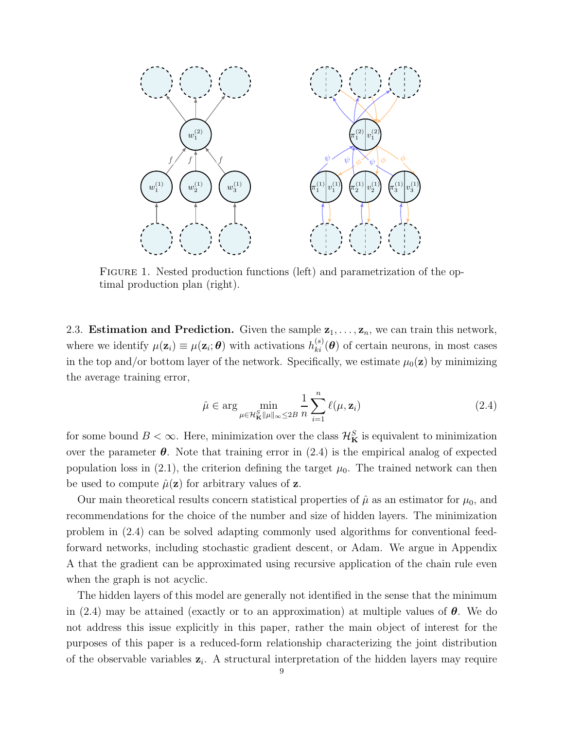FIGURE 1. Nested production functions (left) and parametrization of the optimal production plan (right).

2.3. **Estimation and Prediction.** Given the sample $\mathbf{z}_1, \dots, \mathbf{z}_n$, we can train this network, where we identify $\mu(\mathbf{z}_i) \equiv \mu(\mathbf{z}_i; \boldsymbol{\theta})$ with activations $h_{ki}^{(s)}(\boldsymbol{\theta})$ of certain neurons, in most cases in the top and/or bottom layer of the network. Specifically, we estimate $\mu_0(\mathbf{z})$ by minimizing the average training error,

$$\hat{\mu} \in \arg \min_{\mu \in \mathcal{H}_{\mathbf{K}}^S \|\mu\|_\infty \leq 2B} \frac{1}{n} \sum_{i=1}^{n} \ell(\mu, \mathbf{z}_i) \tag{2.4}$$

for some bound $B < \infty$. Here, minimization over the class $\mathcal{H}_{\mathbf{K}}^S$ is equivalent to minimization over the parameter $\boldsymbol{\theta}$. Note that training error in (2.4) is the empirical analog of expected population loss in (2.1), the criterion defining the target $\mu_0$. The trained network can then be used to compute $\hat{\mu}(\mathbf{z})$ for arbitrary values of $\mathbf{z}$.

Our main theoretical results concern statistical properties of $\hat{\mu}$ as an estimator for $\mu_0$, and recommendations for the choice of the number and size of hidden layers. The minimization problem in (2.4) can be solved adapting commonly used algorithms for conventional feed-forward networks, including stochastic gradient descent, or Adam. We argue in Appendix A that the gradient can be approximated using recursive application of the chain rule even when the graph is not acyclic.

The hidden layers of this model are generally not identified in the sense that the minimum in (2.4) may be attained (exactly or to an approximation) at multiple values of $\boldsymbol{\theta}$. We do not address this issue explicitly in this paper, rather the main object of interest for the purposes of this paper is a reduced-form relationship characterizing the joint distribution of the observable variables $\mathbf{z}_i$. A structural interpretation of the hidden layers may require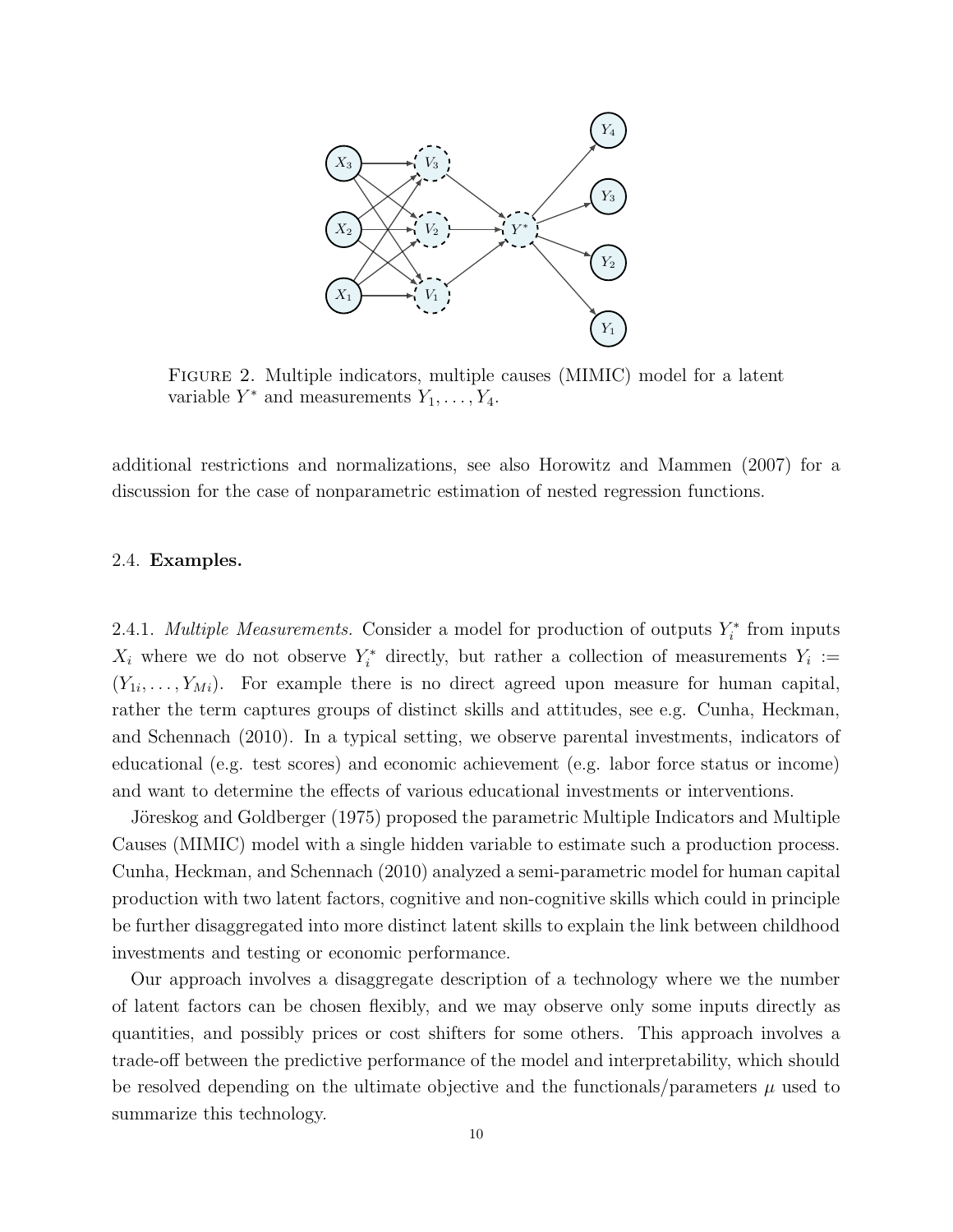FIGURE 2. Multiple indicators, multiple causes (MIMIC) model for a latent variable $Y^*$ and measurements $Y_1, \ldots, Y_4$.

additional restrictions and normalizations, see also Horowitz and Mammen (2007) for a discussion for the case of nonparametric estimation of nested regression functions.

### 2.4. Examples.

2.4.1. *Multiple Measurements.* Consider a model for production of outputs $Y_i^*$ from inputs $X_i$ where we do not observe $Y_i^*$ directly, but rather a collection of measurements $Y_i := (Y_{1i}, \ldots, Y_{Mi})$. For example there is no direct agreed upon measure for human capital, rather the term captures groups of distinct skills and attitudes, see e.g. Cunha, Heckman, and Schennach (2010). In a typical setting, we observe parental investments, indicators of educational (e.g. test scores) and economic achievement (e.g. labor force status or income) and want to determine the effects of various educational investments or interventions.

Jöreskog and Goldberger (1975) proposed the parametric Multiple Indicators and Multiple Causes (MIMIC) model with a single hidden variable to estimate such a production process. Cunha, Heckman, and Schennach (2010) analyzed a semi-parametric model for human capital production with two latent factors, cognitive and non-cognitive skills which could in principle be further disaggregated into more distinct latent skills to explain the link between childhood investments and testing or economic performance.

Our approach involves a disaggregate description of a technology where we the number of latent factors can be chosen flexibly, and we may observe only some inputs directly as quantities, and possibly prices or cost shifters for some others. This approach involves a trade-off between the predictive performance of the model and interpretability, which should be resolved depending on the ultimate objective and the functionals/parameters $\mu$ used to summarize this technology.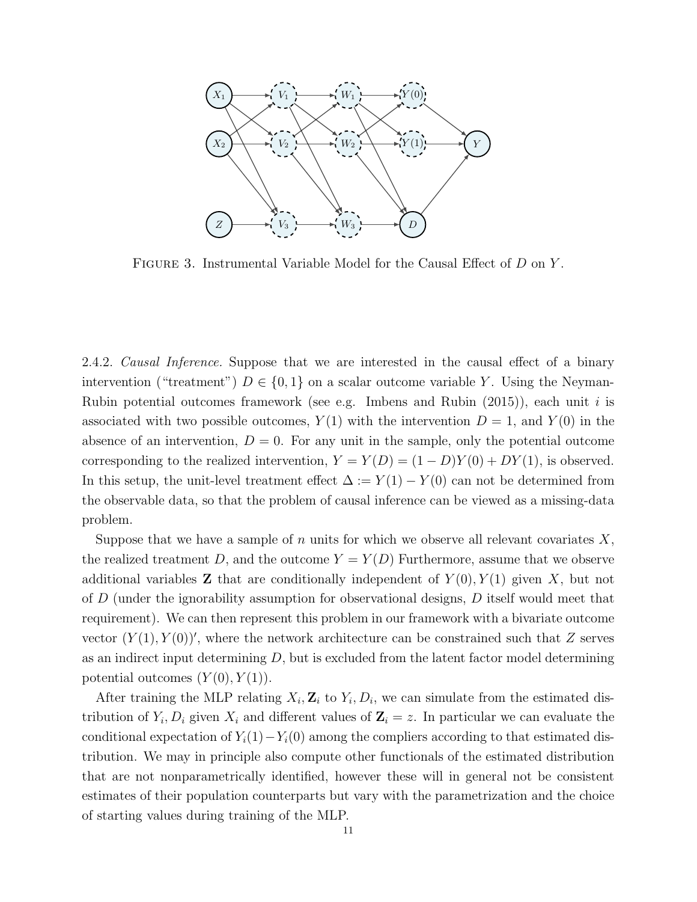FIGURE 3. Instrumental Variable Model for the Causal Effect of $D$ on $Y$.

2.4.2. *Causal Inference.* Suppose that we are interested in the causal effect of a binary intervention ("treatment") $D \in \{0, 1\}$ on a scalar outcome variable $Y$. Using the Neyman-Rubin potential outcomes framework (see e.g. Imbens and Rubin (2015)), each unit $i$ is associated with two possible outcomes, $Y(1)$ with the intervention $D = 1$, and $Y(0)$ in the absence of an intervention, $D = 0$. For any unit in the sample, only the potential outcome corresponding to the realized intervention, $Y = Y(D) = (1 - D)Y(0) + DY(1)$, is observed. In this setup, the unit-level treatment effect $\Delta := Y(1) - Y(0)$ can not be determined from the observable data, so that the problem of causal inference can be viewed as a missing-data problem.

Suppose that we have a sample of $n$ units for which we observe all relevant covariates $X$, the realized treatment $D$, and the outcome $Y = Y(D)$ Furthermore, assume that we observe additional variables $\mathbf{Z}$ that are conditionally independent of $Y(0), Y(1)$ given $X$, but not of $D$ (under the ignorability assumption for observational designs, $D$ itself would meet that requirement). We can then represent this problem in our framework with a bivariate outcome vector $(Y(1), Y(0))'$, where the network architecture can be constrained such that $Z$ serves as an indirect input determining $D$, but is excluded from the latent factor model determining potential outcomes $(Y(0), Y(1))$.

After training the MLP relating $X_i, \mathbf{Z}_i$ to $Y_i, D_i$, we can simulate from the estimated distribution of $Y_i, D_i$ given $X_i$ and different values of $\mathbf{Z}_i = z$. In particular we can evaluate the conditional expectation of $Y_i(1) - Y_i(0)$ among the compliers according to that estimated distribution. We may in principle also compute other functionals of the estimated distribution that are not nonparametrically identified, however these will in general not be consistent estimates of their population counterparts but vary with the parametrization and the choice of starting values during training of the MLP.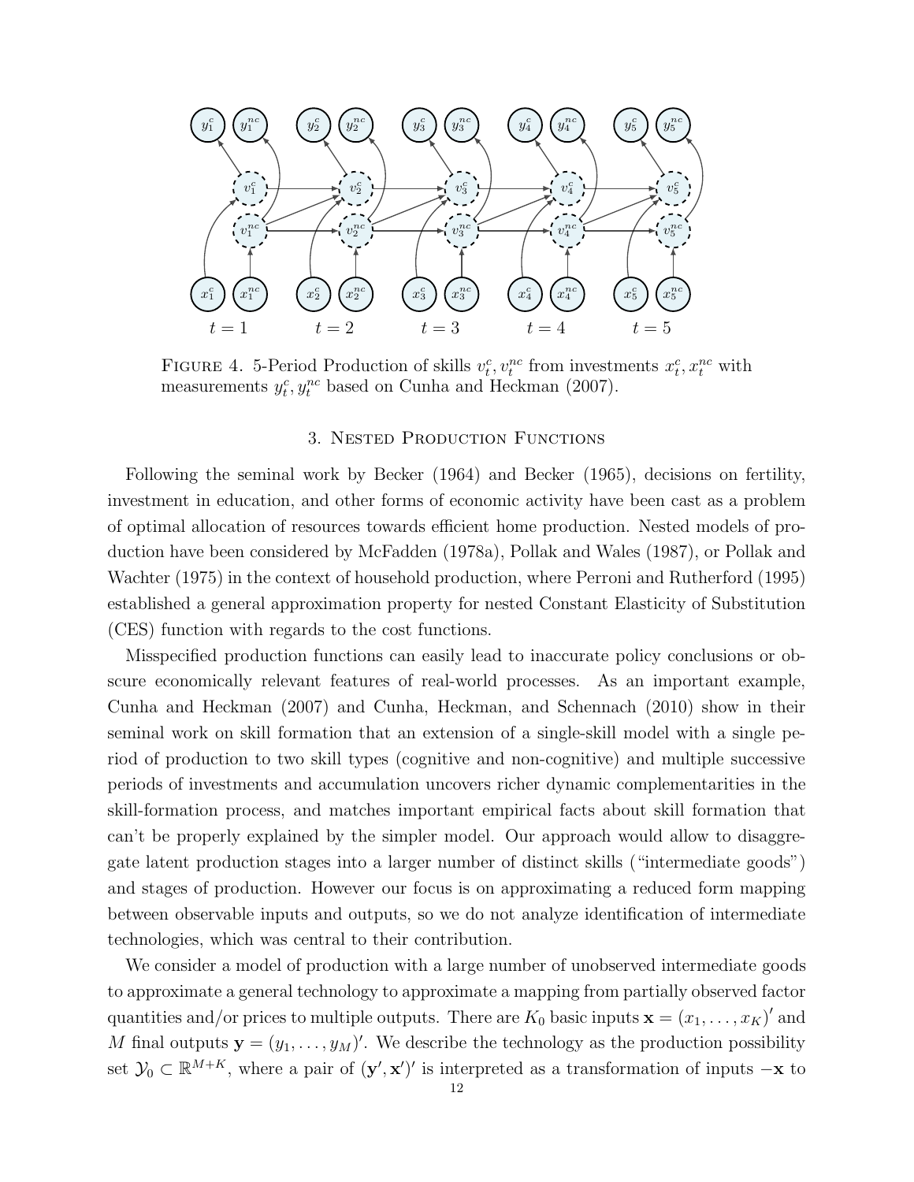FIGURE 4. 5-Period Production of skills $v_t^c, v_t^{nc}$ from investments $x_t^c, x_t^{nc}$ with measurements $y_t^c, y_t^{nc}$ based on Cunha and Heckman (2007).

## 3. Nested Production Functions

Following the seminal work by Becker (1964) and Becker (1965), decisions on fertility, investment in education, and other forms of economic activity have been cast as a problem of optimal allocation of resources towards efficient home production. Nested models of production have been considered by McFadden (1978a), Pollak and Wales (1987), or Pollak and Wachter (1975) in the context of household production, where Perroni and Rutherford (1995) established a general approximation property for nested Constant Elasticity of Substitution (CES) function with regards to the cost functions.

Misspecified production functions can easily lead to inaccurate policy conclusions or obscure economically relevant features of real-world processes. As an important example, Cunha and Heckman (2007) and Cunha, Heckman, and Schennach (2010) show in their seminal work on skill formation that an extension of a single-skill model with a single period of production to two skill types (cognitive and non-cognitive) and multiple successive periods of investments and accumulation uncovers richer dynamic complementarities in the skill-formation process, and matches important empirical facts about skill formation that can't be properly explained by the simpler model. Our approach would allow to disaggregate latent production stages into a larger number of distinct skills ("intermediate goods") and stages of production. However our focus is on approximating a reduced form mapping between observable inputs and outputs, so we do not analyze identification of intermediate technologies, which was central to their contribution.

We consider a model of production with a large number of unobserved intermediate goods to approximate a general technology to approximate a mapping from partially observed factor quantities and/or prices to multiple outputs. There are $K_0$ basic inputs $\mathbf{x} = (x_1, \ldots, x_K)'$ and $M$ final outputs $\mathbf{y} = (y_1, \ldots, y_M)'$. We describe the technology as the production possibility set $\mathcal{Y}_0 \subset \mathbb{R}^{M+K}$, where a pair of $(\mathbf{y}', \mathbf{x}')'$ is interpreted as a transformation of inputs $-\mathbf{x}$ to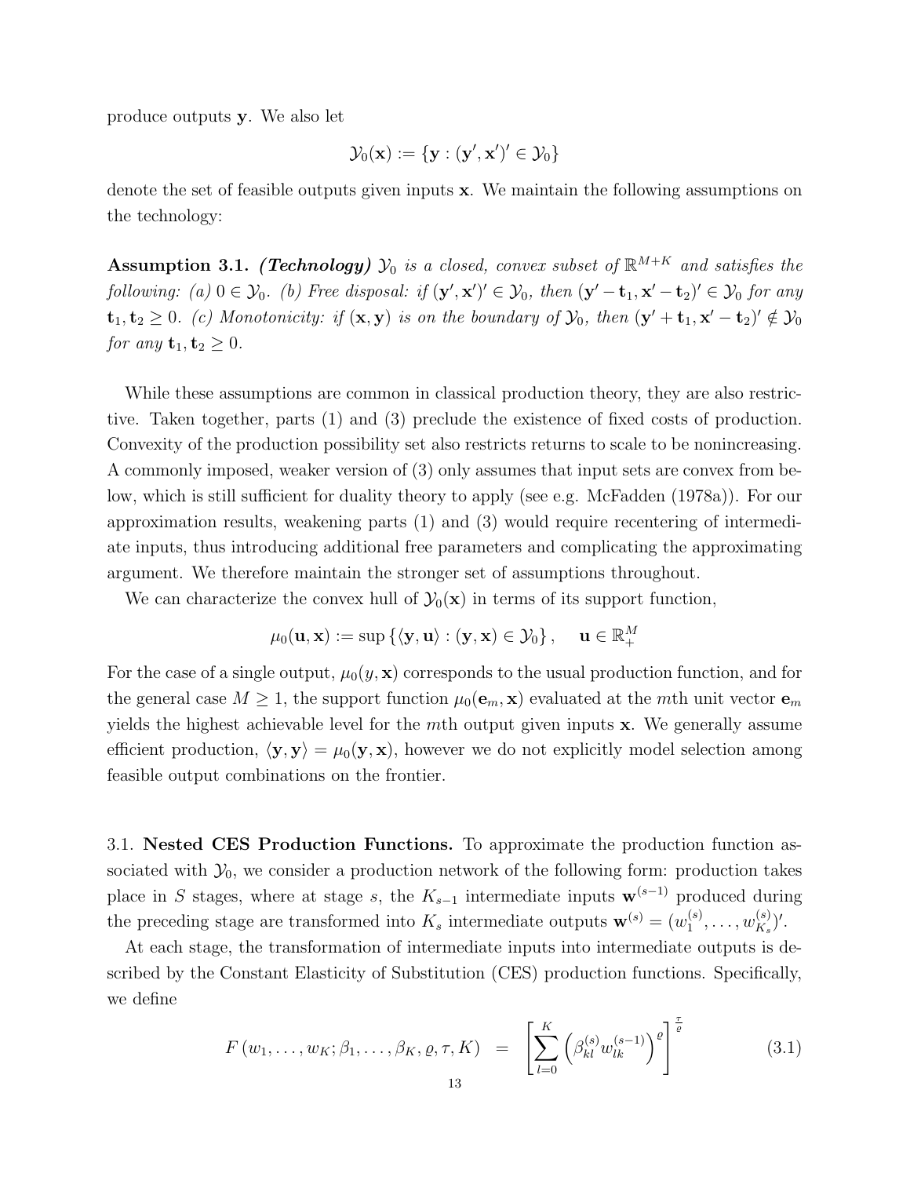produce outputs $\mathbf{y}$. We also let

$$\mathcal{Y}_0(\mathbf{x}) := \{\mathbf{y} : (\mathbf{y}', \mathbf{x}')' \in \mathcal{Y}_0\}$$

denote the set of feasible outputs given inputs $\mathbf{x}$. We maintain the following assumptions on the technology:

**Assumption 3.1.** ***(Technology)*** *$\mathcal{Y}_0$ is a closed, convex subset of $\mathbb{R}^{M+K}$ and satisfies the following: (a) $0 \in \mathcal{Y}_0$. (b) Free disposal: if $(\mathbf{y}', \mathbf{x}')' \in \mathcal{Y}_0$, then $(\mathbf{y}' - \mathbf{t}_1, \mathbf{x}' - \mathbf{t}_2)' \in \mathcal{Y}_0$ for any $\mathbf{t}_1, \mathbf{t}_2 \geq 0$. (c) Monotonicity: if $(\mathbf{x}, \mathbf{y})$ is on the boundary of $\mathcal{Y}_0$, then $(\mathbf{y}' + \mathbf{t}_1, \mathbf{x}' - \mathbf{t}_2)' \notin \mathcal{Y}_0$ for any $\mathbf{t}_1, \mathbf{t}_2 \geq 0$.*

While these assumptions are common in classical production theory, they are also restrictive. Taken together, parts (1) and (3) preclude the existence of fixed costs of production. Convexity of the production possibility set also restricts returns to scale to be nonincreasing. A commonly imposed, weaker version of (3) only assumes that input sets are convex from below, which is still sufficient for duality theory to apply (see e.g. McFadden (1978a)). For our approximation results, weakening parts (1) and (3) would require recentering of intermediate inputs, thus introducing additional free parameters and complicating the approximating argument. We therefore maintain the stronger set of assumptions throughout.

We can characterize the convex hull of $\mathcal{Y}_0(\mathbf{x})$ in terms of its support function,

$$\mu_0(\mathbf{u}, \mathbf{x}) := \sup\left\{\langle \mathbf{y}, \mathbf{u}\rangle : (\mathbf{y}, \mathbf{x}) \in \mathcal{Y}_0\right\}, \quad \mathbf{u} \in \mathbb{R}^M_+$$

For the case of a single output, $\mu_0(y, \mathbf{x})$ corresponds to the usual production function, and for the general case $M \geq 1$, the support function $\mu_0(\mathbf{e}_m, \mathbf{x})$ evaluated at the $m$th unit vector $\mathbf{e}_m$ yields the highest achievable level for the $m$th output given inputs $\mathbf{x}$. We generally assume efficient production, $\langle \mathbf{y}, \mathbf{y}\rangle = \mu_0(\mathbf{y}, \mathbf{x})$, however we do not explicitly model selection among feasible output combinations on the frontier.

## 3.1. Nested CES Production Functions.

To approximate the production function associated with $\mathcal{Y}_0$, we consider a production network of the following form: production takes place in $S$ stages, where at stage $s$, the $K_{s-1}$ intermediate inputs $\mathbf{w}^{(s-1)}$ produced during the preceding stage are transformed into $K_s$ intermediate outputs $\mathbf{w}^{(s)} = (w_1^{(s)}, \ldots, w_{K_s}^{(s)})'$.

At each stage, the transformation of intermediate inputs into intermediate outputs is described by the Constant Elasticity of Substitution (CES) production functions. Specifically, we define

$$F\left(w_1, \ldots, w_K; \beta_1, \ldots, \beta_K, \varrho, \tau, K\right) = \left[\sum_{l=0}^{K} \left(\beta_{kl}^{(s)} w_{lk}^{(s-1)}\right)^{\varrho}\right]^{\frac{\tau}{\varrho}} \tag{3.1}$$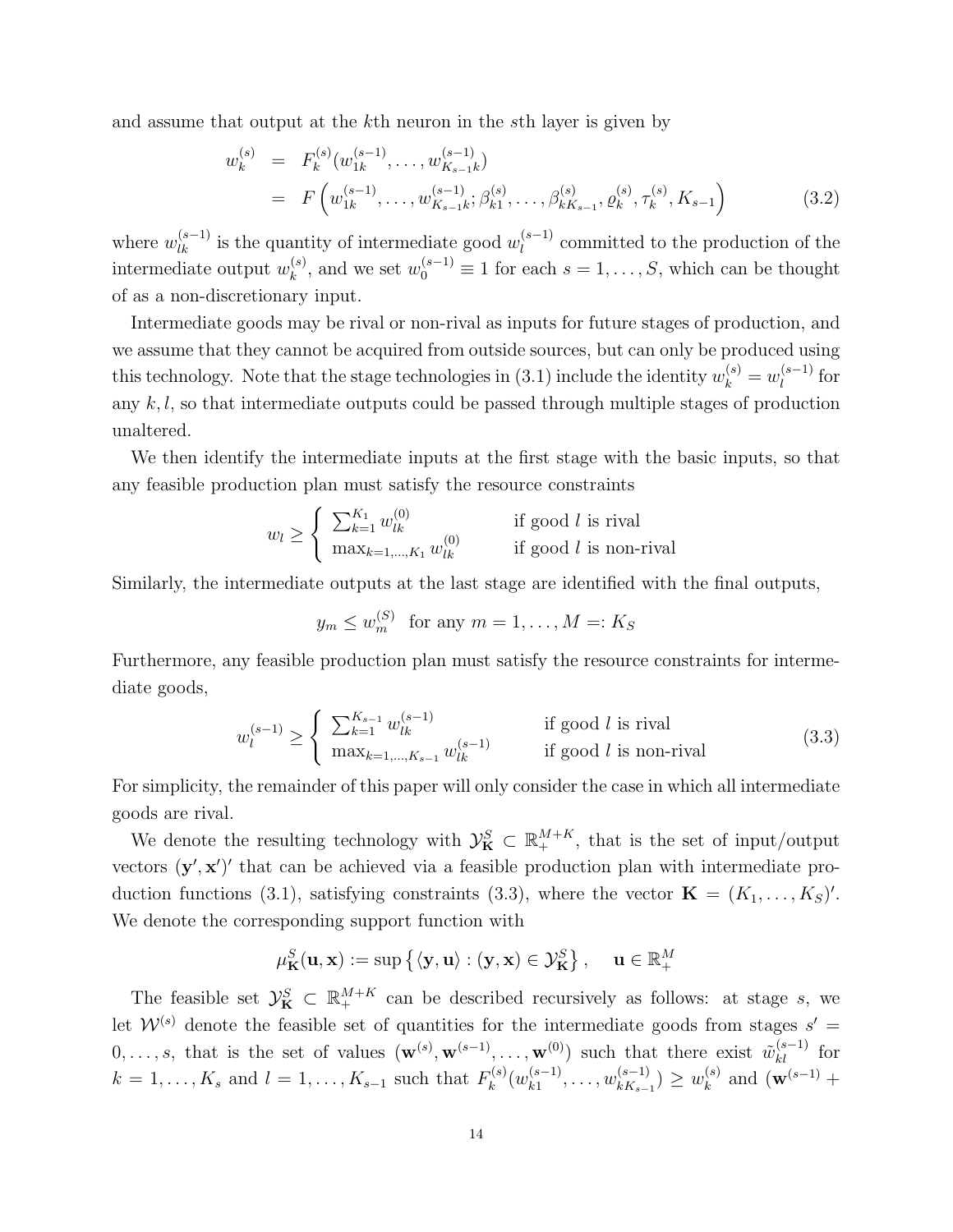and assume that output at the $k$th neuron in the $s$th layer is given by

$$
\begin{aligned}
w_k^{(s)} &= F_k^{(s)}(w_{1k}^{(s-1)}, \ldots, w_{K_{s-1}k}^{(s-1)}) \\
&= F\left(w_{1k}^{(s-1)}, \ldots, w_{K_{s-1}k}^{(s-1)}; \beta_{k1}^{(s)}, \ldots, \beta_{kK_{s-1}}^{(s)}, \varrho_k^{(s)}, \tau_k^{(s)}, K_{s-1}\right) \qquad (3.2)
\end{aligned}
$$

where $w_{lk}^{(s-1)}$ is the quantity of intermediate good $w_l^{(s-1)}$ committed to the production of the intermediate output $w_k^{(s)}$, and we set $w_0^{(s-1)} \equiv 1$ for each $s = 1, \ldots, S$, which can be thought of as a non-discretionary input.

Intermediate goods may be rival or non-rival as inputs for future stages of production, and we assume that they cannot be acquired from outside sources, but can only be produced using this technology. Note that the stage technologies in (3.1) include the identity $w_k^{(s)} = w_l^{(s-1)}$ for any $k, l$, so that intermediate outputs could be passed through multiple stages of production unaltered.

We then identify the intermediate inputs at the first stage with the basic inputs, so that any feasible production plan must satisfy the resource constraints

$$
w_l \geq \begin{cases} \sum_{k=1}^{K_1} w_{lk}^{(0)} & \text{if good } l \text{ is rival} \\ \max_{k=1,\ldots,K_1} w_{lk}^{(0)} & \text{if good } l \text{ is non-rival} \end{cases}
$$

Similarly, the intermediate outputs at the last stage are identified with the final outputs,

$$
y_m \leq w_m^{(S)} \quad \text{for any } m = 1, \ldots, M =: K_S
$$

Furthermore, any feasible production plan must satisfy the resource constraints for intermediate goods,

$$
w_l^{(s-1)} \geq \begin{cases} \sum_{k=1}^{K_{s-1}} w_{lk}^{(s-1)} & \text{if good } l \text{ is rival} \\ \max_{k=1,\ldots,K_{s-1}} w_{lk}^{(s-1)} & \text{if good } l \text{ is non-rival} \end{cases} \qquad (3.3)
$$

For simplicity, the remainder of this paper will only consider the case in which all intermediate goods are rival.

We denote the resulting technology with $\mathcal{Y}_{\mathbf{K}}^S \subset \mathbb{R}_+^{M+K}$, that is the set of input/output vectors $(\mathbf{y}', \mathbf{x}')'$ that can be achieved via a feasible production plan with intermediate production functions (3.1), satisfying constraints (3.3), where the vector $\mathbf{K} = (K_1, \ldots, K_S)'$. We denote the corresponding support function with

$$
\mu_{\mathbf{K}}^S(\mathbf{u}, \mathbf{x}) := \sup \left\{ \langle \mathbf{y}, \mathbf{u} \rangle : (\mathbf{y}, \mathbf{x}) \in \mathcal{Y}_{\mathbf{K}}^S \right\}, \quad \mathbf{u} \in \mathbb{R}_+^M
$$

The feasible set $\mathcal{Y}_{\mathbf{K}}^S \subset \mathbb{R}_+^{M+K}$ can be described recursively as follows: at stage $s$, we let $\mathcal{W}^{(s)}$ denote the feasible set of quantities for the intermediate goods from stages $s' = 0, \ldots, s$, that is the set of values $(\mathbf{w}^{(s)}, \mathbf{w}^{(s-1)}, \ldots, \mathbf{w}^{(0)})$ such that there exist $\tilde{w}_{kl}^{(s-1)}$ for $k = 1, \ldots, K_s$ and $l = 1, \ldots, K_{s-1}$ such that $F_k^{(s)}(w_{k1}^{(s-1)}, \ldots, w_{kK_{s-1}}^{(s-1)}) \geq w_k^{(s)}$ and $(\mathbf{w}^{(s-1)} +$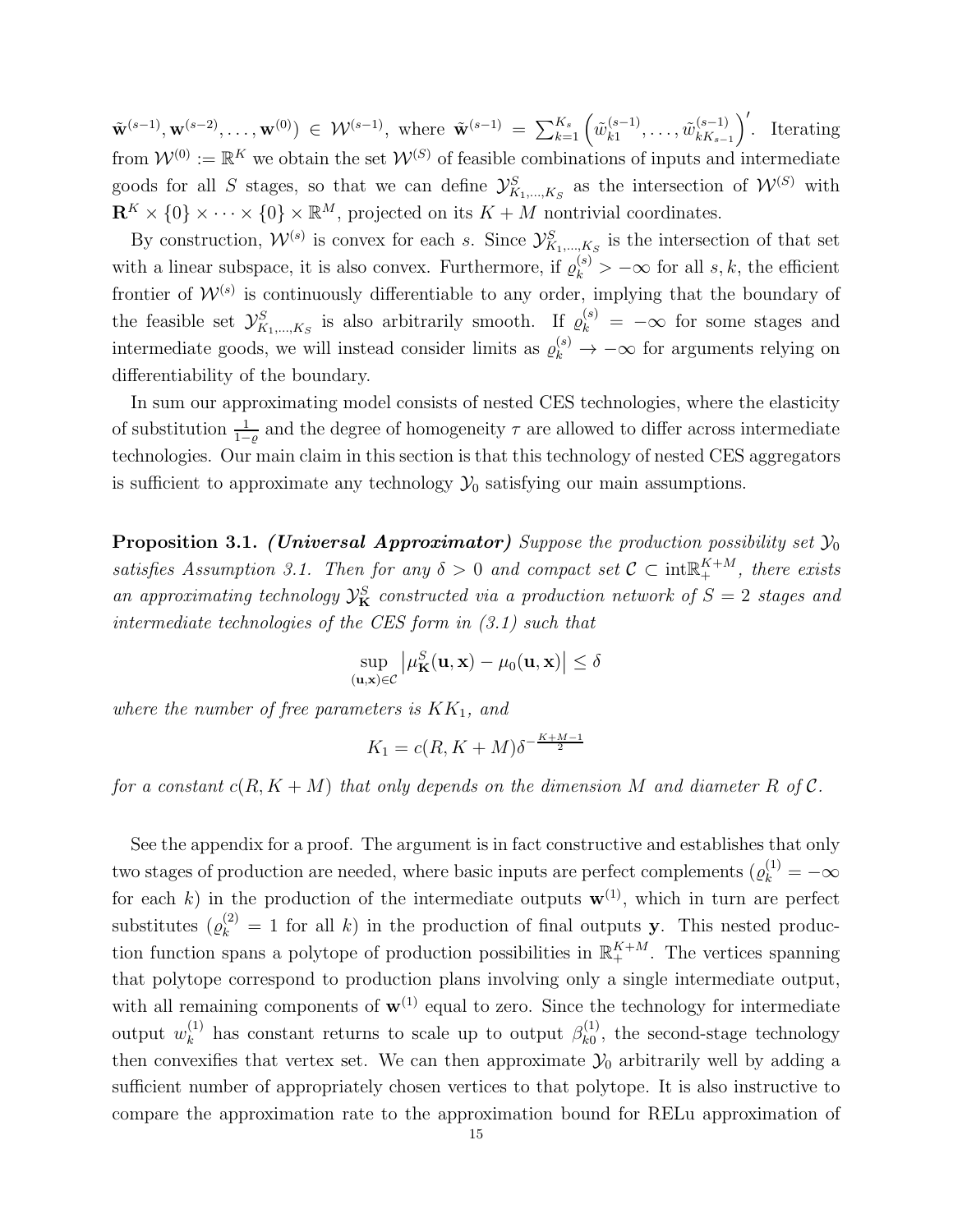$\tilde{\mathbf{w}}^{(s-1)}, \mathbf{w}^{(s-2)}, \dots, \mathbf{w}^{(0)}) \in \mathcal{W}^{(s-1)}$, where $\tilde{\mathbf{w}}^{(s-1)} = \sum_{k=1}^{K_s} \left(\tilde{w}_{k1}^{(s-1)}, \dots, \tilde{w}_{kK_{s-1}}^{(s-1)}\right)'$. Iterating from $\mathcal{W}^{(0)} := \mathbb{R}^K$ we obtain the set $\mathcal{W}^{(S)}$ of feasible combinations of inputs and intermediate goods for all $S$ stages, so that we can define $\mathcal{Y}_{K_1,\dots,K_S}^S$ as the intersection of $\mathcal{W}^{(S)}$ with $\mathbf{R}^K \times \{0\} \times \cdots \times \{0\} \times \mathbb{R}^M$, projected on its $K+M$ nontrivial coordinates.

By construction, $\mathcal{W}^{(s)}$ is convex for each $s$. Since $\mathcal{Y}_{K_1,\dots,K_S}^S$ is the intersection of that set with a linear subspace, it is also convex. Furthermore, if $\varrho_k^{(s)} > -\infty$ for all $s, k$, the efficient frontier of $\mathcal{W}^{(s)}$ is continuously differentiable to any order, implying that the boundary of the feasible set $\mathcal{Y}_{K_1,\dots,K_S}^S$ is also arbitrarily smooth. If $\varrho_k^{(s)} = -\infty$ for some stages and intermediate goods, we will instead consider limits as $\varrho_k^{(s)} \to -\infty$ for arguments relying on differentiability of the boundary.

In sum our approximating model consists of nested CES technologies, where the elasticity of substitution $\frac{1}{1-\varrho}$ and the degree of homogeneity $\tau$ are allowed to differ across intermediate technologies. Our main claim in this section is that this technology of nested CES aggregators is sufficient to approximate any technology $\mathcal{Y}_0$ satisfying our main assumptions.

**Proposition 3.1.** ***(Universal Approximator)*** *Suppose the production possibility set $\mathcal{Y}_0$ satisfies Assumption 3.1. Then for any $\delta > 0$ and compact set $\mathcal{C} \subset \text{int}\mathbb{R}_+^{K+M}$, there exists an approximating technology $\mathcal{Y}_{\mathbf{K}}^S$ constructed via a production network of $S = 2$ stages and intermediate technologies of the CES form in (3.1) such that*

$$\sup_{(\mathbf{u},\mathbf{x})\in\mathcal{C}} \left|\mu_{\mathbf{K}}^S(\mathbf{u},\mathbf{x}) - \mu_0(\mathbf{u},\mathbf{x})\right| \leq \delta$$

*where the number of free parameters is $KK_1$, and*

$$K_1 = c(R, K+M)\delta^{-\frac{K+M-1}{2}}$$

*for a constant $c(R, K+M)$ that only depends on the dimension $M$ and diameter $R$ of $\mathcal{C}$.*

See the appendix for a proof. The argument is in fact constructive and establishes that only two stages of production are needed, where basic inputs are perfect complements ($\varrho_k^{(1)} = -\infty$ for each $k$) in the production of the intermediate outputs $\mathbf{w}^{(1)}$, which in turn are perfect substitutes ($\varrho_k^{(2)} = 1$ for all $k$) in the production of final outputs $\mathbf{y}$. This nested production function spans a polytope of production possibilities in $\mathbb{R}_+^{K+M}$. The vertices spanning that polytope correspond to production plans involving only a single intermediate output, with all remaining components of $\mathbf{w}^{(1)}$ equal to zero. Since the technology for intermediate output $w_k^{(1)}$ has constant returns to scale up to output $\beta_{k0}^{(1)}$, the second-stage technology then convexifies that vertex set. We can then approximate $\mathcal{Y}_0$ arbitrarily well by adding a sufficient number of appropriately chosen vertices to that polytope. It is also instructive to compare the approximation rate to the approximation bound for RELu approximation of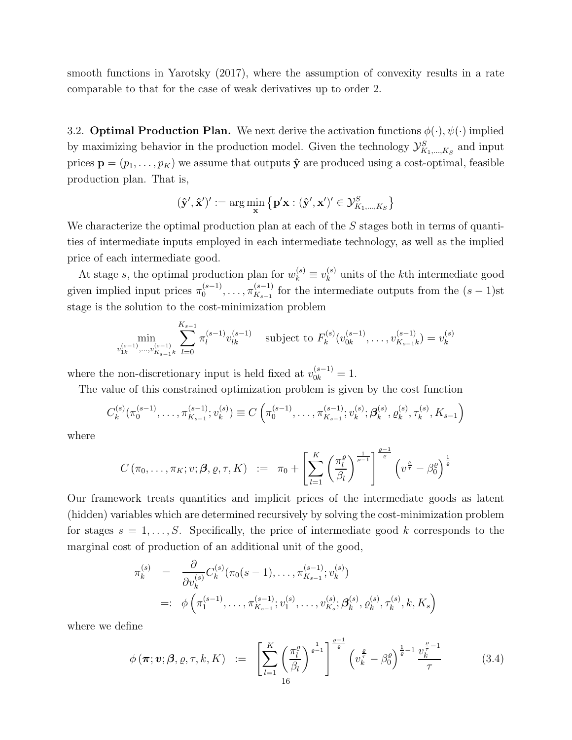smooth functions in Yarotsky (2017), where the assumption of convexity results in a rate comparable to that for the case of weak derivatives up to order 2.

3.2. **Optimal Production Plan.** We next derive the activation functions $\phi(\cdot), \psi(\cdot)$ implied by maximizing behavior in the production model. Given the technology $\mathcal{Y}^S_{K_1,\dots,K_S}$ and input prices $\mathbf{p} = (p_1, \dots, p_K)$ we assume that outputs $\hat{\mathbf{y}}$ are produced using a cost-optimal, feasible production plan. That is,

$$(\hat{\mathbf{y}}', \hat{\mathbf{x}}')' := \arg\min_{\mathbf{x}} \left\{ \mathbf{p}'\mathbf{x} : (\hat{\mathbf{y}}', \mathbf{x}')' \in \mathcal{Y}^S_{K_1,\dots,K_S} \right\}$$

We characterize the optimal production plan at each of the $S$ stages both in terms of quantities of intermediate inputs employed in each intermediate technology, as well as the implied price of each intermediate good.

At stage $s$, the optimal production plan for $w_k^{(s)} \equiv v_k^{(s)}$ units of the $k$th intermediate good given implied input prices $\pi_0^{(s-1)}, \dots, \pi_{K_{s-1}}^{(s-1)}$ for the intermediate outputs from the $(s-1)$st stage is the solution to the cost-minimization problem

$$\min_{v_{1k}^{(s-1)},\dots,v_{K_{s-1}k}^{(s-1)}} \sum_{l=0}^{K_{s-1}} \pi_l^{(s-1)} v_{lk}^{(s-1)} \quad \text{subject to } F_k^{(s)}(v_{0k}^{(s-1)}, \dots, v_{K_{s-1}k}^{(s-1)}) = v_k^{(s)}$$

where the non-discretionary input is held fixed at $v_{0k}^{(s-1)} = 1$.

The value of this constrained optimization problem is given by the cost function

$$C_k^{(s)}(\pi_0^{(s-1)}, \dots, \pi_{K_{s-1}}^{(s-1)}; v_k^{(s)}) \equiv C\left(\pi_0^{(s-1)}, \dots, \pi_{K_{s-1}}^{(s-1)}; v_k^{(s)}; \boldsymbol{\beta}_k^{(s)}, \varrho_k^{(s)}, \tau_k^{(s)}, K_{s-1}\right)$$

where

$$C\left(\pi_0, \dots, \pi_K; v; \boldsymbol{\beta}, \varrho, \tau, K\right) := \pi_0 + \left[\sum_{l=1}^{K} \left(\frac{\pi_l^{\varrho}}{\beta_l}\right)^{\frac{1}{\varrho-1}}\right]^{\frac{\varrho-1}{\varrho}} \left(v^{\frac{\varrho}{\tau}} - \beta_0^{\varrho}\right)^{\frac{1}{\varrho}}$$

Our framework treats quantities and implicit prices of the intermediate goods as latent (hidden) variables which are determined recursively by solving the cost-minimization problem for stages $s = 1, \dots, S$. Specifically, the price of intermediate good $k$ corresponds to the marginal cost of production of an additional unit of the good,

$$\begin{aligned}
\pi_k^{(s)} &= \frac{\partial}{\partial v_k^{(s)}} C_k^{(s)}(\pi_0(s-1), \dots, \pi_{K_{s-1}}^{(s-1)}; v_k^{(s)}) \\
&=: \phi\left(\pi_1^{(s-1)}, \dots, \pi_{K_{s-1}}^{(s-1)}; v_1^{(s)}, \dots, v_{K_s}^{(s)}; \boldsymbol{\beta}_k^{(s)}, \varrho_k^{(s)}, \tau_k^{(s)}, k, K_s\right)
\end{aligned}$$

where we define

$$\phi\left(\boldsymbol{\pi}; \boldsymbol{v}; \boldsymbol{\beta}, \varrho, \tau, k, K\right) := \left[\sum_{l=1}^{K} \left(\frac{\pi_l^{\varrho}}{\beta_l}\right)^{\frac{1}{\varrho-1}}\right]^{\frac{\varrho-1}{\varrho}} \left(v_k^{\frac{\varrho}{\tau}} - \beta_0^{\varrho}\right)^{\frac{1}{\varrho}-1} \frac{v_k^{\frac{\varrho}{\tau}-1}}{\tau} \tag{3.4}$$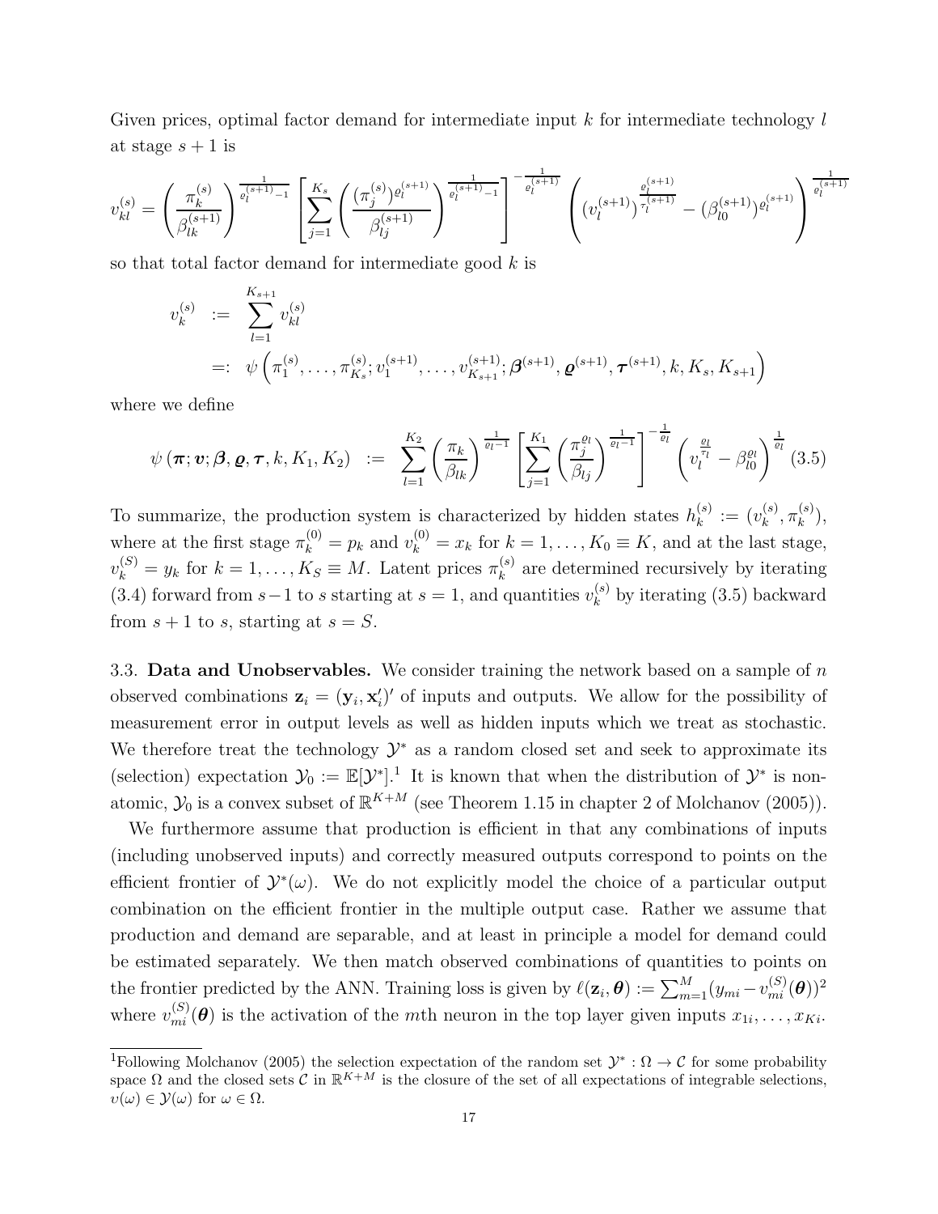Given prices, optimal factor demand for intermediate input $k$ for intermediate technology $l$ at stage $s+1$ is

$$v_{kl}^{(s)} = \left(\frac{\pi_k^{(s)}}{\beta_{lk}^{(s+1)}}\right)^{\frac{1}{\varrho_l^{(s+1)}-1}} \left[\sum_{j=1}^{K_s}\left(\frac{(\pi_j^{(s)})^{\varrho_l^{(s+1)}}}{\beta_{lj}^{(s+1)}}\right)^{\frac{1}{\varrho_l^{(s+1)}-1}}\right]^{-\frac{1}{\varrho_l^{(s+1)}}} \left((v_l^{(s+1)})^{\frac{\varrho_l^{(s+1)}}{\tau_l^{(s+1)}}} - (\beta_{l0}^{(s+1)})^{\varrho_l^{(s+1)}}\right)^{\frac{1}{\varrho_l^{(s+1)}}}$$

so that total factor demand for intermediate good $k$ is

$$\begin{aligned} v_k^{(s)} &:= \sum_{l=1}^{K_{s+1}} v_{kl}^{(s)} \\ &=: \psi\left(\pi_1^{(s)}, \ldots, \pi_{K_s}^{(s)}; v_1^{(s+1)}, \ldots, v_{K_{s+1}}^{(s+1)}; \boldsymbol{\beta}^{(s+1)}, \boldsymbol{\varrho}^{(s+1)}, \boldsymbol{\tau}^{(s+1)}, k, K_s, K_{s+1}\right) \end{aligned}$$

where we define

$$\psi\left(\boldsymbol{\pi}; \boldsymbol{v}; \boldsymbol{\beta}, \boldsymbol{\varrho}, \boldsymbol{\tau}, k, K_1, K_2\right) := \sum_{l=1}^{K_2}\left(\frac{\pi_k}{\beta_{lk}}\right)^{\frac{1}{\varrho_l-1}} \left[\sum_{j=1}^{K_1}\left(\frac{\pi_j^{\varrho_l}}{\beta_{lj}}\right)^{\frac{1}{\varrho_l-1}}\right]^{-\frac{1}{\varrho_l}} \left(v_l^{\frac{\varrho_l}{\tau_l}} - \beta_{l0}^{\varrho_l}\right)^{\frac{1}{\varrho_l}} \quad (3.5)$$

To summarize, the production system is characterized by hidden states $h_k^{(s)} := (v_k^{(s)}, \pi_k^{(s)})$, where at the first stage $\pi_k^{(0)} = p_k$ and $v_k^{(0)} = x_k$ for $k = 1, \ldots, K_0 \equiv K$, and at the last stage, $v_k^{(S)} = y_k$ for $k = 1, \ldots, K_S \equiv M$. Latent prices $\pi_k^{(s)}$ are determined recursively by iterating (3.4) forward from $s-1$ to $s$ starting at $s = 1$, and quantities $v_k^{(s)}$ by iterating (3.5) backward from $s+1$ to $s$, starting at $s = S$.

3.3. **Data and Unobservables.** We consider training the network based on a sample of $n$ observed combinations $\mathbf{z}_i = (\mathbf{y}_i, \mathbf{x}_i')'$ of inputs and outputs. We allow for the possibility of measurement error in output levels as well as hidden inputs which we treat as stochastic. We therefore treat the technology $\mathcal{Y}^*$ as a random closed set and seek to approximate its (selection) expectation $\mathcal{Y}_0 := \mathbb{E}[\mathcal{Y}^*]$.[1] It is known that when the distribution of $\mathcal{Y}^*$ is non-atomic, $\mathcal{Y}_0$ is a convex subset of $\mathbb{R}^{K+M}$ (see Theorem 1.15 in chapter 2 of Molchanov (2005)).

We furthermore assume that production is efficient in that any combinations of inputs (including unobserved inputs) and correctly measured outputs correspond to points on the efficient frontier of $\mathcal{Y}^*(\omega)$. We do not explicitly model the choice of a particular output combination on the efficient frontier in the multiple output case. Rather we assume that production and demand are separable, and at least in principle a model for demand could be estimated separately. We then match observed combinations of quantities to points on the frontier predicted by the ANN. Training loss is given by $\ell(\mathbf{z}_i, \boldsymbol{\theta}) := \sum_{m=1}^{M}(y_{mi} - v_{mi}^{(S)}(\boldsymbol{\theta}))^2$ where $v_{mi}^{(S)}(\boldsymbol{\theta})$ is the activation of the $m$th neuron in the top layer given inputs $x_{1i}, \ldots, x_{Ki}$.

[1] Following Molchanov (2005) the selection expectation of the random set $\mathcal{Y}^* : \Omega \to \mathcal{C}$ for some probability space $\Omega$ and the closed sets $\mathcal{C}$ in $\mathbb{R}^{K+M}$ is the closure of the set of all expectations of integrable selections, $v(\omega) \in \mathcal{Y}(\omega)$ for $\omega \in \Omega$.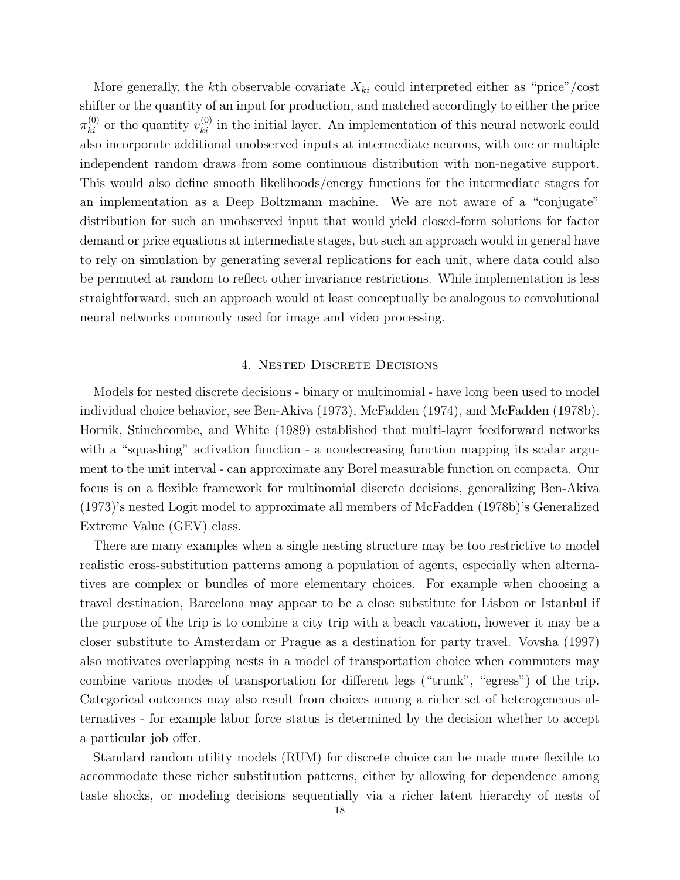More generally, the $k$th observable covariate $X_{ki}$ could interpreted either as "price"/cost shifter or the quantity of an input for production, and matched accordingly to either the price $\pi_{ki}^{(0)}$ or the quantity $v_{ki}^{(0)}$ in the initial layer. An implementation of this neural network could also incorporate additional unobserved inputs at intermediate neurons, with one or multiple independent random draws from some continuous distribution with non-negative support. This would also define smooth likelihoods/energy functions for the intermediate stages for an implementation as a Deep Boltzmann machine. We are not aware of a "conjugate" distribution for such an unobserved input that would yield closed-form solutions for factor demand or price equations at intermediate stages, but such an approach would in general have to rely on simulation by generating several replications for each unit, where data could also be permuted at random to reflect other invariance restrictions. While implementation is less straightforward, such an approach would at least conceptually be analogous to convolutional neural networks commonly used for image and video processing.

## 4. Nested Discrete Decisions

Models for nested discrete decisions - binary or multinomial - have long been used to model individual choice behavior, see Ben-Akiva (1973), McFadden (1974), and McFadden (1978b). Hornik, Stinchcombe, and White (1989) established that multi-layer feedforward networks with a "squashing" activation function - a nondecreasing function mapping its scalar argument to the unit interval - can approximate any Borel measurable function on compacta. Our focus is on a flexible framework for multinomial discrete decisions, generalizing Ben-Akiva (1973)'s nested Logit model to approximate all members of McFadden (1978b)'s Generalized Extreme Value (GEV) class.

There are many examples when a single nesting structure may be too restrictive to model realistic cross-substitution patterns among a population of agents, especially when alternatives are complex or bundles of more elementary choices. For example when choosing a travel destination, Barcelona may appear to be a close substitute for Lisbon or Istanbul if the purpose of the trip is to combine a city trip with a beach vacation, however it may be a closer substitute to Amsterdam or Prague as a destination for party travel. Vovsha (1997) also motivates overlapping nests in a model of transportation choice when commuters may combine various modes of transportation for different legs ("trunk", "egress") of the trip. Categorical outcomes may also result from choices among a richer set of heterogeneous alternatives - for example labor force status is determined by the decision whether to accept a particular job offer.

Standard random utility models (RUM) for discrete choice can be made more flexible to accommodate these richer substitution patterns, either by allowing for dependence among taste shocks, or modeling decisions sequentially via a richer latent hierarchy of nests of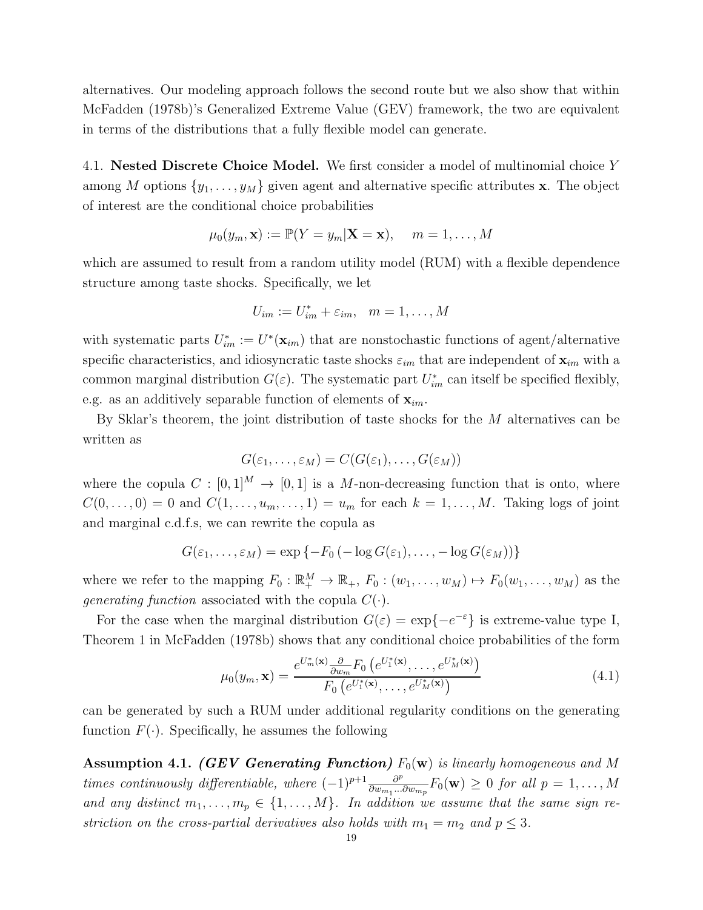alternatives. Our modeling approach follows the second route but we also show that within McFadden (1978b)'s Generalized Extreme Value (GEV) framework, the two are equivalent in terms of the distributions that a fully flexible model can generate.

4.1. **Nested Discrete Choice Model.** We first consider a model of multinomial choice $Y$ among $M$ options $\{y_1, \dots, y_M\}$ given agent and alternative specific attributes $\mathbf{x}$. The object of interest are the conditional choice probabilities

$$\mu_0(y_m, \mathbf{x}) := \mathbb{P}(Y = y_m | \mathbf{X} = \mathbf{x}), \quad m = 1, \dots, M$$

which are assumed to result from a random utility model (RUM) with a flexible dependence structure among taste shocks. Specifically, we let

$$U_{im} := U_{im}^* + \varepsilon_{im}, \quad m = 1, \dots, M$$

with systematic parts $U_{im}^* := U^*(\mathbf{x}_{im})$ that are nonstochastic functions of agent/alternative specific characteristics, and idiosyncratic taste shocks $\varepsilon_{im}$ that are independent of $\mathbf{x}_{im}$ with a common marginal distribution $G(\varepsilon)$. The systematic part $U_{im}^*$ can itself be specified flexibly, e.g. as an additively separable function of elements of $\mathbf{x}_{im}$.

By Sklar's theorem, the joint distribution of taste shocks for the $M$ alternatives can be written as

$$G(\varepsilon_1, \dots, \varepsilon_M) = C(G(\varepsilon_1), \dots, G(\varepsilon_M))$$

where the copula $C : [0, 1]^M \to [0, 1]$ is a $M$-non-decreasing function that is onto, where $C(0, \dots, 0) = 0$ and $C(1, \dots, u_m, \dots, 1) = u_m$ for each $k = 1, \dots, M$. Taking logs of joint and marginal c.d.f.s, we can rewrite the copula as

$$G(\varepsilon_1, \dots, \varepsilon_M) = \exp\left\{-F_0\left(-\log G(\varepsilon_1), \dots, -\log G(\varepsilon_M)\right)\right\}$$

where we refer to the mapping $F_0 : \mathbb{R}_+^M \to \mathbb{R}_+$, $F_0 : (w_1, \dots, w_M) \mapsto F_0(w_1, \dots, w_M)$ as the *generating function* associated with the copula $C(\cdot)$.

For the case when the marginal distribution $G(\varepsilon) = \exp\{-e^{-\varepsilon}\}$ is extreme-value type I, Theorem 1 in McFadden (1978b) shows that any conditional choice probabilities of the form

$$\mu_0(y_m, \mathbf{x}) = \frac{e^{U_m^*(\mathbf{x})} \frac{\partial}{\partial w_m} F_0\left(e^{U_1^*(\mathbf{x})}, \dots, e^{U_M^*(\mathbf{x})}\right)}{F_0\left(e^{U_1^*(\mathbf{x})}, \dots, e^{U_M^*(\mathbf{x})}\right)} \tag{4.1}$$

can be generated by such a RUM under additional regularity conditions on the generating function $F(\cdot)$. Specifically, he assumes the following

**Assumption 4.1.** ***(GEV Generating Function)*** *$F_0(\mathbf{w})$ is linearly homogeneous and $M$ times continuously differentiable, where $(-1)^{p+1} \frac{\partial^p}{\partial w_{m_1} \dots \partial w_{m_p}} F_0(\mathbf{w}) \geq 0$ for all $p = 1, \dots, M$ and any distinct $m_1, \dots, m_p \in \{1, \dots, M\}$. In addition we assume that the same sign restriction on the cross-partial derivatives also holds with $m_1 = m_2$ and $p \leq 3$.*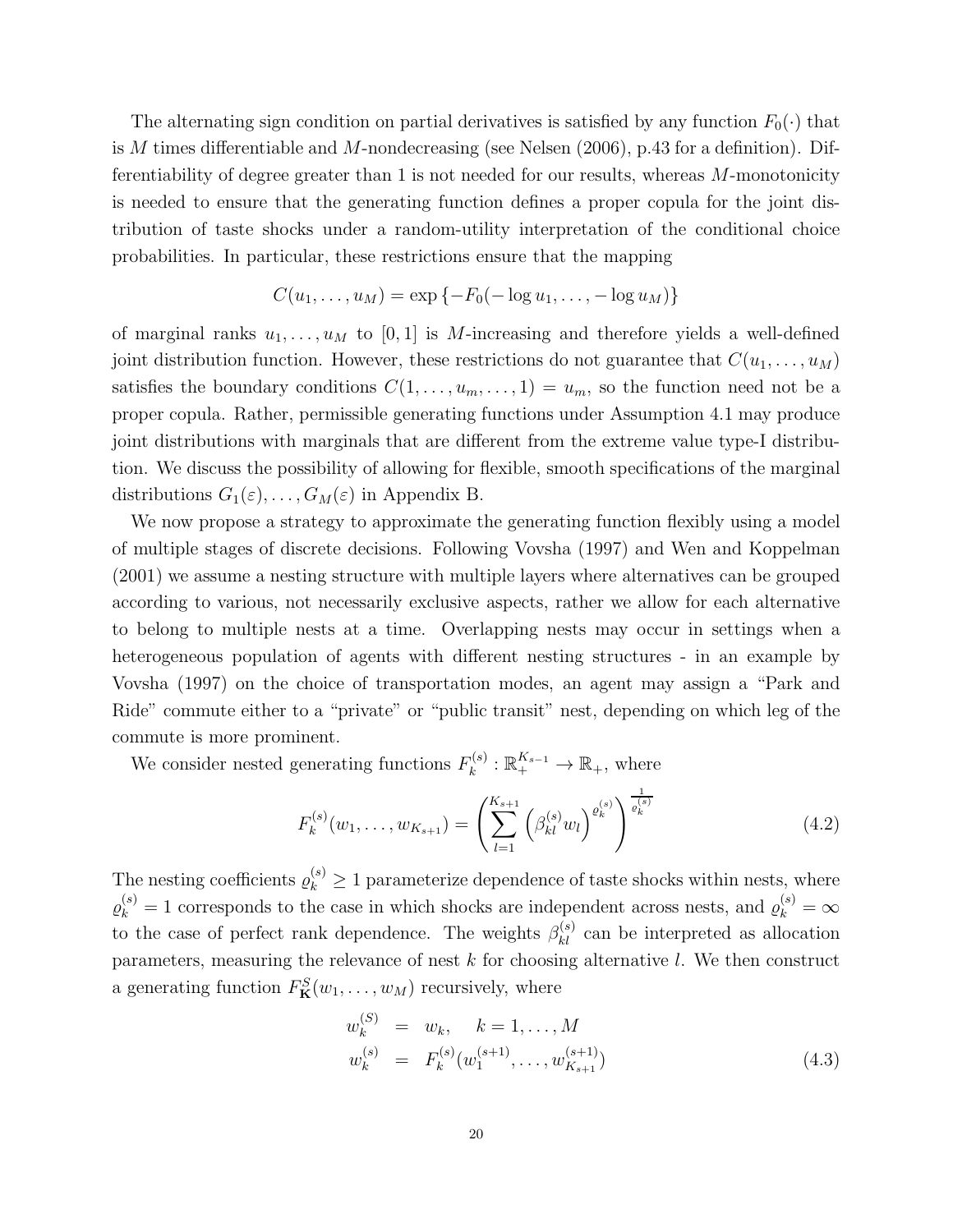The alternating sign condition on partial derivatives is satisfied by any function $F_0(\cdot)$ that is $M$ times differentiable and $M$-nondecreasing (see Nelsen (2006), p.43 for a definition). Differentiability of degree greater than 1 is not needed for our results, whereas $M$-monotonicity is needed to ensure that the generating function defines a proper copula for the joint distribution of taste shocks under a random-utility interpretation of the conditional choice probabilities. In particular, these restrictions ensure that the mapping

$$C(u_1, \ldots, u_M) = \exp\left\{-F_0(-\log u_1, \ldots, -\log u_M)\right\}$$

of marginal ranks $u_1, \ldots, u_M$ to $[0, 1]$ is $M$-increasing and therefore yields a well-defined joint distribution function. However, these restrictions do not guarantee that $C(u_1, \ldots, u_M)$ satisfies the boundary conditions $C(1, \ldots, u_m, \ldots, 1) = u_m$, so the function need not be a proper copula. Rather, permissible generating functions under Assumption 4.1 may produce joint distributions with marginals that are different from the extreme value type-I distribution. We discuss the possibility of allowing for flexible, smooth specifications of the marginal distributions $G_1(\varepsilon), \ldots, G_M(\varepsilon)$ in Appendix B.

We now propose a strategy to approximate the generating function flexibly using a model of multiple stages of discrete decisions. Following Vovsha (1997) and Wen and Koppelman (2001) we assume a nesting structure with multiple layers where alternatives can be grouped according to various, not necessarily exclusive aspects, rather we allow for each alternative to belong to multiple nests at a time. Overlapping nests may occur in settings when a heterogeneous population of agents with different nesting structures - in an example by Vovsha (1997) on the choice of transportation modes, an agent may assign a "Park and Ride" commute either to a "private" or "public transit" nest, depending on which leg of the commute is more prominent.

We consider nested generating functions $F_k^{(s)} : \mathbb{R}_+^{K_{s-1}} \to \mathbb{R}_+$, where

$$F_k^{(s)}(w_1, \ldots, w_{K_{s+1}}) = \left( \sum_{l=1}^{K_{s+1}} \left( \beta_{kl}^{(s)} w_l \right)^{\varrho_k^{(s)}} \right)^{\frac{1}{\varrho_k^{(s)}}} \tag{4.2}$$

The nesting coefficients $\varrho_k^{(s)} \geq 1$ parameterize dependence of taste shocks within nests, where $\varrho_k^{(s)} = 1$ corresponds to the case in which shocks are independent across nests, and $\varrho_k^{(s)} = \infty$ to the case of perfect rank dependence. The weights $\beta_{kl}^{(s)}$ can be interpreted as allocation parameters, measuring the relevance of nest $k$ for choosing alternative $l$. We then construct a generating function $F_{\mathbf{K}}^S(w_1, \ldots, w_M)$ recursively, where

$$\begin{aligned} w_k^{(S)} &= w_k, \quad k = 1, \ldots, M \\ w_k^{(s)} &= F_k^{(s)}(w_1^{(s+1)}, \ldots, w_{K_{s+1}}^{(s+1)}) \end{aligned} \tag{4.3}$$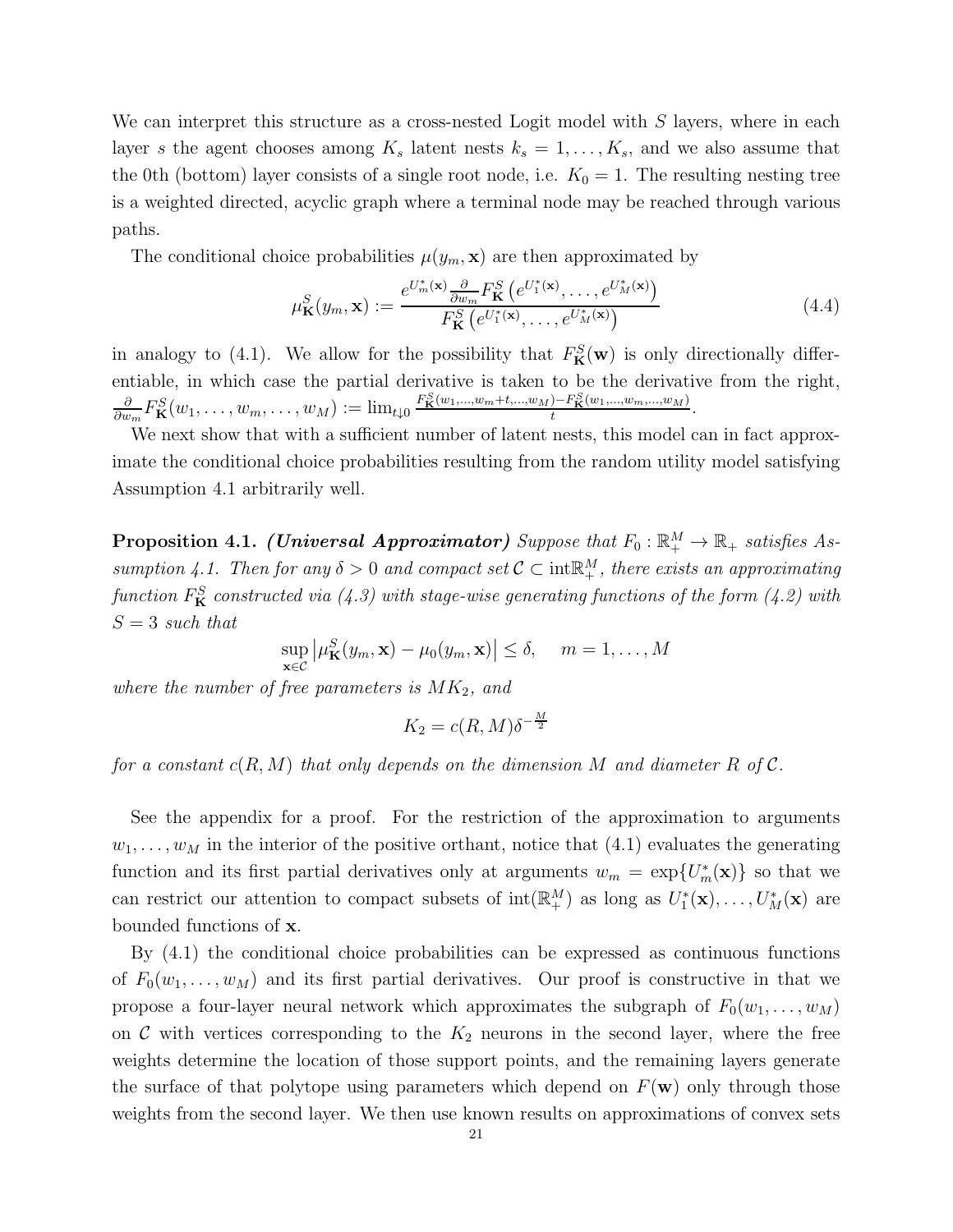We can interpret this structure as a cross-nested Logit model with $S$ layers, where in each layer $s$ the agent chooses among $K_s$ latent nests $k_s = 1, \dots, K_s$, and we also assume that the 0th (bottom) layer consists of a single root node, i.e. $K_0 = 1$. The resulting nesting tree is a weighted directed, acyclic graph where a terminal node may be reached through various paths.

The conditional choice probabilities $\mu(y_m, \mathbf{x})$ are then approximated by

$$\mu_{\mathbf{K}}^S(y_m, \mathbf{x}) := \frac{e^{U_m^*(\mathbf{x})} \frac{\partial}{\partial w_m} F_{\mathbf{K}}^S \left( e^{U_1^*(\mathbf{x})}, \dots, e^{U_M^*(\mathbf{x})} \right)}{F_{\mathbf{K}}^S \left( e^{U_1^*(\mathbf{x})}, \dots, e^{U_M^*(\mathbf{x})} \right)} \tag{4.4}$$

in analogy to (4.1). We allow for the possibility that $F_{\mathbf{K}}^S(\mathbf{w})$ is only directionally differentiable, in which case the partial derivative is taken to be the derivative from the right, $\frac{\partial}{\partial w_m} F_{\mathbf{K}}^S(w_1, \dots, w_m, \dots, w_M) := \lim_{t \downarrow 0} \frac{F_{\mathbf{K}}^S(w_1, \dots, w_m + t, \dots, w_M) - F_{\mathbf{K}}^S(w_1, \dots, w_m, \dots, w_M)}{t}$.

We next show that with a sufficient number of latent nests, this model can in fact approximate the conditional choice probabilities resulting from the random utility model satisfying Assumption 4.1 arbitrarily well.

**Proposition 4.1.** ***(Universal Approximator)*** *Suppose that $F_0 : \mathbb{R}_+^M \to \mathbb{R}_+$ satisfies Assumption 4.1. Then for any $\delta > 0$ and compact set $\mathcal{C} \subset \operatorname{int}\mathbb{R}_+^M$, there exists an approximating function $F_{\mathbf{K}}^S$ constructed via (4.3) with stage-wise generating functions of the form (4.2) with $S = 3$ such that*

$$\sup_{\mathbf{x} \in \mathcal{C}} \left| \mu_{\mathbf{K}}^S(y_m, \mathbf{x}) - \mu_0(y_m, \mathbf{x}) \right| \leq \delta, \quad m = 1, \dots, M$$

*where the number of free parameters is $MK_2$, and*

$$K_2 = c(R, M) \delta^{-\frac{M}{2}}$$

*for a constant $c(R, M)$ that only depends on the dimension $M$ and diameter $R$ of $\mathcal{C}$.*

See the appendix for a proof. For the restriction of the approximation to arguments $w_1, \dots, w_M$ in the interior of the positive orthant, notice that (4.1) evaluates the generating function and its first partial derivatives only at arguments $w_m = \exp\{U_m^*(\mathbf{x})\}$ so that we can restrict our attention to compact subsets of $\operatorname{int}(\mathbb{R}_+^M)$ as long as $U_1^*(\mathbf{x}), \dots, U_M^*(\mathbf{x})$ are bounded functions of $\mathbf{x}$.

By (4.1) the conditional choice probabilities can be expressed as continuous functions of $F_0(w_1, \dots, w_M)$ and its first partial derivatives. Our proof is constructive in that we propose a four-layer neural network which approximates the subgraph of $F_0(w_1, \dots, w_M)$ on $\mathcal{C}$ with vertices corresponding to the $K_2$ neurons in the second layer, where the free weights determine the location of those support points, and the remaining layers generate the surface of that polytope using parameters which depend on $F(\mathbf{w})$ only through those weights from the second layer. We then use known results on approximations of convex sets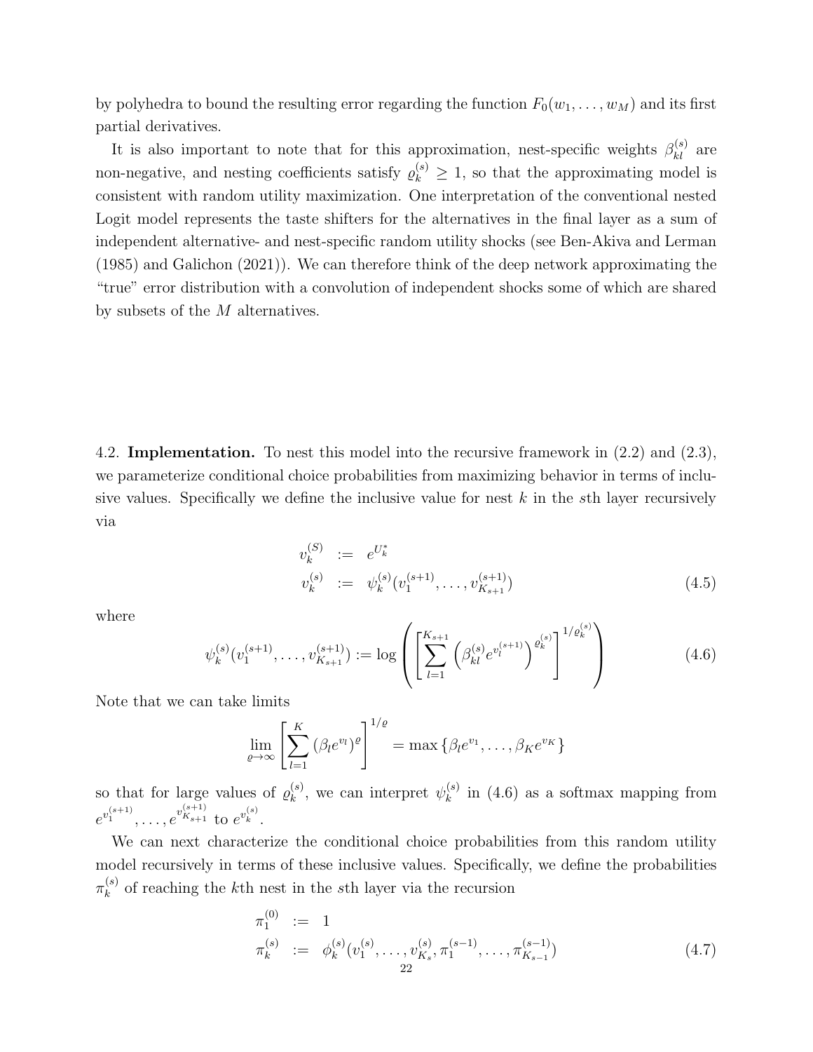by polyhedra to bound the resulting error regarding the function $F_0(w_1, \dots, w_M)$ and its first partial derivatives.

It is also important to note that for this approximation, nest-specific weights $\beta_{kl}^{(s)}$ are non-negative, and nesting coefficients satisfy $\varrho_k^{(s)} \geq 1$, so that the approximating model is consistent with random utility maximization. One interpretation of the conventional nested Logit model represents the taste shifters for the alternatives in the final layer as a sum of independent alternative- and nest-specific random utility shocks (see Ben-Akiva and Lerman (1985) and Galichon (2021)). We can therefore think of the deep network approximating the "true" error distribution with a convolution of independent shocks some of which are shared by subsets of the $M$ alternatives.

4.2. **Implementation.** To nest this model into the recursive framework in (2.2) and (2.3), we parameterize conditional choice probabilities from maximizing behavior in terms of inclusive values. Specifically we define the inclusive value for nest $k$ in the $s$th layer recursively via

$$
\begin{aligned}
v_k^{(S)} &:= e^{U_k^*} \\
v_k^{(s)} &:= \psi_k^{(s)}(v_1^{(s+1)}, \dots, v_{K_{s+1}}^{(s+1)})
\end{aligned}
\tag{4.5}
$$

where

$$
\psi_k^{(s)}(v_1^{(s+1)}, \dots, v_{K_{s+1}}^{(s+1)}) := \log \left( \left[ \sum_{l=1}^{K_{s+1}} \left( \beta_{kl}^{(s)} e^{v_l^{(s+1)}} \right)^{\varrho_k^{(s)}} \right]^{1/\varrho_k^{(s)}} \right) \tag{4.6}
$$

Note that we can take limits

$$
\lim_{\varrho \to \infty} \left[ \sum_{l=1}^{K} (\beta_l e^{v_l})^{\varrho} \right]^{1/\varrho} = \max \{ \beta_l e^{v_1}, \dots, \beta_K e^{v_K} \}
$$

so that for large values of $\varrho_k^{(s)}$, we can interpret $\psi_k^{(s)}$ in (4.6) as a softmax mapping from $e^{v_1^{(s+1)}}, \dots, e^{v_{K_{s+1}}^{(s+1)}}$ to $e^{v_k^{(s)}}$.

We can next characterize the conditional choice probabilities from this random utility model recursively in terms of these inclusive values. Specifically, we define the probabilities $\pi_k^{(s)}$ of reaching the $k$th nest in the $s$th layer via the recursion

$$
\begin{aligned}
\pi_1^{(0)} &:= 1 \\
\pi_k^{(s)} &:= \phi_k^{(s)}(v_1^{(s)}, \dots, v_{K_s}^{(s)}, \pi_1^{(s-1)}, \dots, \pi_{K_{s-1}}^{(s-1)})
\end{aligned}
\tag{4.7}
$$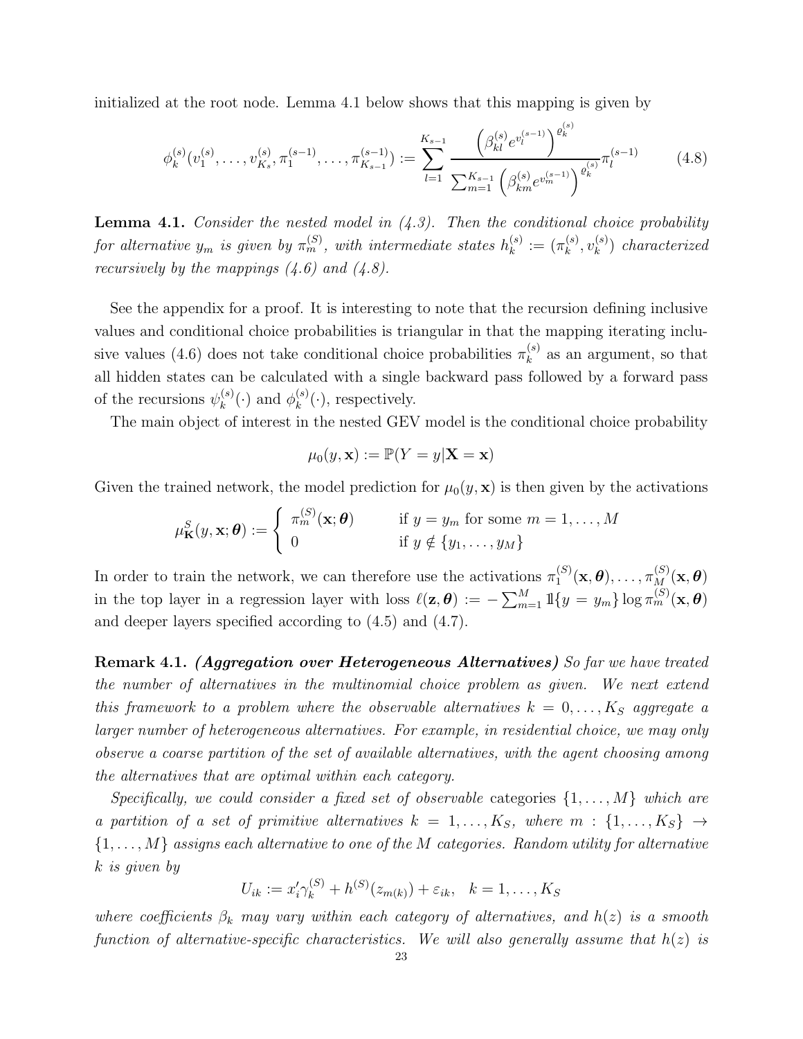initialized at the root node. Lemma 4.1 below shows that this mapping is given by

$$\phi_k^{(s)}(v_1^{(s)}, \dots, v_{K_s}^{(s)}, \pi_1^{(s-1)}, \dots, \pi_{K_{s-1}}^{(s-1)}) := \sum_{l=1}^{K_{s-1}} \frac{\left(\beta_{kl}^{(s)} e^{v_l^{(s-1)}}\right)^{\varrho_k^{(s)}}}{\sum_{m=1}^{K_{s-1}} \left(\beta_{km}^{(s)} e^{v_m^{(s-1)}}\right)^{\varrho_k^{(s)}}} \pi_l^{(s-1)} \tag{4.8}$$

**Lemma 4.1.** *Consider the nested model in (4.3). Then the conditional choice probability for alternative $y_m$ is given by $\pi_m^{(S)}$, with intermediate states $h_k^{(s)} := (\pi_k^{(s)}, v_k^{(s)})$ characterized recursively by the mappings (4.6) and (4.8).*

See the appendix for a proof. It is interesting to note that the recursion defining inclusive values and conditional choice probabilities is triangular in that the mapping iterating inclusive values (4.6) does not take conditional choice probabilities $\pi_k^{(s)}$ as an argument, so that all hidden states can be calculated with a single backward pass followed by a forward pass of the recursions $\psi_k^{(s)}(\cdot)$ and $\phi_k^{(s)}(\cdot)$, respectively.

The main object of interest in the nested GEV model is the conditional choice probability

$$\mu_0(y, \mathbf{x}) := \mathbb{P}(Y = y | \mathbf{X} = \mathbf{x})$$

Given the trained network, the model prediction for $\mu_0(y, \mathbf{x})$ is then given by the activations

$$\mu_{\mathbf{K}}^S(y, \mathbf{x}; \boldsymbol{\theta}) := \begin{cases} \pi_m^{(S)}(\mathbf{x}; \boldsymbol{\theta}) & \text{if } y = y_m \text{ for some } m = 1, \dots, M \\ 0 & \text{if } y \notin \{y_1, \dots, y_M\} \end{cases}$$

In order to train the network, we can therefore use the activations $\pi_1^{(S)}(\mathbf{x}, \boldsymbol{\theta}), \dots, \pi_M^{(S)}(\mathbf{x}, \boldsymbol{\theta})$ in the top layer in a regression layer with loss $\ell(\mathbf{z}, \boldsymbol{\theta}) := -\sum_{m=1}^{M} \mathbb{1}\{y = y_m\} \log \pi_m^{(S)}(\mathbf{x}, \boldsymbol{\theta})$ and deeper layers specified according to (4.5) and (4.7).

**Remark 4.1.** ***(Aggregation over Heterogeneous Alternatives)*** *So far we have treated the number of alternatives in the multinomial choice problem as given. We next extend this framework to a problem where the observable alternatives $k = 0, \dots, K_S$ aggregate a larger number of heterogeneous alternatives. For example, in residential choice, we may only observe a coarse partition of the set of available alternatives, with the agent choosing among the alternatives that are optimal within each category.*

*Specifically, we could consider a fixed set of observable* categories *$\{1, \dots, M\}$ which are a partition of a set of primitive alternatives $k = 1, \dots, K_S$, where $m : \{1, \dots, K_S\} \to \{1, \dots, M\}$ assigns each alternative to one of the $M$ categories. Random utility for alternative $k$ is given by*

$$U_{ik} := x_i' \gamma_k^{(S)} + h^{(S)}(z_{m(k)}) + \varepsilon_{ik}, \quad k = 1, \dots, K_S$$

*where coefficients $\beta_k$ may vary within each category of alternatives, and $h(z)$ is a smooth function of alternative-specific characteristics. We will also generally assume that $h(z)$ is*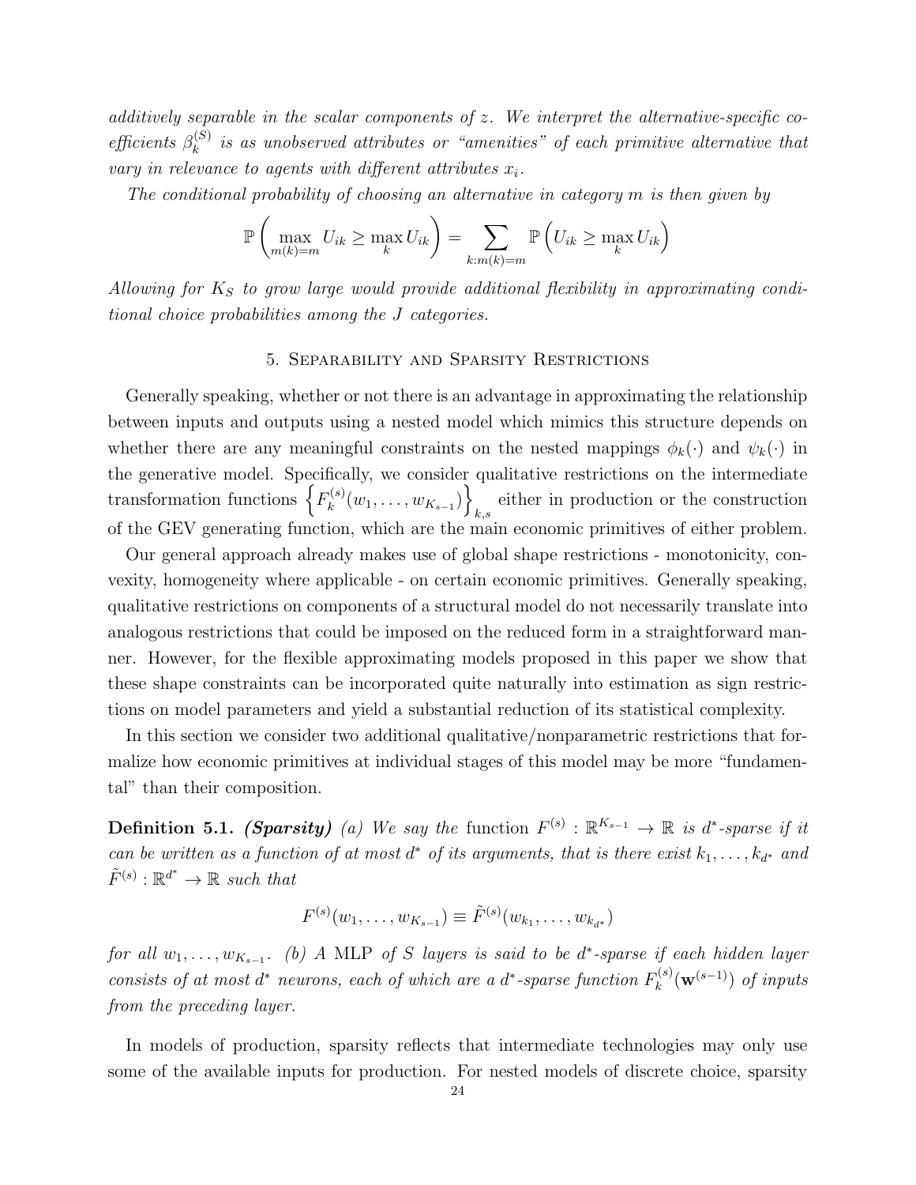*additively separable in the scalar components of $z$. We interpret the alternative-specific coefficients $\beta_k^{(S)}$ is as unobserved attributes or "amenities" of each primitive alternative that vary in relevance to agents with different attributes $x_i$.*

*The conditional probability of choosing an alternative in category $m$ is then given by*

$$\mathbb{P}\left(\max_{m(k)=m} U_{ik} \geq \max_k U_{ik}\right) = \sum_{k:m(k)=m} \mathbb{P}\left(U_{ik} \geq \max_k U_{ik}\right)$$

*Allowing for $K_S$ to grow large would provide additional flexibility in approximating conditional choice probabilities among the $J$ categories.*

## 5. Separability and Sparsity Restrictions

Generally speaking, whether or not there is an advantage in approximating the relationship between inputs and outputs using a nested model which mimics this structure depends on whether there are any meaningful constraints on the nested mappings $\phi_k(\cdot)$ and $\psi_k(\cdot)$ in the generative model. Specifically, we consider qualitative restrictions on the intermediate transformation functions $\left\{F_k^{(s)}(w_1, \dots, w_{K_{s-1}})\right\}_{k,s}$ either in production or the construction of the GEV generating function, which are the main economic primitives of either problem.

Our general approach already makes use of global shape restrictions - monotonicity, convexity, homogeneity where applicable - on certain economic primitives. Generally speaking, qualitative restrictions on components of a structural model do not necessarily translate into analogous restrictions that could be imposed on the reduced form in a straightforward manner. However, for the flexible approximating models proposed in this paper we show that these shape constraints can be incorporated quite naturally into estimation as sign restrictions on model parameters and yield a substantial reduction of its statistical complexity.

In this section we consider two additional qualitative/nonparametric restrictions that formalize how economic primitives at individual stages of this model may be more "fundamental" than their composition.

**Definition 5.1.** ***(Sparsity)*** *(a) We say the* function $F^{(s)} : \mathbb{R}^{K_{s-1}} \to \mathbb{R}$ *is $d^*$-sparse if it can be written as a function of at most $d^*$ of its arguments, that is there exist $k_1, \dots, k_{d^*}$ and $\tilde{F}^{(s)} : \mathbb{R}^{d^*} \to \mathbb{R}$ such that*

$$F^{(s)}(w_1, \dots, w_{K_{s-1}}) \equiv \tilde{F}^{(s)}(w_{k_1}, \dots, w_{k_{d^*}})$$

*for all $w_1, \dots, w_{K_{s-1}}$. (b) A* MLP *of $S$ layers is said to be $d^*$-sparse if each hidden layer consists of at most $d^*$ neurons, each of which are a $d^*$-sparse function $F_k^{(s)}(\mathbf{w}^{(s-1)})$ of inputs from the preceding layer.*

In models of production, sparsity reflects that intermediate technologies may only use some of the available inputs for production. For nested models of discrete choice, sparsity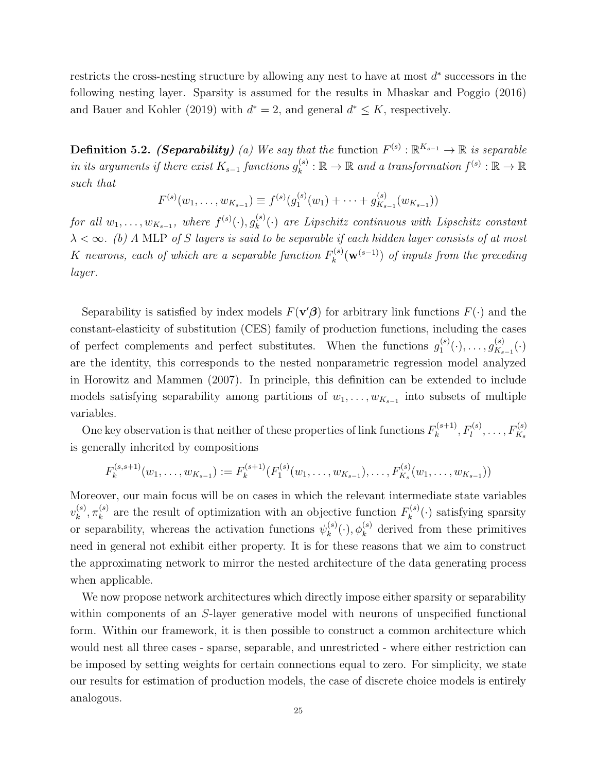restricts the cross-nesting structure by allowing any nest to have at most $d^*$ successors in the following nesting layer. Sparsity is assumed for the results in Mhaskar and Poggio (2016) and Bauer and Kohler (2019) with $d^* = 2$, and general $d^* \leq K$, respectively.

**Definition 5.2.** ***(Separability)*** *(a) We say that the* function $F^{(s)} : \mathbb{R}^{K_{s-1}} \to \mathbb{R}$ *is separable in its arguments if there exist* $K_{s-1}$ *functions* $g_k^{(s)} : \mathbb{R} \to \mathbb{R}$ *and a transformation* $f^{(s)} : \mathbb{R} \to \mathbb{R}$ *such that*

$$F^{(s)}(w_1, \ldots, w_{K_{s-1}}) \equiv f^{(s)}(g_1^{(s)}(w_1) + \cdots + g_{K_{s-1}}^{(s)}(w_{K_{s-1}}))$$

*for all* $w_1, \ldots, w_{K_{s-1}}$*, where* $f^{(s)}(\cdot), g_k^{(s)}(\cdot)$ *are Lipschitz continuous with Lipschitz constant* $\lambda < \infty$*. (b) A* MLP *of* $S$ *layers is said to be separable if each hidden layer consists of at most* $K$ *neurons, each of which are a separable function* $F_k^{(s)}(\mathbf{w}^{(s-1)})$ *of inputs from the preceding layer.*

Separability is satisfied by index models $F(\mathbf{v}'\boldsymbol{\beta})$ for arbitrary link functions $F(\cdot)$ and the constant-elasticity of substitution (CES) family of production functions, including the cases of perfect complements and perfect substitutes. When the functions $g_1^{(s)}(\cdot), \ldots, g_{K_{s-1}}^{(s)}(\cdot)$ are the identity, this corresponds to the nested nonparametric regression model analyzed in Horowitz and Mammen (2007). In principle, this definition can be extended to include models satisfying separability among partitions of $w_1, \ldots, w_{K_{s-1}}$ into subsets of multiple variables.

One key observation is that neither of these properties of link functions $F_k^{(s+1)}, F_l^{(s)}, \ldots, F_{K_s}^{(s)}$ is generally inherited by compositions

$$F_k^{(s,s+1)}(w_1, \ldots, w_{K_{s-1}}) := F_k^{(s+1)}(F_1^{(s)}(w_1, \ldots, w_{K_{s-1}}), \ldots, F_{K_s}^{(s)}(w_1, \ldots, w_{K_{s-1}}))$$

Moreover, our main focus will be on cases in which the relevant intermediate state variables $v_k^{(s)}, \pi_k^{(s)}$ are the result of optimization with an objective function $F_k^{(s)}(\cdot)$ satisfying sparsity or separability, whereas the activation functions $\psi_k^{(s)}(\cdot), \phi_k^{(s)}$ derived from these primitives need in general not exhibit either property. It is for these reasons that we aim to construct the approximating network to mirror the nested architecture of the data generating process when applicable.

We now propose network architectures which directly impose either sparsity or separability within components of an $S$-layer generative model with neurons of unspecified functional form. Within our framework, it is then possible to construct a common architecture which would nest all three cases - sparse, separable, and unrestricted - where either restriction can be imposed by setting weights for certain connections equal to zero. For simplicity, we state our results for estimation of production models, the case of discrete choice models is entirely analogous.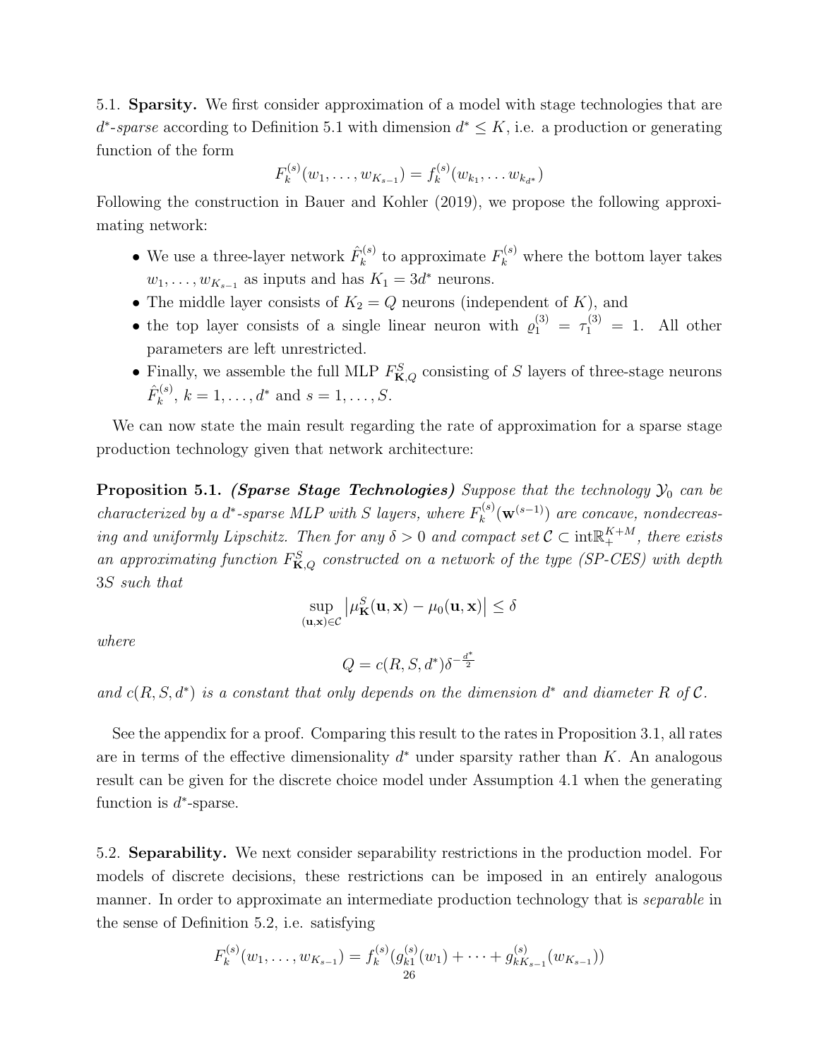5.1. **Sparsity.** We first consider approximation of a model with stage technologies that are $d^*$-*sparse* according to Definition 5.1 with dimension $d^* \leq K$, i.e. a production or generating function of the form

$$F_k^{(s)}(w_1, \ldots, w_{K_{s-1}}) = f_k^{(s)}(w_{k_1}, \ldots w_{k_{d^*}})$$

Following the construction in Bauer and Kohler (2019), we propose the following approximating network:

- We use a three-layer network $\hat{F}_k^{(s)}$ to approximate $F_k^{(s)}$ where the bottom layer takes $w_1, \ldots, w_{K_{s-1}}$ as inputs and has $K_1 = 3d^*$ neurons.
- The middle layer consists of $K_2 = Q$ neurons (independent of $K$), and
- the top layer consists of a single linear neuron with $\varrho_1^{(3)} = \tau_1^{(3)} = 1$. All other parameters are left unrestricted.
- Finally, we assemble the full MLP $F_{\mathbf{K},Q}^S$ consisting of $S$ layers of three-stage neurons $\hat{F}_k^{(s)}$, $k = 1, \ldots, d^*$ and $s = 1, \ldots, S$.

We can now state the main result regarding the rate of approximation for a sparse stage production technology given that network architecture:

**Proposition 5.1.** ***(Sparse Stage Technologies)*** *Suppose that the technology $\mathcal{Y}_0$ can be characterized by a $d^*$-sparse MLP with $S$ layers, where $F_k^{(s)}(\mathbf{w}^{(s-1)})$ are concave, nondecreasing and uniformly Lipschitz. Then for any $\delta > 0$ and compact set $\mathcal{C} \subset \operatorname{int}\mathbb{R}_+^{K+M}$, there exists an approximating function $F_{\mathbf{K},Q}^S$ constructed on a network of the type (SP-CES) with depth $3S$ such that*

$$\sup_{(\mathbf{u},\mathbf{x})\in\mathcal{C}} \left|\mu_{\mathbf{K}}^S(\mathbf{u},\mathbf{x}) - \mu_0(\mathbf{u},\mathbf{x})\right| \leq \delta$$

*where*

$$Q = c(R, S, d^*)\delta^{-\frac{d^*}{2}}$$

*and $c(R, S, d^*)$ is a constant that only depends on the dimension $d^*$ and diameter $R$ of $\mathcal{C}$.*

See the appendix for a proof. Comparing this result to the rates in Proposition 3.1, all rates are in terms of the effective dimensionality $d^*$ under sparsity rather than $K$. An analogous result can be given for the discrete choice model under Assumption 4.1 when the generating function is $d^*$-sparse.

5.2. **Separability.** We next consider separability restrictions in the production model. For models of discrete decisions, these restrictions can be imposed in an entirely analogous manner. In order to approximate an intermediate production technology that is *separable* in the sense of Definition 5.2, i.e. satisfying

$$F_k^{(s)}(w_1, \ldots, w_{K_{s-1}}) = f_k^{(s)}(g_{k1}^{(s)}(w_1) + \cdots + g_{kK_{s-1}}^{(s)}(w_{K_{s-1}}))$$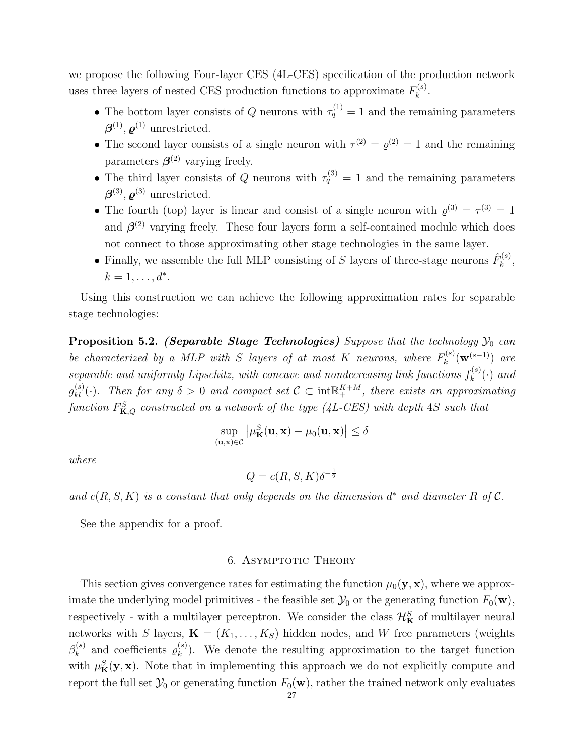we propose the following Four-layer CES (4L-CES) specification of the production network uses three layers of nested CES production functions to approximate $F_k^{(s)}$.

- The bottom layer consists of $Q$ neurons with $\tau_q^{(1)} = 1$ and the remaining parameters $\boldsymbol{\beta}^{(1)}, \boldsymbol{\varrho}^{(1)}$ unrestricted.
- The second layer consists of a single neuron with $\tau^{(2)} = \varrho^{(2)} = 1$ and the remaining parameters $\boldsymbol{\beta}^{(2)}$ varying freely.
- The third layer consists of $Q$ neurons with $\tau_q^{(3)} = 1$ and the remaining parameters $\boldsymbol{\beta}^{(3)}, \boldsymbol{\varrho}^{(3)}$ unrestricted.
- The fourth (top) layer is linear and consist of a single neuron with $\varrho^{(3)} = \tau^{(3)} = 1$ and $\boldsymbol{\beta}^{(2)}$ varying freely. These four layers form a self-contained module which does not connect to those approximating other stage technologies in the same layer.
- Finally, we assemble the full MLP consisting of $S$ layers of three-stage neurons $\hat{F}_k^{(s)}$, $k = 1, \ldots, d^*$.

Using this construction we can achieve the following approximation rates for separable stage technologies:

**Proposition 5.2.** ***(Separable Stage Technologies)*** *Suppose that the technology $\mathcal{Y}_0$ can be characterized by a MLP with $S$ layers of at most $K$ neurons, where $F_k^{(s)}(\mathbf{w}^{(s-1)})$ are separable and uniformly Lipschitz, with concave and nondecreasing link functions $f_k^{(s)}(\cdot)$ and $g_{kl}^{(s)}(\cdot)$. Then for any $\delta > 0$ and compact set $\mathcal{C} \subset \text{int}\mathbb{R}_+^{K+M}$, there exists an approximating function $F_{\mathbf{K},Q}^S$ constructed on a network of the type (4L-CES) with depth $4S$ such that*

$$\sup_{(\mathbf{u},\mathbf{x}) \in \mathcal{C}} \left| \mu_{\mathbf{K}}^S(\mathbf{u}, \mathbf{x}) - \mu_0(\mathbf{u}, \mathbf{x}) \right| \leq \delta$$

*where*

$$Q = c(R, S, K)\delta^{-\frac{1}{2}}$$

*and $c(R, S, K)$ is a constant that only depends on the dimension $d^*$ and diameter $R$ of $\mathcal{C}$.*

See the appendix for a proof.

## 6. Asymptotic Theory

This section gives convergence rates for estimating the function $\mu_0(\mathbf{y}, \mathbf{x})$, where we approximate the underlying model primitives - the feasible set $\mathcal{Y}_0$ or the generating function $F_0(\mathbf{w})$, respectively - with a multilayer perceptron. We consider the class $\mathcal{H}_{\mathbf{K}}^S$ of multilayer neural networks with $S$ layers, $\mathbf{K} = (K_1, \ldots, K_S)$ hidden nodes, and $W$ free parameters (weights $\beta_k^{(s)}$ and coefficients $\varrho_k^{(s)}$). We denote the resulting approximation to the target function with $\mu_{\mathbf{K}}^S(\mathbf{y}, \mathbf{x})$. Note that in implementing this approach we do not explicitly compute and report the full set $\mathcal{Y}_0$ or generating function $F_0(\mathbf{w})$, rather the trained network only evaluates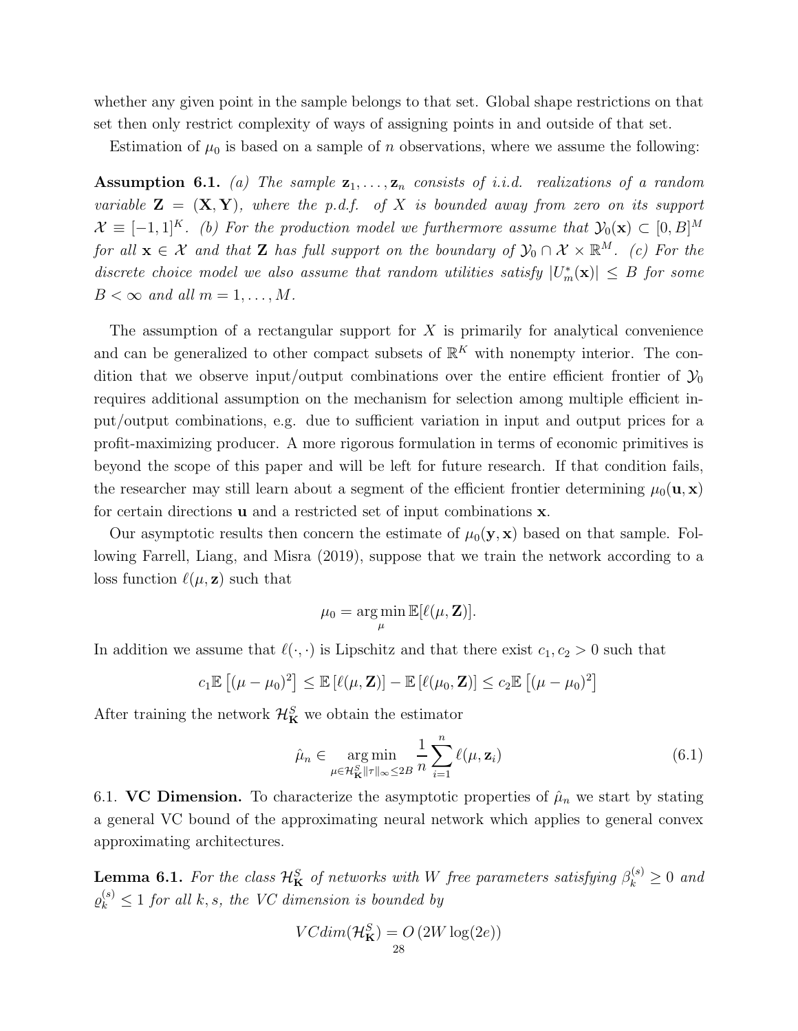whether any given point in the sample belongs to that set. Global shape restrictions on that set then only restrict complexity of ways of assigning points in and outside of that set.

Estimation of $\mu_0$ is based on a sample of $n$ observations, where we assume the following:

**Assumption 6.1.** *(a) The sample $\mathbf{z}_1, \dots, \mathbf{z}_n$ consists of i.i.d. realizations of a random variable $\mathbf{Z} = (\mathbf{X}, \mathbf{Y})$, where the p.d.f. of $X$ is bounded away from zero on its support $\mathcal{X} \equiv [-1, 1]^K$. (b) For the production model we furthermore assume that $\mathcal{Y}_0(\mathbf{x}) \subset [0, B]^M$ for all $\mathbf{x} \in \mathcal{X}$ and that $\mathbf{Z}$ has full support on the boundary of $\mathcal{Y}_0 \cap \mathcal{X} \times \mathbb{R}^M$. (c) For the discrete choice model we also assume that random utilities satisfy $|U_m^*(\mathbf{x})| \leq B$ for some $B < \infty$ and all $m = 1, \dots, M$.*

The assumption of a rectangular support for $X$ is primarily for analytical convenience and can be generalized to other compact subsets of $\mathbb{R}^K$ with nonempty interior. The condition that we observe input/output combinations over the entire efficient frontier of $\mathcal{Y}_0$ requires additional assumption on the mechanism for selection among multiple efficient input/output combinations, e.g. due to sufficient variation in input and output prices for a profit-maximizing producer. A more rigorous formulation in terms of economic primitives is beyond the scope of this paper and will be left for future research. If that condition fails, the researcher may still learn about a segment of the efficient frontier determining $\mu_0(\mathbf{u}, \mathbf{x})$ for certain directions $\mathbf{u}$ and a restricted set of input combinations $\mathbf{x}$.

Our asymptotic results then concern the estimate of $\mu_0(\mathbf{y}, \mathbf{x})$ based on that sample. Following Farrell, Liang, and Misra (2019), suppose that we train the network according to a loss function $\ell(\mu, \mathbf{z})$ such that

$$\mu_0 = \arg\min_{\mu} \mathbb{E}[\ell(\mu, \mathbf{Z})].$$

In addition we assume that $\ell(\cdot, \cdot)$ is Lipschitz and that there exist $c_1, c_2 > 0$ such that

$$c_1 \mathbb{E}\left[(\mu - \mu_0)^2\right] \leq \mathbb{E}\left[\ell(\mu, \mathbf{Z})\right] - \mathbb{E}\left[\ell(\mu_0, \mathbf{Z})\right] \leq c_2 \mathbb{E}\left[(\mu - \mu_0)^2\right]$$

After training the network $\mathcal{H}_{\mathbf{K}}^S$ we obtain the estimator

$$\hat{\mu}_n \in \underset{\mu \in \mathcal{H}_{\mathbf{K}}^S \|\tau\|_\infty \leq 2B}{\arg\min} \frac{1}{n} \sum_{i=1}^n \ell(\mu, \mathbf{z}_i) \tag{6.1}$$

6.1. **VC Dimension.** To characterize the asymptotic properties of $\hat{\mu}_n$ we start by stating a general VC bound of the approximating neural network which applies to general convex approximating architectures.

**Lemma 6.1.** *For the class $\mathcal{H}_{\mathbf{K}}^S$ of networks with $W$ free parameters satisfying $\beta_k^{(s)} \geq 0$ and $\varrho_k^{(s)} \leq 1$ for all $k, s$, the VC dimension is bounded by*

$$VCdim(\mathcal{H}_{\mathbf{K}}^S) = O\left(2W \log(2e)\right)$$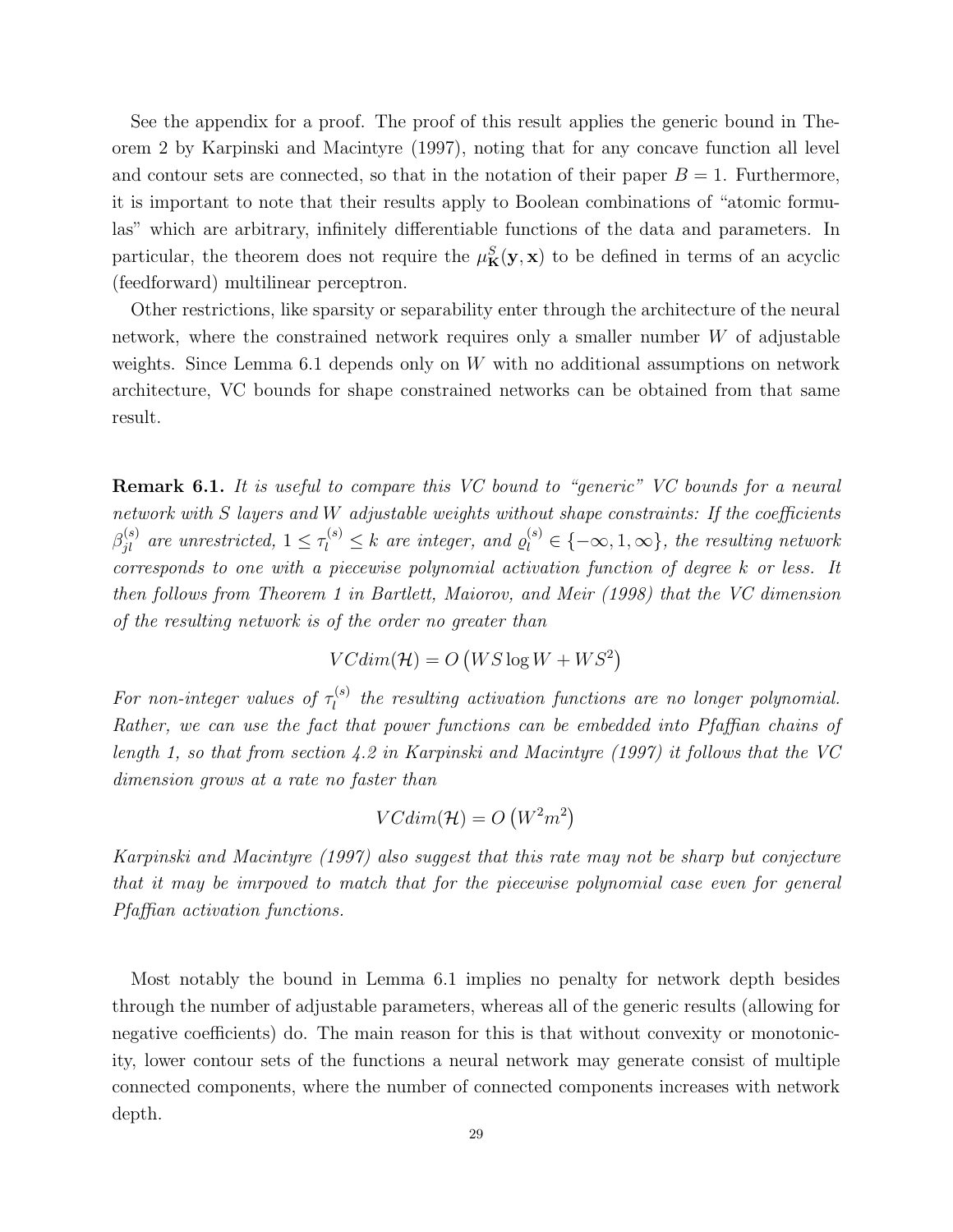See the appendix for a proof. The proof of this result applies the generic bound in Theorem 2 by Karpinski and Macintyre (1997), noting that for any concave function all level and contour sets are connected, so that in the notation of their paper $B = 1$. Furthermore, it is important to note that their results apply to Boolean combinations of "atomic formulas" which are arbitrary, infinitely differentiable functions of the data and parameters. In particular, the theorem does not require the $\mu^S_{\mathbf{K}}(\mathbf{y}, \mathbf{x})$ to be defined in terms of an acyclic (feedforward) multilinear perceptron.

Other restrictions, like sparsity or separability enter through the architecture of the neural network, where the constrained network requires only a smaller number $W$ of adjustable weights. Since Lemma 6.1 depends only on $W$ with no additional assumptions on network architecture, VC bounds for shape constrained networks can be obtained from that same result.

**Remark 6.1.** *It is useful to compare this VC bound to "generic" VC bounds for a neural network with $S$ layers and $W$ adjustable weights without shape constraints: If the coefficients $\beta^{(s)}_{jl}$ are unrestricted, $1 \leq \tau^{(s)}_l \leq k$ are integer, and $\varrho^{(s)}_l \in \{-\infty, 1, \infty\}$, the resulting network corresponds to one with a piecewise polynomial activation function of degree $k$ or less. It then follows from Theorem 1 in Bartlett, Maiorov, and Meir (1998) that the VC dimension of the resulting network is of the order no greater than*

$$VCdim(\mathcal{H}) = O\left(WS \log W + WS^2\right)$$

*For non-integer values of $\tau^{(s)}_l$ the resulting activation functions are no longer polynomial. Rather, we can use the fact that power functions can be embedded into Pfaffian chains of length 1, so that from section 4.2 in Karpinski and Macintyre (1997) it follows that the VC dimension grows at a rate no faster than*

$$VCdim(\mathcal{H}) = O\left(W^2 m^2\right)$$

*Karpinski and Macintyre (1997) also suggest that this rate may not be sharp but conjecture that it may be imrpoved to match that for the piecewise polynomial case even for general Pfaffian activation functions.*

Most notably the bound in Lemma 6.1 implies no penalty for network depth besides through the number of adjustable parameters, whereas all of the generic results (allowing for negative coefficients) do. The main reason for this is that without convexity or monotonicity, lower contour sets of the functions a neural network may generate consist of multiple connected components, where the number of connected components increases with network depth.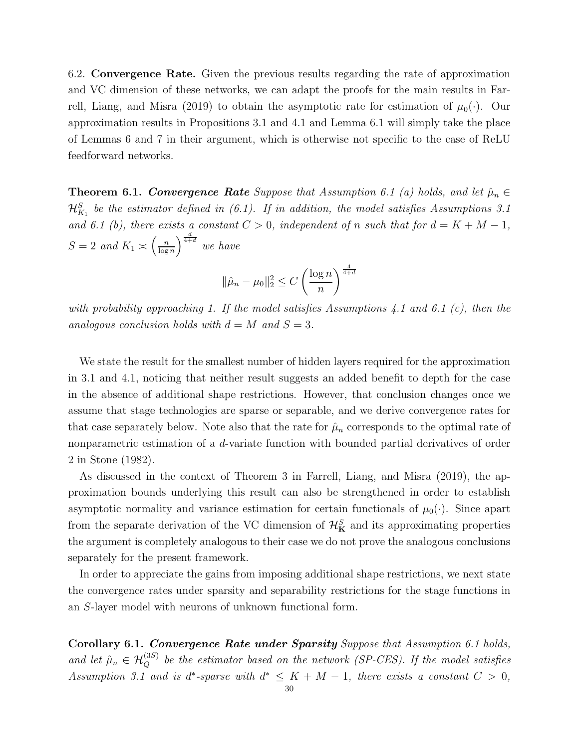6.2. **Convergence Rate.** Given the previous results regarding the rate of approximation and VC dimension of these networks, we can adapt the proofs for the main results in Farrell, Liang, and Misra (2019) to obtain the asymptotic rate for estimation of $\mu_0(\cdot)$. Our approximation results in Propositions 3.1 and 4.1 and Lemma 6.1 will simply take the place of Lemmas 6 and 7 in their argument, which is otherwise not specific to the case of ReLU feedforward networks.

**Theorem 6.1.** ***Convergence Rate*** *Suppose that Assumption 6.1 (a) holds, and let $\hat{\mu}_n \in \mathcal{H}^S_{K_1}$ be the estimator defined in (6.1). If in addition, the model satisfies Assumptions 3.1 and 6.1 (b), there exists a constant $C > 0$, independent of $n$ such that for $d = K + M - 1$, $S = 2$ and $K_1 \asymp \left(\frac{n}{\log n}\right)^{\frac{d}{4+d}}$ we have*

$$\|\hat{\mu}_n - \mu_0\|_2^2 \leq C \left(\frac{\log n}{n}\right)^{\frac{4}{4+d}}$$

*with probability approaching 1. If the model satisfies Assumptions 4.1 and 6.1 (c), then the analogous conclusion holds with $d = M$ and $S = 3$.*

We state the result for the smallest number of hidden layers required for the approximation in 3.1 and 4.1, noticing that neither result suggests an added benefit to depth for the case in the absence of additional shape restrictions. However, that conclusion changes once we assume that stage technologies are sparse or separable, and we derive convergence rates for that case separately below. Note also that the rate for $\hat{\mu}_n$ corresponds to the optimal rate of nonparametric estimation of a $d$-variate function with bounded partial derivatives of order 2 in Stone (1982).

As discussed in the context of Theorem 3 in Farrell, Liang, and Misra (2019), the approximation bounds underlying this result can also be strengthened in order to establish asymptotic normality and variance estimation for certain functionals of $\mu_0(\cdot)$. Since apart from the separate derivation of the VC dimension of $\mathcal{H}^S_{\mathbf{K}}$ and its approximating properties the argument is completely analogous to their case we do not prove the analogous conclusions separately for the present framework.

In order to appreciate the gains from imposing additional shape restrictions, we next state the convergence rates under sparsity and separability restrictions for the stage functions in an $S$-layer model with neurons of unknown functional form.

**Corollary 6.1.** ***Convergence Rate under Sparsity*** *Suppose that Assumption 6.1 holds, and let $\hat{\mu}_n \in \mathcal{H}^{(3S)}_Q$ be the estimator based on the network (SP-CES). If the model satisfies Assumption 3.1 and is $d^*$-sparse with $d^* \leq K + M - 1$, there exists a constant $C > 0$,*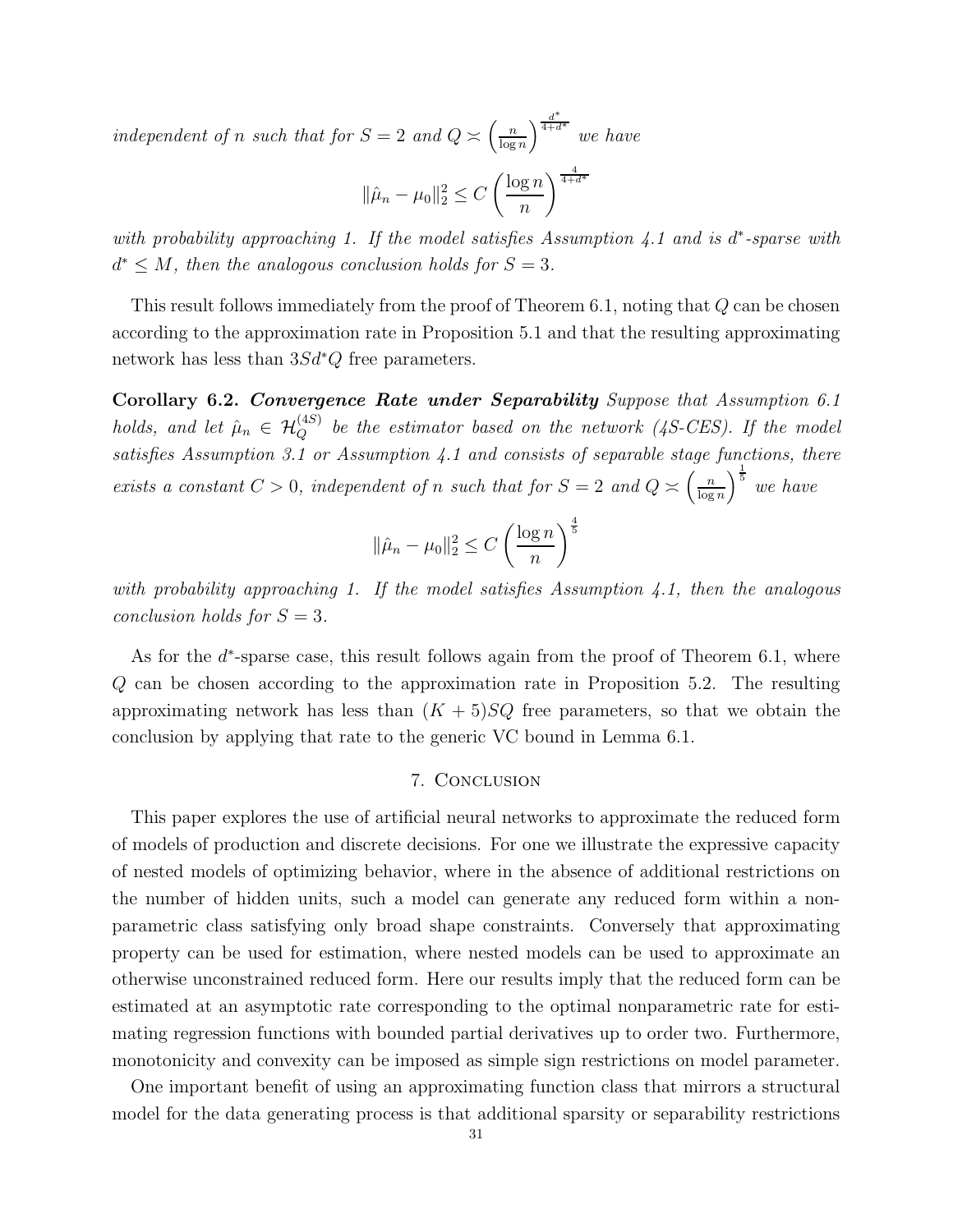*independent of $n$ such that for $S = 2$ and $Q \asymp \left(\frac{n}{\log n}\right)^{\frac{d^*}{4+d^*}}$ we have*

$$\|\hat{\mu}_n - \mu_0\|_2^2 \leq C \left(\frac{\log n}{n}\right)^{\frac{4}{4+d^*}}$$

*with probability approaching 1. If the model satisfies Assumption 4.1 and is $d^*$-sparse with $d^* \leq M$, then the analogous conclusion holds for $S = 3$.*

This result follows immediately from the proof of Theorem 6.1, noting that $Q$ can be chosen according to the approximation rate in Proposition 5.1 and that the resulting approximating network has less than $3Sd^*Q$ free parameters.

**Corollary 6.2.** ***Convergence Rate under Separability*** *Suppose that Assumption 6.1 holds, and let $\hat{\mu}_n \in \mathcal{H}_Q^{(4S)}$ be the estimator based on the network (4S-CES). If the model satisfies Assumption 3.1 or Assumption 4.1 and consists of separable stage functions, there exists a constant $C > 0$, independent of $n$ such that for $S = 2$ and $Q \asymp \left(\frac{n}{\log n}\right)^{\frac{1}{5}}$ we have*

$$\|\hat{\mu}_n - \mu_0\|_2^2 \leq C \left(\frac{\log n}{n}\right)^{\frac{4}{5}}$$

*with probability approaching 1. If the model satisfies Assumption 4.1, then the analogous conclusion holds for $S = 3$.*

As for the $d^*$-sparse case, this result follows again from the proof of Theorem 6.1, where $Q$ can be chosen according to the approximation rate in Proposition 5.2. The resulting approximating network has less than $(K + 5)SQ$ free parameters, so that we obtain the conclusion by applying that rate to the generic VC bound in Lemma 6.1.

## 7. Conclusion

This paper explores the use of artificial neural networks to approximate the reduced form of models of production and discrete decisions. For one we illustrate the expressive capacity of nested models of optimizing behavior, where in the absence of additional restrictions on the number of hidden units, such a model can generate any reduced form within a non-parametric class satisfying only broad shape constraints. Conversely that approximating property can be used for estimation, where nested models can be used to approximate an otherwise unconstrained reduced form. Here our results imply that the reduced form can be estimated at an asymptotic rate corresponding to the optimal nonparametric rate for estimating regression functions with bounded partial derivatives up to order two. Furthermore, monotonicity and convexity can be imposed as simple sign restrictions on model parameter.

One important benefit of using an approximating function class that mirrors a structural model for the data generating process is that additional sparsity or separability restrictions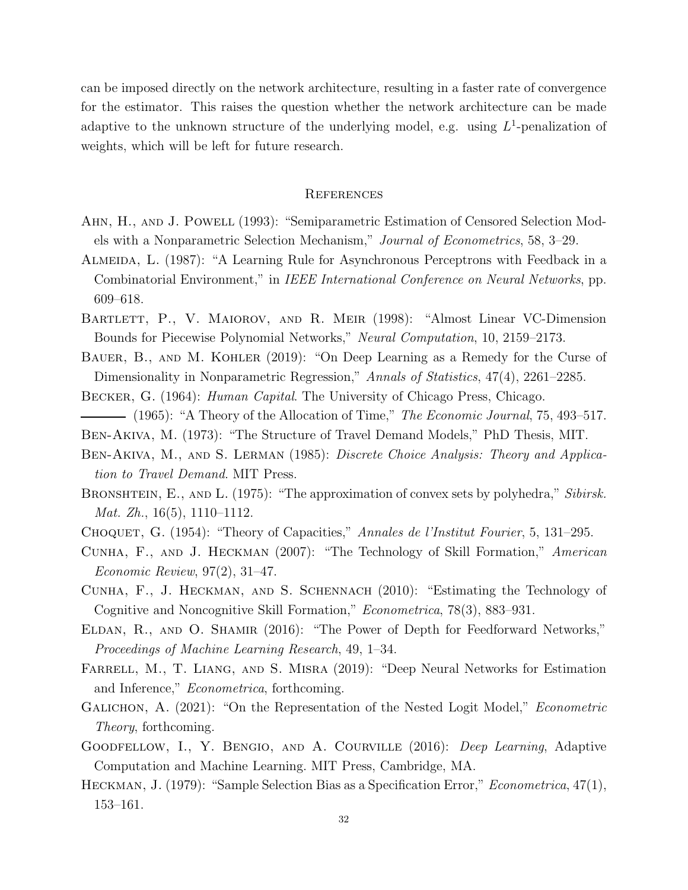can be imposed directly on the network architecture, resulting in a faster rate of convergence for the estimator. This raises the question whether the network architecture can be made adaptive to the unknown structure of the underlying model, e.g. using $L^1$-penalization of weights, which will be left for future research.

## References

Ahn, H., and J. Powell (1993): "Semiparametric Estimation of Censored Selection Models with a Nonparametric Selection Mechanism," *Journal of Econometrics*, 58, 3–29.

Almeida, L. (1987): "A Learning Rule for Asynchronous Perceptrons with Feedback in a Combinatorial Environment," in *IEEE International Conference on Neural Networks*, pp. 609–618.

Bartlett, P., V. Maiorov, and R. Meir (1998): "Almost Linear VC-Dimension Bounds for Piecewise Polynomial Networks," *Neural Computation*, 10, 2159–2173.

Bauer, B., and M. Kohler (2019): "On Deep Learning as a Remedy for the Curse of Dimensionality in Nonparametric Regression," *Annals of Statistics*, 47(4), 2261–2285.

Becker, G. (1964): *Human Capital*. The University of Chicago Press, Chicago.

——— (1965): "A Theory of the Allocation of Time," *The Economic Journal*, 75, 493–517.

Ben-Akiva, M. (1973): "The Structure of Travel Demand Models," PhD Thesis, MIT.

Ben-Akiva, M., and S. Lerman (1985): *Discrete Choice Analysis: Theory and Application to Travel Demand*. MIT Press.

Bronshtein, E., and L. (1975): "The approximation of convex sets by polyhedra," *Sibirsk. Mat. Zh.*, 16(5), 1110–1112.

Choquet, G. (1954): "Theory of Capacities," *Annales de l'Institut Fourier*, 5, 131–295.

Cunha, F., and J. Heckman (2007): "The Technology of Skill Formation," *American Economic Review*, 97(2), 31–47.

Cunha, F., J. Heckman, and S. Schennach (2010): "Estimating the Technology of Cognitive and Noncognitive Skill Formation," *Econometrica*, 78(3), 883–931.

Eldan, R., and O. Shamir (2016): "The Power of Depth for Feedforward Networks," *Proceedings of Machine Learning Research*, 49, 1–34.

Farrell, M., T. Liang, and S. Misra (2019): "Deep Neural Networks for Estimation and Inference," *Econometrica*, forthcoming.

Galichon, A. (2021): "On the Representation of the Nested Logit Model," *Econometric Theory*, forthcoming.

Goodfellow, I., Y. Bengio, and A. Courville (2016): *Deep Learning*, Adaptive Computation and Machine Learning. MIT Press, Cambridge, MA.

Heckman, J. (1979): "Sample Selection Bias as a Specification Error," *Econometrica*, 47(1), 153–161.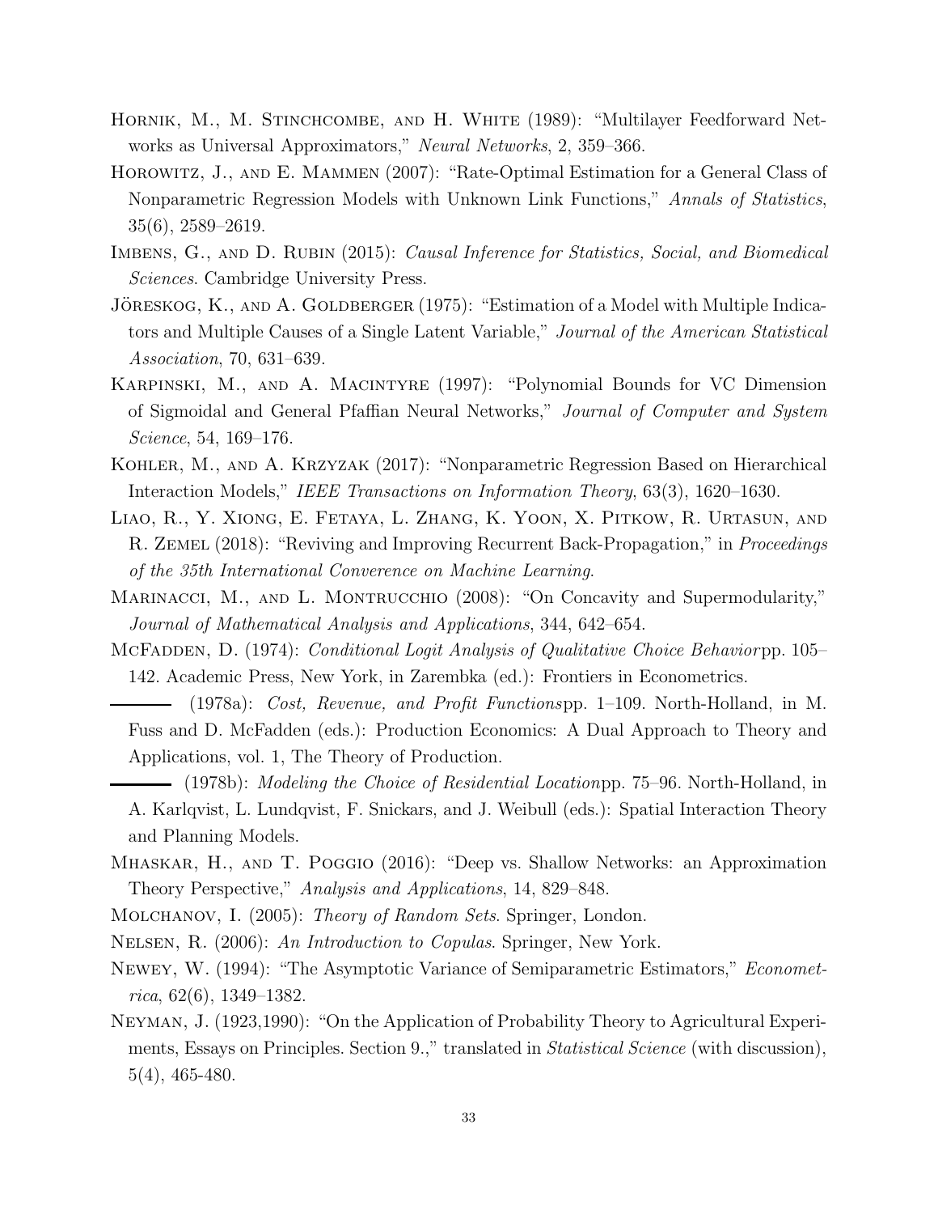Hornik, M., M. Stinchcombe, and H. White (1989): "Multilayer Feedforward Networks as Universal Approximators," *Neural Networks*, 2, 359–366.

Horowitz, J., and E. Mammen (2007): "Rate-Optimal Estimation for a General Class of Nonparametric Regression Models with Unknown Link Functions," *Annals of Statistics*, 35(6), 2589–2619.

Imbens, G., and D. Rubin (2015): *Causal Inference for Statistics, Social, and Biomedical Sciences*. Cambridge University Press.

Jöreskog, K., and A. Goldberger (1975): "Estimation of a Model with Multiple Indicators and Multiple Causes of a Single Latent Variable," *Journal of the American Statistical Association*, 70, 631–639.

Karpinski, M., and A. Macintyre (1997): "Polynomial Bounds for VC Dimension of Sigmoidal and General Pfaffian Neural Networks," *Journal of Computer and System Science*, 54, 169–176.

Kohler, M., and A. Krzyzak (2017): "Nonparametric Regression Based on Hierarchical Interaction Models," *IEEE Transactions on Information Theory*, 63(3), 1620–1630.

Liao, R., Y. Xiong, E. Fetaya, L. Zhang, K. Yoon, X. Pitkow, R. Urtasun, and R. Zemel (2018): "Reviving and Improving Recurrent Back-Propagation," in *Proceedings of the 35th International Converence on Machine Learning*.

Marinacci, M., and L. Montrucchio (2008): "On Concavity and Supermodularity," *Journal of Mathematical Analysis and Applications*, 344, 642–654.

McFadden, D. (1974): *Conditional Logit Analysis of Qualitative Choice Behavior*pp. 105–142. Academic Press, New York, in Zarembka (ed.): Frontiers in Econometrics.

——— (1978a): *Cost, Revenue, and Profit Functions*pp. 1–109. North-Holland, in M. Fuss and D. McFadden (eds.): Production Economics: A Dual Approach to Theory and Applications, vol. 1, The Theory of Production.

——— (1978b): *Modeling the Choice of Residential Location*pp. 75–96. North-Holland, in A. Karlqvist, L. Lundqvist, F. Snickars, and J. Weibull (eds.): Spatial Interaction Theory and Planning Models.

Mhaskar, H., and T. Poggio (2016): "Deep vs. Shallow Networks: an Approximation Theory Perspective," *Analysis and Applications*, 14, 829–848.

Molchanov, I. (2005): *Theory of Random Sets*. Springer, London.

Nelsen, R. (2006): *An Introduction to Copulas*. Springer, New York.

Newey, W. (1994): "The Asymptotic Variance of Semiparametric Estimators," *Econometrica*, 62(6), 1349–1382.

Neyman, J. (1923,1990): "On the Application of Probability Theory to Agricultural Experiments, Essays on Principles. Section 9.," translated in *Statistical Science* (with discussion), 5(4), 465-480.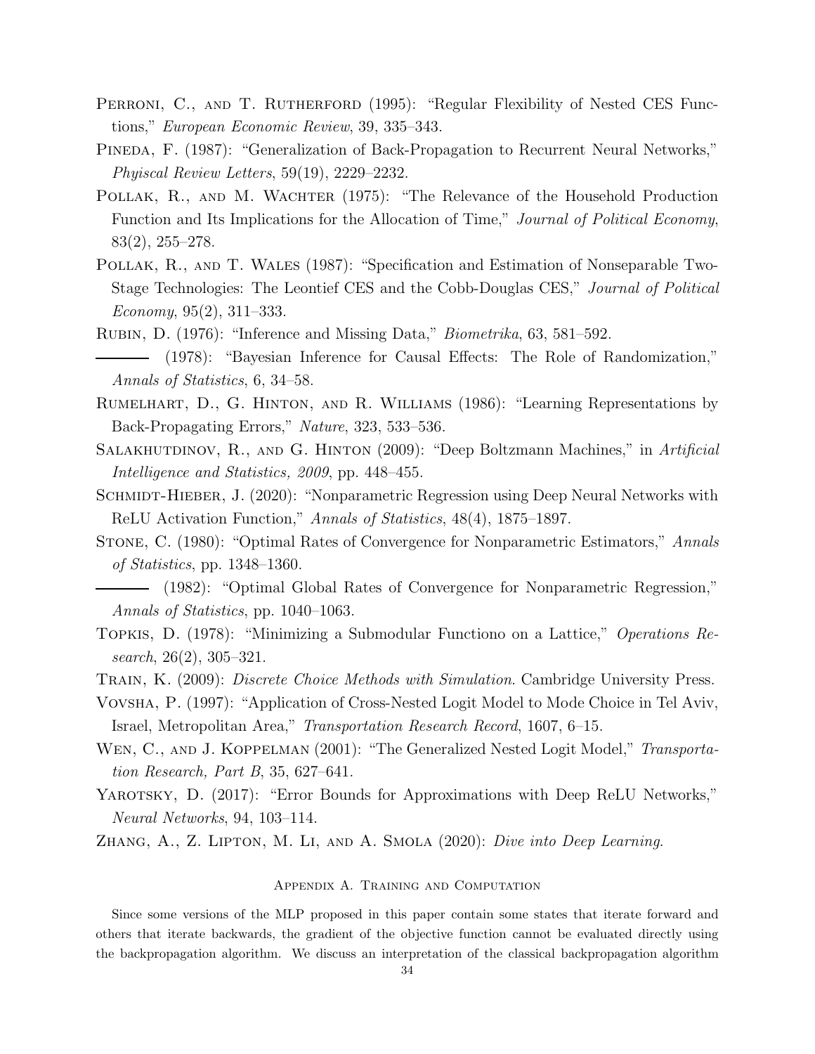Perroni, C., and T. Rutherford (1995): "Regular Flexibility of Nested CES Functions," *European Economic Review*, 39, 335–343.

Pineda, F. (1987): "Generalization of Back-Propagation to Recurrent Neural Networks," *Phyiscal Review Letters*, 59(19), 2229–2232.

Pollak, R., and M. Wachter (1975): "The Relevance of the Household Production Function and Its Implications for the Allocation of Time," *Journal of Political Economy*, 83(2), 255–278.

Pollak, R., and T. Wales (1987): "Specification and Estimation of Nonseparable Two-Stage Technologies: The Leontief CES and the Cobb-Douglas CES," *Journal of Political Economy*, 95(2), 311–333.

Rubin, D. (1976): "Inference and Missing Data," *Biometrika*, 63, 581–592.

——— (1978): "Bayesian Inference for Causal Effects: The Role of Randomization," *Annals of Statistics*, 6, 34–58.

Rumelhart, D., G. Hinton, and R. Williams (1986): "Learning Representations by Back-Propagating Errors," *Nature*, 323, 533–536.

Salakhutdinov, R., and G. Hinton (2009): "Deep Boltzmann Machines," in *Artificial Intelligence and Statistics, 2009*, pp. 448–455.

Schmidt-Hieber, J. (2020): "Nonparametric Regression using Deep Neural Networks with ReLU Activation Function," *Annals of Statistics*, 48(4), 1875–1897.

Stone, C. (1980): "Optimal Rates of Convergence for Nonparametric Estimators," *Annals of Statistics*, pp. 1348–1360.

——— (1982): "Optimal Global Rates of Convergence for Nonparametric Regression," *Annals of Statistics*, pp. 1040–1063.

Topkis, D. (1978): "Minimizing a Submodular Functiono on a Lattice," *Operations Research*, 26(2), 305–321.

Train, K. (2009): *Discrete Choice Methods with Simulation*. Cambridge University Press.

Vovsha, P. (1997): "Application of Cross-Nested Logit Model to Mode Choice in Tel Aviv, Israel, Metropolitan Area," *Transportation Research Record*, 1607, 6–15.

Wen, C., and J. Koppelman (2001): "The Generalized Nested Logit Model," *Transportation Research, Part B*, 35, 627–641.

Yarotsky, D. (2017): "Error Bounds for Approximations with Deep ReLU Networks," *Neural Networks*, 94, 103–114.

Zhang, A., Z. Lipton, M. Li, and A. Smola (2020): *Dive into Deep Learning*.

## Appendix A. Training and Computation

Since some versions of the MLP proposed in this paper contain some states that iterate forward and others that iterate backwards, the gradient of the objective function cannot be evaluated directly using the backpropagation algorithm. We discuss an interpretation of the classical backpropagation algorithm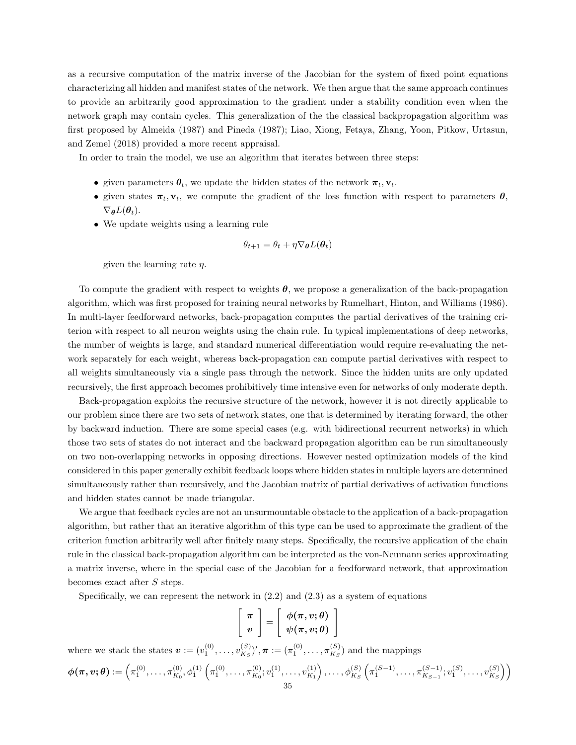as a recursive computation of the matrix inverse of the Jacobian for the system of fixed point equations characterizing all hidden and manifest states of the network. We then argue that the same approach continues to provide an arbitrarily good approximation to the gradient under a stability condition even when the network graph may contain cycles. This generalization of the the classical backpropagation algorithm was first proposed by Almeida (1987) and Pineda (1987); Liao, Xiong, Fetaya, Zhang, Yoon, Pitkow, Urtasun, and Zemel (2018) provided a more recent appraisal.

In order to train the model, we use an algorithm that iterates between three steps:

- given parameters $\boldsymbol{\theta}_t$, we update the hidden states of the network $\boldsymbol{\pi}_t, \mathbf{v}_t$.
- given states $\boldsymbol{\pi}_t, \mathbf{v}_t$, we compute the gradient of the loss function with respect to parameters $\boldsymbol{\theta}$, $\nabla_{\boldsymbol{\theta}} L(\boldsymbol{\theta}_t)$.
- We update weights using a learning rule

$$\theta_{t+1} = \theta_t + \eta \nabla_{\boldsymbol{\theta}} L(\boldsymbol{\theta}_t)$$

  given the learning rate $\eta$.

To compute the gradient with respect to weights $\boldsymbol{\theta}$, we propose a generalization of the back-propagation algorithm, which was first proposed for training neural networks by Rumelhart, Hinton, and Williams (1986). In multi-layer feedforward networks, back-propagation computes the partial derivatives of the training criterion with respect to all neuron weights using the chain rule. In typical implementations of deep networks, the number of weights is large, and standard numerical differentiation would require re-evaluating the network separately for each weight, whereas back-propagation can compute partial derivatives with respect to all weights simultaneously via a single pass through the network. Since the hidden units are only updated recursively, the first approach becomes prohibitively time intensive even for networks of only moderate depth.

Back-propagation exploits the recursive structure of the network, however it is not directly applicable to our problem since there are two sets of network states, one that is determined by iterating forward, the other by backward induction. There are some special cases (e.g. with bidirectional recurrent networks) in which those two sets of states do not interact and the backward propagation algorithm can be run simultaneously on two non-overlapping networks in opposing directions. However nested optimization models of the kind considered in this paper generally exhibit feedback loops where hidden states in multiple layers are determined simultaneously rather than recursively, and the Jacobian matrix of partial derivatives of activation functions and hidden states cannot be made triangular.

We argue that feedback cycles are not an unsurmountable obstacle to the application of a back-propagation algorithm, but rather that an iterative algorithm of this type can be used to approximate the gradient of the criterion function arbitrarily well after finitely many steps. Specifically, the recursive application of the chain rule in the classical back-propagation algorithm can be interpreted as the von-Neumann series approximating a matrix inverse, where in the special case of the Jacobian for a feedforward network, that approximation becomes exact after $S$ steps.

Specifically, we can represent the network in (2.2) and (2.3) as a system of equations

$$\left[ \begin{array}{c} \boldsymbol{\pi} \\ \boldsymbol{v} \end{array} \right] = \left[ \begin{array}{c} \boldsymbol{\phi(\pi, v; \theta)} \\ \boldsymbol{\psi(\pi, v; \theta)} \end{array} \right]$$

where we stack the states $\boldsymbol{v} := (v_1^{(0)}, \dots, v_{K_S}^{(S)})', \boldsymbol{\pi} := (\pi_1^{(0)}, \dots, \pi_{K_S}^{(S)})$ and the mappings

$$\boldsymbol{\phi(\pi, v; \theta)} := \left( \pi_1^{(0)}, \dots, \pi_{K_0}^{(0)}, \phi_1^{(1)} \left( \pi_1^{(0)}, \dots, \pi_{K_0}^{(0)}; v_1^{(1)}, \dots, v_{K_1}^{(1)} \right), \dots, \phi_{K_S}^{(S)} \left( \pi_1^{(S-1)}, \dots, \pi_{K_{S-1}}^{(S-1)}; v_1^{(S)}, \dots, v_{K_S}^{(S)} \right) \right)$$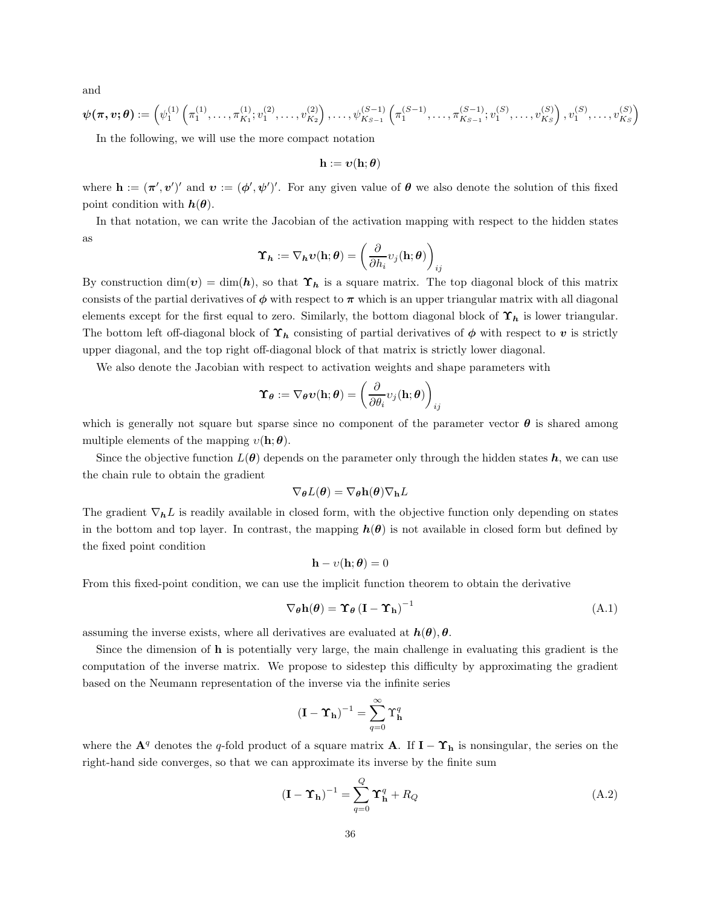and

$$\boldsymbol{\psi}(\boldsymbol{\pi}, \boldsymbol{\upsilon}; \boldsymbol{\theta}) := \left(\psi_1^{(1)}\left(\pi_1^{(1)}, \ldots, \pi_{K_1}^{(1)}; \upsilon_1^{(2)}, \ldots, \upsilon_{K_2}^{(2)}\right), \ldots, \psi_{K_{S-1}}^{(S-1)}\left(\pi_1^{(S-1)}, \ldots, \pi_{K_{S-1}}^{(S-1)}; \upsilon_1^{(S)}, \ldots, \upsilon_{K_S}^{(S)}\right), \upsilon_1^{(S)}, \ldots, \upsilon_{K_S}^{(S)}\right)$$

In the following, we will use the more compact notation

$$\mathbf{h} := \boldsymbol{\upsilon}(\mathbf{h}; \boldsymbol{\theta})$$

where $\mathbf{h} := (\boldsymbol{\pi}', \boldsymbol{\upsilon}')'$ and $\boldsymbol{\upsilon} := (\boldsymbol{\phi}', \boldsymbol{\psi}')'$. For any given value of $\boldsymbol{\theta}$ we also denote the solution of this fixed point condition with $\boldsymbol{h}(\boldsymbol{\theta})$.

In that notation, we can write the Jacobian of the activation mapping with respect to the hidden states as

$$\boldsymbol{\Upsilon}_{\boldsymbol{h}} := \nabla_{\boldsymbol{h}} \boldsymbol{\upsilon}(\mathbf{h}; \boldsymbol{\theta}) = \left(\frac{\partial}{\partial h_i} \upsilon_j(\mathbf{h}; \boldsymbol{\theta})\right)_{ij}$$

By construction $\dim(\boldsymbol{\upsilon}) = \dim(\boldsymbol{h})$, so that $\boldsymbol{\Upsilon}_{\boldsymbol{h}}$ is a square matrix. The top diagonal block of this matrix consists of the partial derivatives of $\boldsymbol{\phi}$ with respect to $\boldsymbol{\pi}$ which is an upper triangular matrix with all diagonal elements except for the first equal to zero. Similarly, the bottom diagonal block of $\boldsymbol{\Upsilon}_{\boldsymbol{h}}$ is lower triangular. The bottom left off-diagonal block of $\boldsymbol{\Upsilon}_{\boldsymbol{h}}$ consisting of partial derivatives of $\boldsymbol{\phi}$ with respect to $\boldsymbol{\upsilon}$ is strictly upper diagonal, and the top right off-diagonal block of that matrix is strictly lower diagonal.

We also denote the Jacobian with respect to activation weights and shape parameters with

$$\boldsymbol{\Upsilon}_{\boldsymbol{\theta}} := \nabla_{\boldsymbol{\theta}} \boldsymbol{\upsilon}(\mathbf{h}; \boldsymbol{\theta}) = \left(\frac{\partial}{\partial \theta_i} \upsilon_j(\mathbf{h}; \boldsymbol{\theta})\right)_{ij}$$

which is generally not square but sparse since no component of the parameter vector $\boldsymbol{\theta}$ is shared among multiple elements of the mapping $\upsilon(\mathbf{h}; \boldsymbol{\theta})$.

Since the objective function $L(\boldsymbol{\theta})$ depends on the parameter only through the hidden states $\boldsymbol{h}$, we can use the chain rule to obtain the gradient

$$\nabla_{\boldsymbol{\theta}} L(\boldsymbol{\theta}) = \nabla_{\boldsymbol{\theta}} \mathbf{h}(\boldsymbol{\theta}) \nabla_{\mathbf{h}} L$$

The gradient $\nabla_{\boldsymbol{h}} L$ is readily available in closed form, with the objective function only depending on states in the bottom and top layer. In contrast, the mapping $\boldsymbol{h}(\boldsymbol{\theta})$ is not available in closed form but defined by the fixed point condition

$$\mathbf{h} - \upsilon(\mathbf{h}; \boldsymbol{\theta}) = 0$$

From this fixed-point condition, we can use the implicit function theorem to obtain the derivative

$$\nabla_{\boldsymbol{\theta}} \mathbf{h}(\boldsymbol{\theta}) = \boldsymbol{\Upsilon}_{\boldsymbol{\theta}} \left(\mathbf{I} - \boldsymbol{\Upsilon}_{\mathbf{h}}\right)^{-1} \tag{A.1}$$

assuming the inverse exists, where all derivatives are evaluated at $\boldsymbol{h}(\boldsymbol{\theta}), \boldsymbol{\theta}$.

Since the dimension of $\mathbf{h}$ is potentially very large, the main challenge in evaluating this gradient is the computation of the inverse matrix. We propose to sidestep this difficulty by approximating the gradient based on the Neumann representation of the inverse via the infinite series

$$\left(\mathbf{I} - \boldsymbol{\Upsilon}_{\mathbf{h}}\right)^{-1} = \sum_{q=0}^{\infty} \Upsilon_{\mathbf{h}}^{q}$$

where the $\mathbf{A}^q$ denotes the $q$-fold product of a square matrix $\mathbf{A}$. If $\mathbf{I} - \boldsymbol{\Upsilon}_{\mathbf{h}}$ is nonsingular, the series on the right-hand side converges, so that we can approximate its inverse by the finite sum

$$\left(\mathbf{I} - \boldsymbol{\Upsilon}_{\mathbf{h}}\right)^{-1} = \sum_{q=0}^{Q} \boldsymbol{\Upsilon}_{\mathbf{h}}^{q} + R_Q \tag{A.2}$$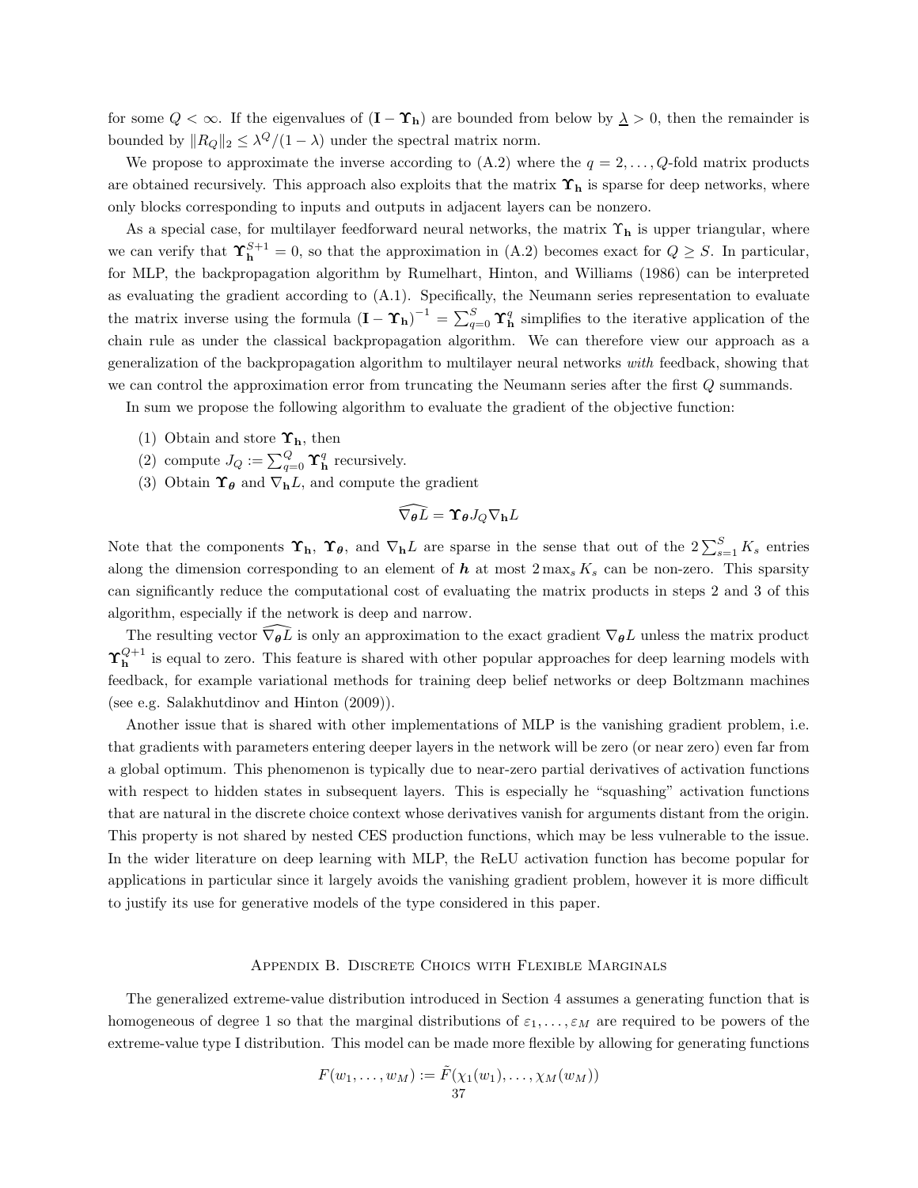for some $Q < \infty$. If the eigenvalues of $(\mathbf{I} - \boldsymbol{\Upsilon}_{\mathbf{h}})$ are bounded from below by $\underline{\lambda} > 0$, then the remainder is bounded by $\|R_Q\|_2 \leq \lambda^Q/(1-\lambda)$ under the spectral matrix norm.

We propose to approximate the inverse according to (A.2) where the $q = 2, \dots, Q$-fold matrix products are obtained recursively. This approach also exploits that the matrix $\boldsymbol{\Upsilon}_{\mathbf{h}}$ is sparse for deep networks, where only blocks corresponding to inputs and outputs in adjacent layers can be nonzero.

As a special case, for multilayer feedforward neural networks, the matrix $\boldsymbol{\Upsilon}_{\mathbf{h}}$ is upper triangular, where we can verify that $\boldsymbol{\Upsilon}_{\mathbf{h}}^{S+1} = 0$, so that the approximation in (A.2) becomes exact for $Q \geq S$. In particular, for MLP, the backpropagation algorithm by Rumelhart, Hinton, and Williams (1986) can be interpreted as evaluating the gradient according to (A.1). Specifically, the Neumann series representation to evaluate the matrix inverse using the formula $(\mathbf{I} - \boldsymbol{\Upsilon}_{\mathbf{h}})^{-1} = \sum_{q=0}^{S} \boldsymbol{\Upsilon}_{\mathbf{h}}^q$ simplifies to the iterative application of the chain rule as under the classical backpropagation algorithm. We can therefore view our approach as a generalization of the backpropagation algorithm to multilayer neural networks *with* feedback, showing that we can control the approximation error from truncating the Neumann series after the first $Q$ summands.

In sum we propose the following algorithm to evaluate the gradient of the objective function:

(1) Obtain and store $\boldsymbol{\Upsilon}_{\mathbf{h}}$, then
(2) compute $J_Q := \sum_{q=0}^{Q} \boldsymbol{\Upsilon}_{\mathbf{h}}^q$ recursively.
(3) Obtain $\boldsymbol{\Upsilon}_{\boldsymbol{\theta}}$ and $\nabla_{\mathbf{h}} L$, and compute the gradient

$$\widehat{\nabla_{\boldsymbol{\theta}} L} = \boldsymbol{\Upsilon}_{\boldsymbol{\theta}} J_Q \nabla_{\mathbf{h}} L$$

Note that the components $\boldsymbol{\Upsilon}_{\mathbf{h}}$, $\boldsymbol{\Upsilon}_{\boldsymbol{\theta}}$, and $\nabla_{\mathbf{h}} L$ are sparse in the sense that out of the $2\sum_{s=1}^{S} K_s$ entries along the dimension corresponding to an element of $\boldsymbol{h}$ at most $2\max_s K_s$ can be non-zero. This sparsity can significantly reduce the computational cost of evaluating the matrix products in steps 2 and 3 of this algorithm, especially if the network is deep and narrow.

The resulting vector $\widehat{\nabla_{\boldsymbol{\theta}} L}$ is only an approximation to the exact gradient $\nabla_{\boldsymbol{\theta}} L$ unless the matrix product $\boldsymbol{\Upsilon}_{\mathbf{h}}^{Q+1}$ is equal to zero. This feature is shared with other popular approaches for deep learning models with feedback, for example variational methods for training deep belief networks or deep Boltzmann machines (see e.g. Salakhutdinov and Hinton (2009)).

Another issue that is shared with other implementations of MLP is the vanishing gradient problem, i.e. that gradients with parameters entering deeper layers in the network will be zero (or near zero) even far from a global optimum. This phenomenon is typically due to near-zero partial derivatives of activation functions with respect to hidden states in subsequent layers. This is especially he "squashing" activation functions that are natural in the discrete choice context whose derivatives vanish for arguments distant from the origin. This property is not shared by nested CES production functions, which may be less vulnerable to the issue. In the wider literature on deep learning with MLP, the ReLU activation function has become popular for applications in particular since it largely avoids the vanishing gradient problem, however it is more difficult to justify its use for generative models of the type considered in this paper.

## Appendix B. Discrete Choices with Flexible Marginals

The generalized extreme-value distribution introduced in Section 4 assumes a generating function that is homogeneous of degree 1 so that the marginal distributions of $\varepsilon_1, \dots, \varepsilon_M$ are required to be powers of the extreme-value type I distribution. This model can be made more flexible by allowing for generating functions

$$F(w_1, \dots, w_M) := \tilde{F}(\chi_1(w_1), \dots, \chi_M(w_M))$$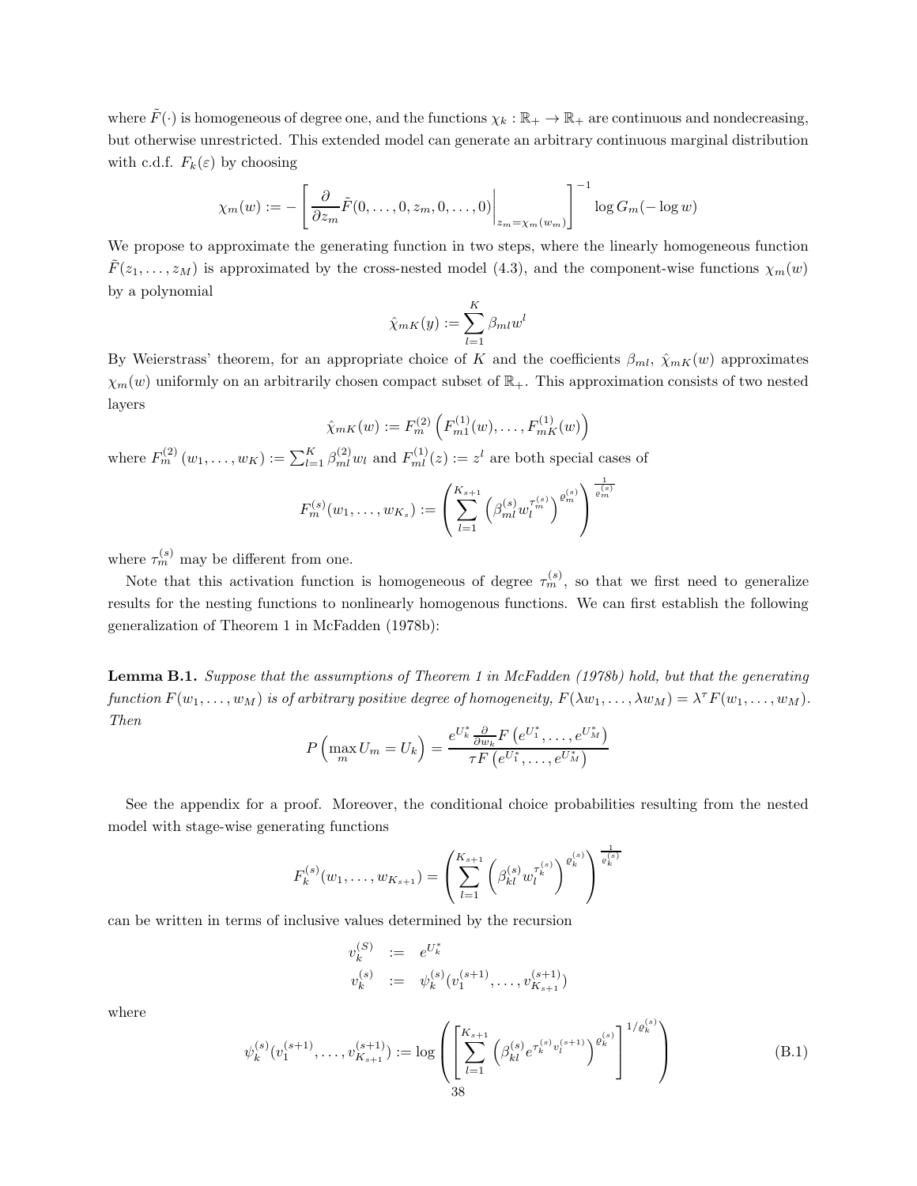where $\tilde{F}(\cdot)$ is homogeneous of degree one, and the functions $\chi_k : \mathbb{R}_+ \to \mathbb{R}_+$ are continuous and nondecreasing, but otherwise unrestricted. This extended model can generate an arbitrary continuous marginal distribution with c.d.f. $F_k(\varepsilon)$ by choosing

$$\chi_m(w) := -\left[\frac{\partial}{\partial z_m}\tilde{F}(0,\dots,0,z_m,0,\dots,0)\Big|_{z_m=\chi_m(w_m)}\right]^{-1}\log G_m(-\log w)$$

We propose to approximate the generating function in two steps, where the linearly homogeneous function $\tilde{F}(z_1,\dots,z_M)$ is approximated by the cross-nested model (4.3), and the component-wise functions $\chi_m(w)$ by a polynomial

$$\hat{\chi}_{mK}(y) := \sum_{l=1}^{K}\beta_{ml}w^l$$

By Weierstrass' theorem, for an appropriate choice of $K$ and the coefficients $\beta_{ml}$, $\hat{\chi}_{mK}(w)$ approximates $\chi_m(w)$ uniformly on an arbitrarily chosen compact subset of $\mathbb{R}_+$. This approximation consists of two nested layers

$$\hat{\chi}_{mK}(w) := F_m^{(2)}\left(F_{m1}^{(1)}(w),\dots,F_{mK}^{(1)}(w)\right)$$

where $F_m^{(2)}(w_1,\dots,w_K) := \sum_{l=1}^{K}\beta_{ml}^{(2)}w_l$ and $F_{ml}^{(1)}(z) := z^l$ are both special cases of

$$F_m^{(s)}(w_1,\dots,w_{K_s}) := \left(\sum_{l=1}^{K_{s+1}}\left(\beta_{ml}^{(s)}w_l^{\tau_m^{(s)}}\right)^{\varrho_m^{(s)}}\right)^{\frac{1}{\varrho_m^{(s)}}}$$

where $\tau_m^{(s)}$ may be different from one.

Note that this activation function is homogeneous of degree $\tau_m^{(s)}$, so that we first need to generalize results for the nesting functions to nonlinearly homogenous functions. We can first establish the following generalization of Theorem 1 in McFadden (1978b):

**Lemma B.1.** *Suppose that the assumptions of Theorem 1 in McFadden (1978b) hold, but that the generating function $F(w_1,\dots,w_M)$ is of arbitrary positive degree of homogeneity, $F(\lambda w_1,\dots,\lambda w_M) = \lambda^\tau F(w_1,\dots,w_M)$. Then*

$$P\left(\max_m U_m = U_k\right) = \frac{e^{U_k^*}\frac{\partial}{\partial w_k}F\left(e^{U_1^*},\dots,e^{U_M^*}\right)}{\tau F\left(e^{U_1^*},\dots,e^{U_M^*}\right)}$$

See the appendix for a proof. Moreover, the conditional choice probabilities resulting from the nested model with stage-wise generating functions

$$F_k^{(s)}(w_1,\dots,w_{K_{s+1}}) = \left(\sum_{l=1}^{K_{s+1}}\left(\beta_{kl}^{(s)}w_l^{\tau_k^{(s)}}\right)^{\varrho_k^{(s)}}\right)^{\frac{1}{\varrho_k^{(s)}}}$$

can be written in terms of inclusive values determined by the recursion

$$\begin{aligned}
v_k^{(S)} &:= e^{U_k^*}\\
v_k^{(s)} &:= \psi_k^{(s)}(v_1^{(s+1)},\dots,v_{K_{s+1}}^{(s+1)})
\end{aligned}$$

where

$$\psi_k^{(s)}(v_1^{(s+1)},\dots,v_{K_{s+1}}^{(s+1)}) := \log\left(\left[\sum_{l=1}^{K_{s+1}}\left(\beta_{kl}^{(s)}e^{\tau_k^{(s)}v_l^{(s+1)}}\right)^{\varrho_k^{(s)}}\right]^{1/\varrho_k^{(s)}}\right) \tag{B.1}$$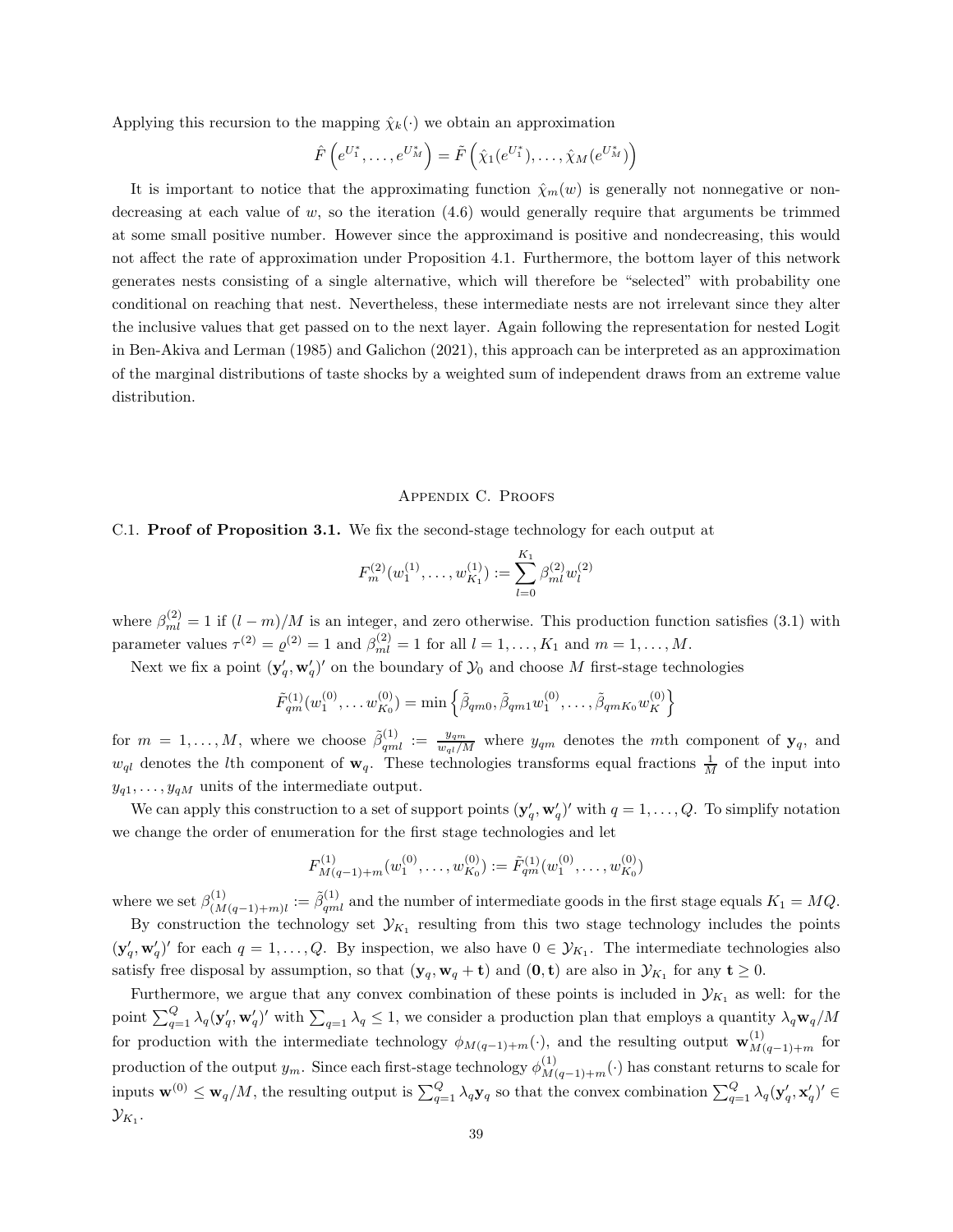Applying this recursion to the mapping $\hat{\chi}_k(\cdot)$ we obtain an approximation

$$\hat{F}\left(e^{U_1^*}, \dots, e^{U_M^*}\right) = \tilde{F}\left(\hat{\chi}_1(e^{U_1^*}), \dots, \hat{\chi}_M(e^{U_M^*})\right)$$

It is important to notice that the approximating function $\hat{\chi}_m(w)$ is generally not nonnegative or non-decreasing at each value of $w$, so the iteration (4.6) would generally require that arguments be trimmed at some small positive number. However since the approximand is positive and nondecreasing, this would not affect the rate of approximation under Proposition 4.1. Furthermore, the bottom layer of this network generates nests consisting of a single alternative, which will therefore be "selected" with probability one conditional on reaching that nest. Nevertheless, these intermediate nests are not irrelevant since they alter the inclusive values that get passed on to the next layer. Again following the representation for nested Logit in Ben-Akiva and Lerman (1985) and Galichon (2021), this approach can be interpreted as an approximation of the marginal distributions of taste shocks by a weighted sum of independent draws from an extreme value distribution.

## Appendix C. Proofs

C.1. **Proof of Proposition 3.1.** We fix the second-stage technology for each output at

$$F_m^{(2)}(w_1^{(1)}, \dots, w_{K_1}^{(1)}) := \sum_{l=0}^{K_1} \beta_{ml}^{(2)} w_l^{(2)}$$

where $\beta_{ml}^{(2)} = 1$ if $(l-m)/M$ is an integer, and zero otherwise. This production function satisfies (3.1) with parameter values $\tau^{(2)} = \varrho^{(2)} = 1$ and $\beta_{ml}^{(2)} = 1$ for all $l = 1, \dots, K_1$ and $m = 1, \dots, M$.

Next we fix a point $(\mathbf{y}_q', \mathbf{w}_q')'$ on the boundary of $\mathcal{Y}_0$ and choose $M$ first-stage technologies

$$\tilde{F}_{qm}^{(1)}(w_1^{(0)}, \dots w_{K_0}^{(0)}) = \min\left\{\tilde{\beta}_{qm0}, \tilde{\beta}_{qm1} w_1^{(0)}, \dots, \tilde{\beta}_{qmK_0} w_K^{(0)}\right\}$$

for $m = 1, \dots, M$, where we choose $\tilde{\beta}_{qml}^{(1)} := \frac{y_{qm}}{w_{ql}/M}$ where $y_{qm}$ denotes the $m$th component of $\mathbf{y}_q$, and $w_{ql}$ denotes the $l$th component of $\mathbf{w}_q$. These technologies transforms equal fractions $\frac{1}{M}$ of the input into $y_{q1}, \dots, y_{qM}$ units of the intermediate output.

We can apply this construction to a set of support points $(\mathbf{y}_q', \mathbf{w}_q')'$ with $q = 1, \dots, Q$. To simplify notation we change the order of enumeration for the first stage technologies and let

$$F_{M(q-1)+m}^{(1)}(w_1^{(0)}, \dots, w_{K_0}^{(0)}) := \tilde{F}_{qm}^{(1)}(w_1^{(0)}, \dots, w_{K_0}^{(0)})$$

where we set $\beta_{(M(q-1)+m)l}^{(1)} := \tilde{\beta}_{qml}^{(1)}$ and the number of intermediate goods in the first stage equals $K_1 = MQ$.

By construction the technology set $\mathcal{Y}_{K_1}$ resulting from this two stage technology includes the points $(\mathbf{y}_q', \mathbf{w}_q')'$ for each $q = 1, \dots, Q$. By inspection, we also have $0 \in \mathcal{Y}_{K_1}$. The intermediate technologies also satisfy free disposal by assumption, so that $(\mathbf{y}_q, \mathbf{w}_q + \mathbf{t})$ and $(\mathbf{0}, \mathbf{t})$ are also in $\mathcal{Y}_{K_1}$ for any $\mathbf{t} \geq 0$.

Furthermore, we argue that any convex combination of these points is included in $\mathcal{Y}_{K_1}$ as well: for the point $\sum_{q=1}^Q \lambda_q (\mathbf{y}_q', \mathbf{w}_q')'$ with $\sum_{q=1} \lambda_q \leq 1$, we consider a production plan that employs a quantity $\lambda_q \mathbf{w}_q / M$ for production with the intermediate technology $\phi_{M(q-1)+m}(\cdot)$, and the resulting output $\mathbf{w}_{M(q-1)+m}^{(1)}$ for production of the output $y_m$. Since each first-stage technology $\phi_{M(q-1)+m}^{(1)}(\cdot)$ has constant returns to scale for inputs $\mathbf{w}^{(0)} \leq \mathbf{w}_q / M$, the resulting output is $\sum_{q=1}^Q \lambda_q \mathbf{y}_q$ so that the convex combination $\sum_{q=1}^Q \lambda_q (\mathbf{y}_q', \mathbf{x}_q')' \in \mathcal{Y}_{K_1}$.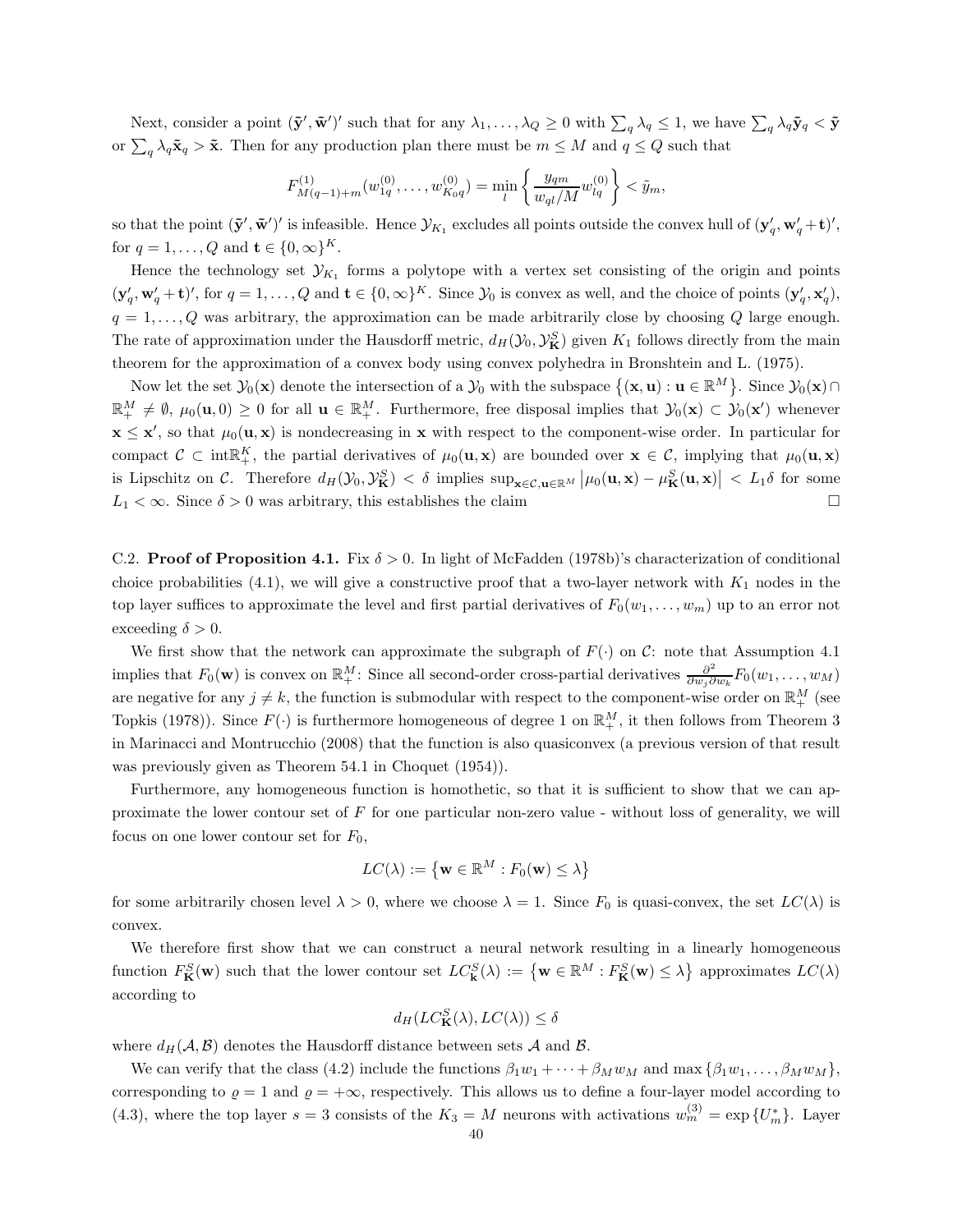Next, consider a point $(\tilde{\mathbf{y}}', \tilde{\mathbf{w}}')'$ such that for any $\lambda_1, \ldots, \lambda_Q \geq 0$ with $\sum_q \lambda_q \leq 1$, we have $\sum_q \lambda_q \tilde{\mathbf{y}}_q < \tilde{\mathbf{y}}$ or $\sum_q \lambda_q \tilde{\mathbf{x}}_q > \tilde{\mathbf{x}}$. Then for any production plan there must be $m \leq M$ and $q \leq Q$ such that

$$F^{(1)}_{M(q-1)+m}(w^{(0)}_{1q}, \ldots, w^{(0)}_{K_0 q}) = \min_l \left\{ \frac{y_{qm}}{w_{ql}/M} w^{(0)}_{lq} \right\} < \tilde{y}_m,$$

so that the point $(\tilde{\mathbf{y}}', \tilde{\mathbf{w}}')'$ is infeasible. Hence $\mathcal{Y}_{K_1}$ excludes all points outside the convex hull of $(\mathbf{y}'_q, \mathbf{w}'_q + \mathbf{t})'$, for $q = 1, \ldots, Q$ and $\mathbf{t} \in \{0, \infty\}^K$.

Hence the technology set $\mathcal{Y}_{K_1}$ forms a polytope with a vertex set consisting of the origin and points $(\mathbf{y}'_q, \mathbf{w}'_q + \mathbf{t})'$, for $q = 1, \ldots, Q$ and $\mathbf{t} \in \{0, \infty\}^K$. Since $\mathcal{Y}_0$ is convex as well, and the choice of points $(\mathbf{y}'_q, \mathbf{x}'_q)$, $q = 1, \ldots, Q$ was arbitrary, the approximation can be made arbitrarily close by choosing $Q$ large enough. The rate of approximation under the Hausdorff metric, $d_H(\mathcal{Y}_0, \mathcal{Y}^S_{\mathbf{K}})$ given $K_1$ follows directly from the main theorem for the approximation of a convex body using convex polyhedra in Bronshtein and L. (1975).

Now let the set $\mathcal{Y}_0(\mathbf{x})$ denote the intersection of a $\mathcal{Y}_0$ with the subspace $\left\{(\mathbf{x}, \mathbf{u}) : \mathbf{u} \in \mathbb{R}^M\right\}$. Since $\mathcal{Y}_0(\mathbf{x}) \cap \mathbb{R}^M_+ \neq \emptyset$, $\mu_0(\mathbf{u}, 0) \geq 0$ for all $\mathbf{u} \in \mathbb{R}^M_+$. Furthermore, free disposal implies that $\mathcal{Y}_0(\mathbf{x}) \subset \mathcal{Y}_0(\mathbf{x}')$ whenever $\mathbf{x} \leq \mathbf{x}'$, so that $\mu_0(\mathbf{u}, \mathbf{x})$ is nondecreasing in $\mathbf{x}$ with respect to the component-wise order. In particular for compact $\mathcal{C} \subset \text{int}\mathbb{R}^K_+$, the partial derivatives of $\mu_0(\mathbf{u}, \mathbf{x})$ are bounded over $\mathbf{x} \in \mathcal{C}$, implying that $\mu_0(\mathbf{u}, \mathbf{x})$ is Lipschitz on $\mathcal{C}$. Therefore $d_H(\mathcal{Y}_0, \mathcal{Y}^S_{\mathbf{K}}) < \delta$ implies $\sup_{\mathbf{x} \in \mathcal{C}, \mathbf{u} \in \mathbb{R}^M} \left|\mu_0(\mathbf{u}, \mathbf{x}) - \mu^S_{\mathbf{K}}(\mathbf{u}, \mathbf{x})\right| < L_1 \delta$ for some $L_1 < \infty$. Since $\delta > 0$ was arbitrary, this establishes the claim □

C.2. **Proof of Proposition 4.1.** Fix $\delta > 0$. In light of McFadden (1978b)'s characterization of conditional choice probabilities (4.1), we will give a constructive proof that a two-layer network with $K_1$ nodes in the top layer suffices to approximate the level and first partial derivatives of $F_0(w_1, \ldots, w_m)$ up to an error not exceeding $\delta > 0$.

We first show that the network can approximate the subgraph of $F(\cdot)$ on $\mathcal{C}$: note that Assumption 4.1 implies that $F_0(\mathbf{w})$ is convex on $\mathbb{R}^M_+$: Since all second-order cross-partial derivatives $\frac{\partial^2}{\partial w_j \partial w_k} F_0(w_1, \ldots, w_M)$ are negative for any $j \neq k$, the function is submodular with respect to the component-wise order on $\mathbb{R}^M_+$ (see Topkis (1978)). Since $F(\cdot)$ is furthermore homogeneous of degree 1 on $\mathbb{R}^M_+$, it then follows from Theorem 3 in Marinacci and Montrucchio (2008) that the function is also quasiconvex (a previous version of that result was previously given as Theorem 54.1 in Choquet (1954)).

Furthermore, any homogeneous function is homothetic, so that it is sufficient to show that we can approximate the lower contour set of $F$ for one particular non-zero value - without loss of generality, we will focus on one lower contour set for $F_0$,

$$LC(\lambda) := \left\{\mathbf{w} \in \mathbb{R}^M : F_0(\mathbf{w}) \leq \lambda\right\}$$

for some arbitrarily chosen level $\lambda > 0$, where we choose $\lambda = 1$. Since $F_0$ is quasi-convex, the set $LC(\lambda)$ is convex.

We therefore first show that we can construct a neural network resulting in a linearly homogeneous function $F^S_{\mathbf{K}}(\mathbf{w})$ such that the lower contour set $LC^S_{\mathbf{k}}(\lambda) := \left\{\mathbf{w} \in \mathbb{R}^M : F^S_{\mathbf{K}}(\mathbf{w}) \leq \lambda\right\}$ approximates $LC(\lambda)$ according to

$$d_H(LC^S_{\mathbf{K}}(\lambda), LC(\lambda)) \leq \delta$$

where $d_H(\mathcal{A}, \mathcal{B})$ denotes the Hausdorff distance between sets $\mathcal{A}$ and $\mathcal{B}$.

We can verify that the class (4.2) include the functions $\beta_1 w_1 + \cdots + \beta_M w_M$ and $\max\{\beta_1 w_1, \ldots, \beta_M w_M\}$, corresponding to $\varrho = 1$ and $\varrho = +\infty$, respectively. This allows us to define a four-layer model according to (4.3), where the top layer $s = 3$ consists of the $K_3 = M$ neurons with activations $w^{(3)}_m = \exp\{U^*_m\}$. Layer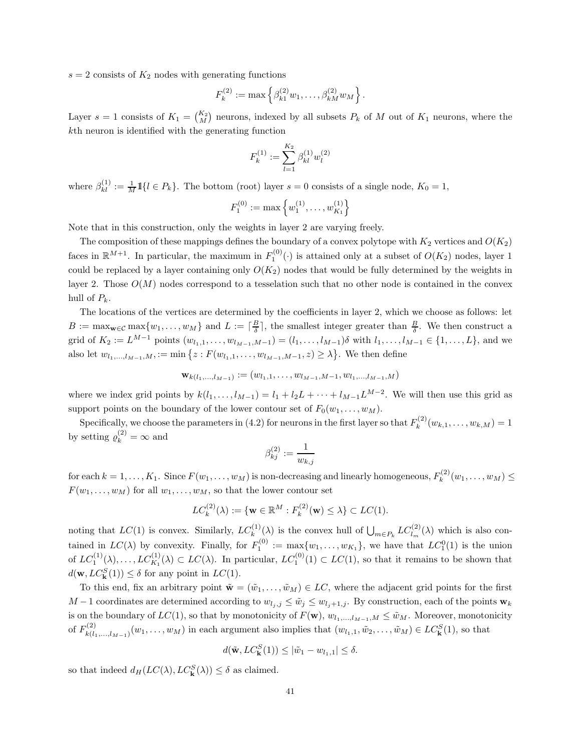$s = 2$ consists of $K_2$ nodes with generating functions

$$F_k^{(2)} := \max\left\{\beta_{k1}^{(2)} w_1, \ldots, \beta_{kM}^{(2)} w_M\right\}.$$

Layer $s = 1$ consists of $K_1 = \binom{K_2}{M}$ neurons, indexed by all subsets $P_k$ of $M$ out of $K_1$ neurons, where the $k$th neuron is identified with the generating function

$$F_k^{(1)} := \sum_{l=1}^{K_2} \beta_{kl}^{(1)} w_l^{(2)}$$

where $\beta_{kl}^{(1)} := \frac{1}{M}\mathbb{1}\{l \in P_k\}$. The bottom (root) layer $s = 0$ consists of a single node, $K_0 = 1$,

$$F_1^{(0)} := \max\left\{w_1^{(1)}, \ldots, w_{K_1}^{(1)}\right\}$$

Note that in this construction, only the weights in layer 2 are varying freely.

The composition of these mappings defines the boundary of a convex polytope with $K_2$ vertices and $O(K_2)$ faces in $\mathbb{R}^{M+1}$. In particular, the maximum in $F_1^{(0)}(\cdot)$ is attained only at a subset of $O(K_2)$ nodes, layer 1 could be replaced by a layer containing only $O(K_2)$ nodes that would be fully determined by the weights in layer 2. Those $O(M)$ nodes correspond to a tesselation such that no other node is contained in the convex hull of $P_k$.

The locations of the vertices are determined by the coefficients in layer 2, which we choose as follows: let $B := \max_{\mathbf{w}\in\mathcal{C}} \max\{w_1, \ldots, w_M\}$ and $L := \lceil \frac{B}{\delta} \rceil$, the smallest integer greater than $\frac{B}{\delta}$. We then construct a grid of $K_2 := L^{M-1}$ points $(w_{l_1,1}, \ldots, w_{l_{M-1},M-1}) = (l_1, \ldots, l_{M-1})\delta$ with $l_1, \ldots, l_{M-1} \in \{1, \ldots, L\}$, and we also let $w_{l_1,\ldots,l_{M-1},M,} := \min\left\{z : F(w_{l_1,1}, \ldots, w_{l_{M-1},M-1}, z) \geq \lambda\right\}$. We then define

$$\mathbf{w}_{k(l_1,\ldots,l_{M-1})} := (w_{l_1,1}, \ldots, w_{l_{M-1},M-1}, w_{l_1,\ldots,l_{M-1},M})$$

where we index grid points by $k(l_1, \ldots, l_{M-1}) = l_1 + l_2 L + \cdots + l_{M-1} L^{M-2}$. We will then use this grid as support points on the boundary of the lower contour set of $F_0(w_1, \ldots, w_M)$.

Specifically, we choose the parameters in (4.2) for neurons in the first layer so that $F_k^{(2)}(w_{k,1}, \ldots, w_{k,M}) = 1$ by setting $\varrho_k^{(2)} = \infty$ and

$$\beta_{kj}^{(2)} := \frac{1}{w_{k,j}}$$

for each $k = 1, \ldots, K_1$. Since $F(w_1, \ldots, w_M)$ is non-decreasing and linearly homogeneous, $F_k^{(2)}(w_1, \ldots, w_M) \leq F(w_1, \ldots, w_M)$ for all $w_1, \ldots, w_M$, so that the lower contour set

$$LC_k^{(2)}(\lambda) := \{\mathbf{w} \in \mathbb{R}^M : F_k^{(2)}(\mathbf{w}) \leq \lambda\} \subset LC(1).$$

noting that $LC(1)$ is convex. Similarly, $LC_k^{(1)}(\lambda)$ is the convex hull of $\bigcup_{m\in P_k} LC_{l_m}^{(2)}(\lambda)$ which is also contained in $LC(\lambda)$ by convexity. Finally, for $F_1^{(0)} := \max\{w_1, \ldots, w_{K_1}\}$, we have that $LC_1^0(1)$ is the union of $LC_1^{(1)}(\lambda), \ldots, LC_{K_1}^{(1)}(\lambda) \subset LC(\lambda)$. In particular, $LC_1^{(0)}(1) \subset LC(1)$, so that it remains to be shown that $d(\mathbf{w}, LC_{\mathbf{k}}^S(1)) \leq \delta$ for any point in $LC(1)$.

To this end, fix an arbitrary point $\tilde{\mathbf{w}} = (\tilde{w}_1, \ldots, \tilde{w}_M) \in LC$, where the adjacent grid points for the first $M-1$ coordinates are determined according to $w_{l_j,j} \leq \tilde{w}_j \leq w_{l_j+1,j}$. By construction, each of the points $\mathbf{w}_k$ is on the boundary of $LC(1)$, so that by monotonicity of $F(\mathbf{w})$, $w_{l_1,\ldots,l_{M-1},M} \leq \tilde{w}_M$. Moreover, monotonicity of $F_{k(l_1,\ldots,l_{M-1})}^{(2)}(w_1, \ldots, w_M)$ in each argument also implies that $(w_{l_1,1}, \tilde{w}_2, \ldots, \tilde{w}_M) \in LC_{\mathbf{k}}^S(1)$, so that

$$d(\tilde{\mathbf{w}}, LC_{\mathbf{k}}^S(1)) \leq |\tilde{w}_1 - w_{l_1,1}| \leq \delta.$$

so that indeed $d_H(LC(\lambda), LC_{\mathbf{k}}^S(\lambda)) \leq \delta$ as claimed.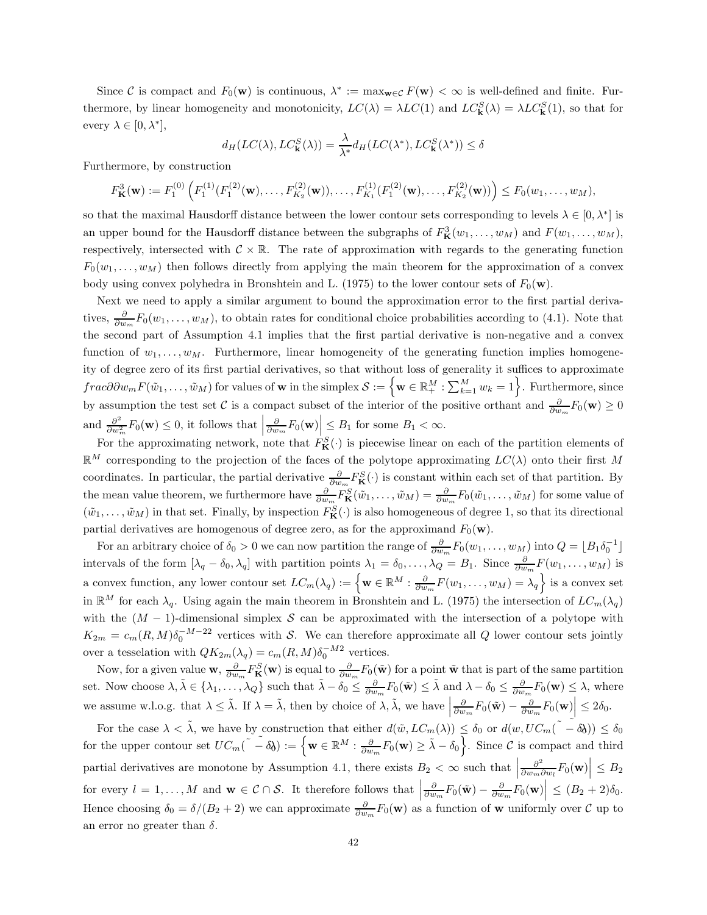Since $\mathcal{C}$ is compact and $F_0(\mathbf{w})$ is continuous, $\lambda^* := \max_{\mathbf{w}\in\mathcal{C}} F(\mathbf{w}) < \infty$ is well-defined and finite. Furthermore, by linear homogeneity and monotonicity, $LC(\lambda) = \lambda LC(1)$ and $LC^S_{\mathbf{k}}(\lambda) = \lambda LC^S_{\mathbf{k}}(1)$, so that for every $\lambda \in [0, \lambda^*]$,

$$d_H(LC(\lambda), LC^S_{\mathbf{k}}(\lambda)) = \frac{\lambda}{\lambda^*} d_H(LC(\lambda^*), LC^S_{\mathbf{k}}(\lambda^*)) \le \delta$$

Furthermore, by construction

$$F^3_{\mathbf{K}}(\mathbf{w}) := F^{(0)}_1\left(F^{(1)}_1(F^{(2)}_1(\mathbf{w}), \dots, F^{(2)}_{K_2}(\mathbf{w})), \dots, F^{(1)}_{K_1}(F^{(2)}_1(\mathbf{w}), \dots, F^{(2)}_{K_2}(\mathbf{w}))\right) \le F_0(w_1, \dots, w_M),$$

so that the maximal Hausdorff distance between the lower contour sets corresponding to levels $\lambda \in [0, \lambda^*]$ is an upper bound for the Hausdorff distance between the subgraphs of $F^3_{\mathbf{K}}(w_1, \dots, w_M)$ and $F(w_1, \dots, w_M)$, respectively, intersected with $\mathcal{C} \times \mathbb{R}$. The rate of approximation with regards to the generating function $F_0(w_1, \dots, w_M)$ then follows directly from applying the main theorem for the approximation of a convex body using convex polyhedra in Bronshtein and L. (1975) to the lower contour sets of $F_0(\mathbf{w})$.

Next we need to apply a similar argument to bound the approximation error to the first partial derivatives, $\frac{\partial}{\partial w_m} F_0(w_1, \dots, w_M)$, to obtain rates for conditional choice probabilities according to (4.1). Note that the second part of Assumption 4.1 implies that the first partial derivative is non-negative and a convex function of $w_1, \dots, w_M$. Furthermore, linear homogeneity of the generating function implies homogeneity of degree zero of its first partial derivatives, so that without loss of generality it suffices to approximate $frac\partial\partial w_m F(\tilde{w}_1, \dots, \tilde{w}_M)$ for values of $\mathbf{w}$ in the simplex $\mathcal{S} := \left\{\mathbf{w} \in \mathbb{R}^M_+ : \sum_{k=1}^M w_k = 1\right\}$. Furthermore, since by assumption the test set $\mathcal{C}$ is a compact subset of the interior of the positive orthant and $\frac{\partial}{\partial w_m} F_0(\mathbf{w}) \ge 0$ and $\frac{\partial^2}{\partial w_m^2} F_0(\mathbf{w}) \le 0$, it follows that $\left|\frac{\partial}{\partial w_m} F_0(\mathbf{w})\right| \le B_1$ for some $B_1 < \infty$.

For the approximating network, note that $F^S_{\mathbf{K}}(\cdot)$ is piecewise linear on each of the partition elements of $\mathbb{R}^M$ corresponding to the projection of the faces of the polytope approximating $LC(\lambda)$ onto their first $M$ coordinates. In particular, the partial derivative $\frac{\partial}{\partial w_m} F^S_{\mathbf{K}}(\cdot)$ is constant within each set of that partition. By the mean value theorem, we furthermore have $\frac{\partial}{\partial w_m} F^S_{\mathbf{K}}(\tilde{w}_1, \dots, \tilde{w}_M) = \frac{\partial}{\partial w_m} F_0(\tilde{w}_1, \dots, \tilde{w}_M)$ for some value of $(\tilde{w}_1, \dots, \tilde{w}_M)$ in that set. Finally, by inspection $F^S_{\mathbf{K}}(\cdot)$ is also homogeneous of degree 1, so that its directional partial derivatives are homogenous of degree zero, as for the approximand $F_0(\mathbf{w})$.

For an arbitrary choice of $\delta_0 > 0$ we can now partition the range of $\frac{\partial}{\partial w_m} F_0(w_1, \dots, w_M)$ into $Q = \lfloor B_1 \delta_0^{-1} \rfloor$ intervals of the form $[\lambda_q - \delta_0, \lambda_q]$ with partition points $\lambda_1 = \delta_0, \dots, \lambda_Q = B_1$. Since $\frac{\partial}{\partial w_m} F(w_1, \dots, w_M)$ is a convex function, any lower contour set $LC_m(\lambda_q) := \left\{\mathbf{w} \in \mathbb{R}^M : \frac{\partial}{\partial w_m} F(w_1, \dots, w_M) = \lambda_q\right\}$ is a convex set in $\mathbb{R}^M$ for each $\lambda_q$. Using again the main theorem in Bronshtein and L. (1975) the intersection of $LC_m(\lambda_q)$ with the $(M-1)$-dimensional simplex $\mathcal{S}$ can be approximated with the intersection of a polytope with $K_{2m} = c_m(R, M)\delta_0^{-M-22}$ vertices with $\mathcal{S}$. We can therefore approximate all $Q$ lower contour sets jointly over a tesselation with $QK_{2m}(\lambda_q) = c_m(R, M)\delta_0^{-M2}$ vertices.

Now, for a given value $\mathbf{w}$, $\frac{\partial}{\partial w_m} F^S_{\mathbf{K}}(\mathbf{w})$ is equal to $\frac{\partial}{\partial w_m} F_0(\tilde{\mathbf{w}})$ for a point $\tilde{\mathbf{w}}$ that is part of the same partition set. Now choose $\lambda, \tilde{\lambda} \in \{\lambda_1, \dots, \lambda_Q\}$ such that $\tilde{\lambda} - \delta_0 \le \frac{\partial}{\partial w_m} F_0(\tilde{\mathbf{w}}) \le \tilde{\lambda}$ and $\lambda - \delta_0 \le \frac{\partial}{\partial w_m} F_0(\mathbf{w}) \le \lambda$, where we assume w.l.o.g. that $\lambda \le \tilde{\lambda}$. If $\lambda = \tilde{\lambda}$, then by choice of $\lambda, \tilde{\lambda}$, we have $\left|\frac{\partial}{\partial w_m} F_0(\tilde{\mathbf{w}}) - \frac{\partial}{\partial w_m} F_0(\mathbf{w})\right| \le 2\delta_0$.

For the case $\lambda < \tilde{\lambda}$, we have by construction that either $d(\tilde{w}, LC_m(\lambda)) \le \delta_0$ or $d(w, UC_m(\tilde{\lambda} - \delta_0)) \le \delta_0$ for the upper contour set $UC_m(\tilde{\lambda} - \delta_0) := \left\{\mathbf{w} \in \mathbb{R}^M : \frac{\partial}{\partial w_m} F_0(\mathbf{w}) \ge \tilde{\lambda} - \delta_0\right\}$. Since $\mathcal{C}$ is compact and third partial derivatives are monotone by Assumption 4.1, there exists $B_2 < \infty$ such that $\left|\frac{\partial^2}{\partial w_m \partial w_l} F_0(\mathbf{w})\right| \le B_2$ for every $l = 1, \dots, M$ and $\mathbf{w} \in \mathcal{C} \cap \mathcal{S}$. It therefore follows that $\left|\frac{\partial}{\partial w_m} F_0(\tilde{\mathbf{w}}) - \frac{\partial}{\partial w_m} F_0(\mathbf{w})\right| \le (B_2 + 2)\delta_0$. Hence choosing $\delta_0 = \delta/(B_2 + 2)$ we can approximate $\frac{\partial}{\partial w_m} F_0(\mathbf{w})$ as a function of $\mathbf{w}$ uniformly over $\mathcal{C}$ up to an error no greater than $\delta$.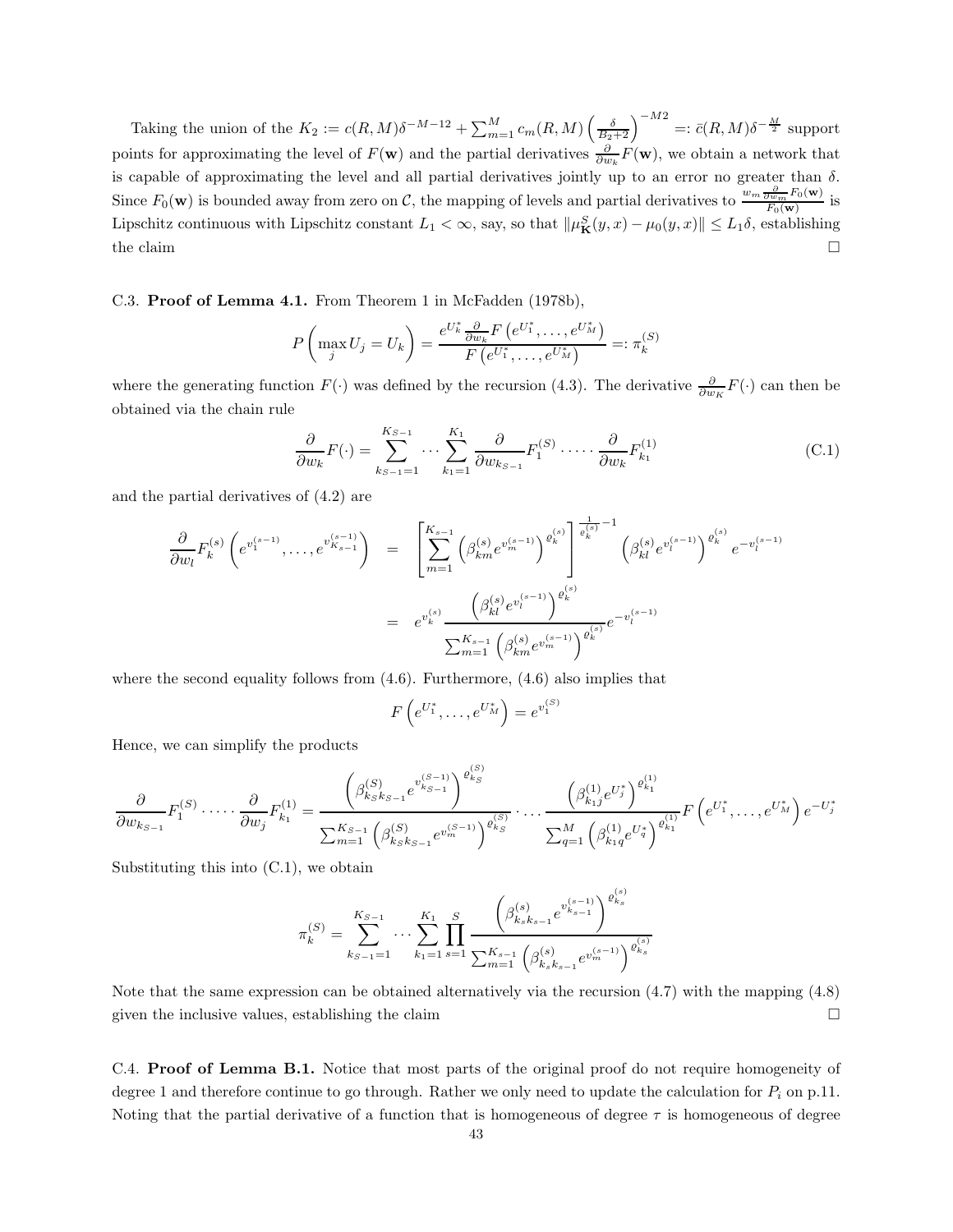Taking the union of the $K_2 := c(R,M)\delta^{-M-12} + \sum_{m=1}^{M} c_m(R,M)\left(\frac{\delta}{B_2+2}\right)^{-M2} =: \bar{c}(R,M)\delta^{-\frac{M}{2}}$ support points for approximating the level of $F(\mathbf{w})$ and the partial derivatives $\frac{\partial}{\partial w_k}F(\mathbf{w})$, we obtain a network that is capable of approximating the level and all partial derivatives jointly up to an error no greater than $\delta$. Since $F_0(\mathbf{w})$ is bounded away from zero on $\mathcal{C}$, the mapping of levels and partial derivatives to $\frac{w_m \frac{\partial}{\partial w_m} F_0(\mathbf{w})}{F_0(\mathbf{w})}$ is Lipschitz continuous with Lipschitz constant $L_1 < \infty$, say, so that $\|\mu^S_{\mathbf{K}}(y,x) - \mu_0(y,x)\| \le L_1\delta$, establishing the claim $\square$

C.3. **Proof of Lemma 4.1.** From Theorem 1 in McFadden (1978b),

$$P\left(\max_j U_j = U_k\right) = \frac{e^{U_k^*}\frac{\partial}{\partial w_k}F\left(e^{U_1^*},\dots,e^{U_M^*}\right)}{F\left(e^{U_1^*},\dots,e^{U_M^*}\right)} =: \pi_k^{(S)}$$

where the generating function $F(\cdot)$ was defined by the recursion (4.3). The derivative $\frac{\partial}{\partial w_K}F(\cdot)$ can then be obtained via the chain rule

$$\frac{\partial}{\partial w_k}F(\cdot) = \sum_{k_{S-1}=1}^{K_{S-1}} \cdots \sum_{k_1=1}^{K_1} \frac{\partial}{\partial w_{k_{S-1}}}F_1^{(S)} \cdot \dots \cdot \frac{\partial}{\partial w_k}F_{k_1}^{(1)} \tag{C.1}$$

and the partial derivatives of (4.2) are

$$\begin{aligned}
\frac{\partial}{\partial w_l}F_k^{(s)}\left(e^{v_1^{(s-1)}},\dots,e^{v_{K_{s-1}}^{(s-1)}}\right) &= \left[\sum_{m=1}^{K_{s-1}}\left(\beta_{km}^{(s)}e^{v_m^{(s-1)}}\right)^{\varrho_k^{(s)}}\right]^{\frac{1}{\varrho_k^{(s)}}-1}\left(\beta_{kl}^{(s)}e^{v_l^{(s-1)}}\right)^{\varrho_k^{(s)}}e^{-v_l^{(s-1)}} \\
&= e^{v_k^{(s)}}\frac{\left(\beta_{kl}^{(s)}e^{v_l^{(s-1)}}\right)^{\varrho_k^{(s)}}}{\sum_{m=1}^{K_{s-1}}\left(\beta_{km}^{(s)}e^{v_m^{(s-1)}}\right)^{\varrho_k^{(s)}}}e^{-v_l^{(s-1)}}
\end{aligned}$$

where the second equality follows from (4.6). Furthermore, (4.6) also implies that

$$F\left(e^{U_1^*},\dots,e^{U_M^*}\right) = e^{v_1^{(S)}}$$

Hence, we can simplify the products

$$\frac{\partial}{\partial w_{k_{S-1}}}F_1^{(S)} \cdot \dots \cdot \frac{\partial}{\partial w_j}F_{k_1}^{(1)} = \frac{\left(\beta_{k_S k_{S-1}}^{(S)}e^{v_{k_{S-1}}^{(S-1)}}\right)^{\varrho_{k_S}^{(S)}}}{\sum_{m=1}^{K_{S-1}}\left(\beta_{k_S k_{S-1}}^{(S)}e^{v_m^{(S-1)}}\right)^{\varrho_{k_S}^{(S)}}} \cdot \dots \frac{\left(\beta_{k_1 j}^{(1)}e^{U_j^*}\right)^{\varrho_{k_1}^{(1)}}}{\sum_{q=1}^{M}\left(\beta_{k_1 q}^{(1)}e^{U_q^*}\right)^{\varrho_{k_1}^{(1)}}}F\left(e^{U_1^*},\dots,e^{U_M^*}\right)e^{-U_j^*}$$

Substituting this into (C.1), we obtain

$$\pi_k^{(S)} = \sum_{k_{S-1}=1}^{K_{S-1}} \cdots \sum_{k_1=1}^{K_1} \prod_{s=1}^{S} \frac{\left(\beta_{k_s k_{s-1}}^{(s)}e^{v_{k_{s-1}}^{(s-1)}}\right)^{\varrho_{k_s}^{(s)}}}{\sum_{m=1}^{K_{s-1}}\left(\beta_{k_s k_{s-1}}^{(s)}e^{v_m^{(s-1)}}\right)^{\varrho_{k_s}^{(s)}}}$$

Note that the same expression can be obtained alternatively via the recursion (4.7) with the mapping (4.8) given the inclusive values, establishing the claim $\square$

C.4. **Proof of Lemma B.1.** Notice that most parts of the original proof do not require homogeneity of degree 1 and therefore continue to go through. Rather we only need to update the calculation for $P_i$ on p.11. Noting that the partial derivative of a function that is homogeneous of degree $\tau$ is homogeneous of degree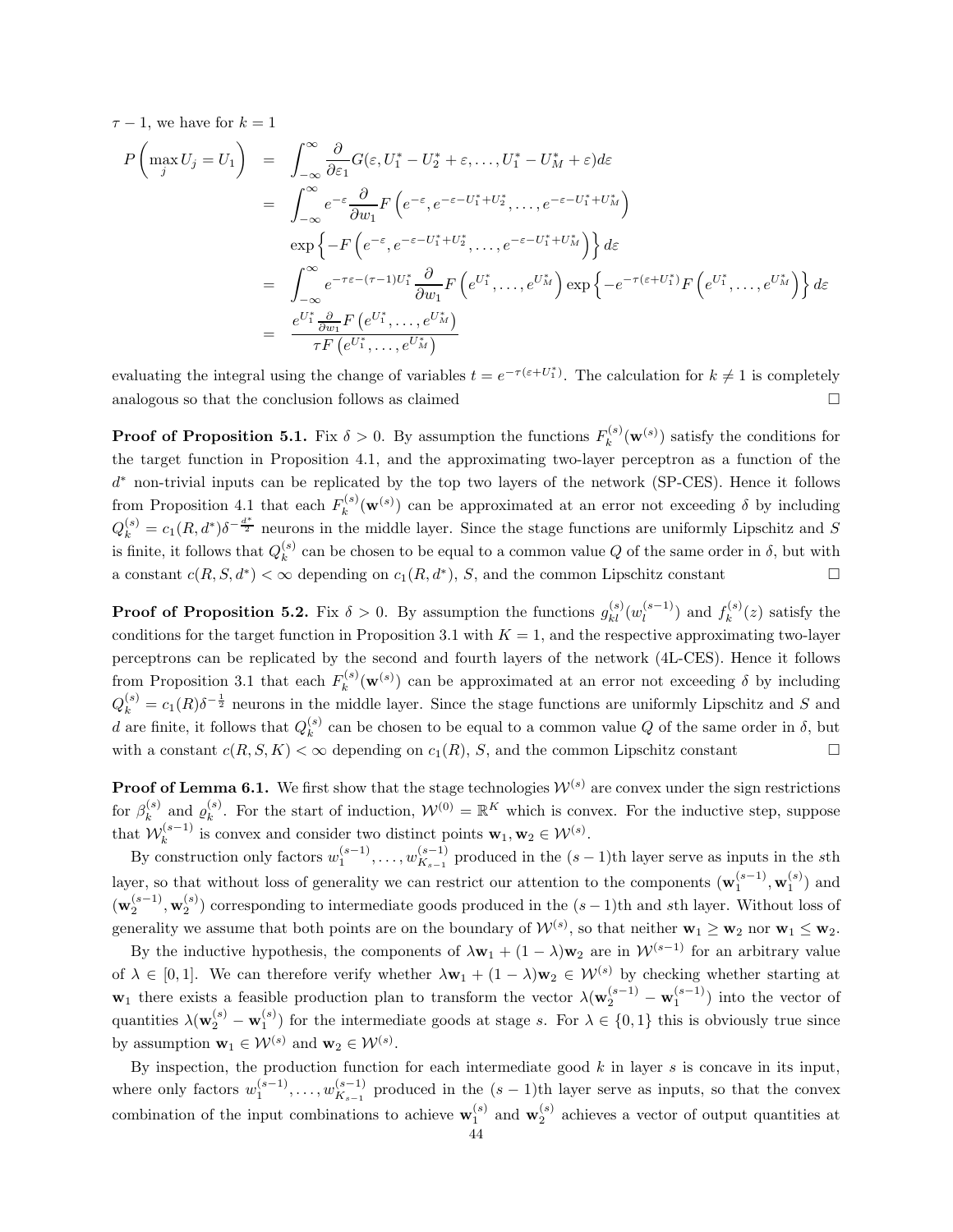$\tau - 1$, we have for $k = 1$

$$
\begin{aligned}
P\left(\max_j U_j = U_1\right) &= \int_{-\infty}^{\infty} \frac{\partial}{\partial \varepsilon_1} G(\varepsilon, U_1^* - U_2^* + \varepsilon, \dots, U_1^* - U_M^* + \varepsilon) d\varepsilon \\
&= \int_{-\infty}^{\infty} e^{-\varepsilon} \frac{\partial}{\partial w_1} F\left(e^{-\varepsilon}, e^{-\varepsilon - U_1^* + U_2^*}, \dots, e^{-\varepsilon - U_1^* + U_M^*}\right) \\
&\quad \exp\left\{-F\left(e^{-\varepsilon}, e^{-\varepsilon - U_1^* + U_2^*}, \dots, e^{-\varepsilon - U_1^* + U_M^*}\right)\right\} d\varepsilon \\
&= \int_{-\infty}^{\infty} e^{-\tau\varepsilon - (\tau-1)U_1^*} \frac{\partial}{\partial w_1} F\left(e^{U_1^*}, \dots, e^{U_M^*}\right) \exp\left\{-e^{-\tau(\varepsilon + U_1^*)} F\left(e^{U_1^*}, \dots, e^{U_M^*}\right)\right\} d\varepsilon \\
&= \frac{e^{U_1^*} \frac{\partial}{\partial w_1} F\left(e^{U_1^*}, \dots, e^{U_M^*}\right)}{\tau F\left(e^{U_1^*}, \dots, e^{U_M^*}\right)}
\end{aligned}
$$

evaluating the integral using the change of variables $t = e^{-\tau(\varepsilon + U_1^*)}$. The calculation for $k \neq 1$ is completely analogous so that the conclusion follows as claimed □

**Proof of Proposition 5.1.** Fix $\delta > 0$. By assumption the functions $F_k^{(s)}(\mathbf{w}^{(s)})$ satisfy the conditions for the target function in Proposition 4.1, and the approximating two-layer perceptron as a function of the $d^*$ non-trivial inputs can be replicated by the top two layers of the network (SP-CES). Hence it follows from Proposition 4.1 that each $F_k^{(s)}(\mathbf{w}^{(s)})$ can be approximated at an error not exceeding $\delta$ by including $Q_k^{(s)} = c_1(R, d^*)\delta^{-\frac{d^*}{2}}$ neurons in the middle layer. Since the stage functions are uniformly Lipschitz and $S$ is finite, it follows that $Q_k^{(s)}$ can be chosen to be equal to a common value $Q$ of the same order in $\delta$, but with a constant $c(R, S, d^*) < \infty$ depending on $c_1(R, d^*)$, $S$, and the common Lipschitz constant □

**Proof of Proposition 5.2.** Fix $\delta > 0$. By assumption the functions $g_{kl}^{(s)}(w_l^{(s-1)})$ and $f_k^{(s)}(z)$ satisfy the conditions for the target function in Proposition 3.1 with $K = 1$, and the respective approximating two-layer perceptrons can be replicated by the second and fourth layers of the network (4L-CES). Hence it follows from Proposition 3.1 that each $F_k^{(s)}(\mathbf{w}^{(s)})$ can be approximated at an error not exceeding $\delta$ by including $Q_k^{(s)} = c_1(R)\delta^{-\frac{1}{2}}$ neurons in the middle layer. Since the stage functions are uniformly Lipschitz and $S$ and $d$ are finite, it follows that $Q_k^{(s)}$ can be chosen to be equal to a common value $Q$ of the same order in $\delta$, but with a constant $c(R, S, K) < \infty$ depending on $c_1(R)$, $S$, and the common Lipschitz constant □

**Proof of Lemma 6.1.** We first show that the stage technologies $\mathcal{W}^{(s)}$ are convex under the sign restrictions for $\beta_k^{(s)}$ and $\varrho_k^{(s)}$. For the start of induction, $\mathcal{W}^{(0)} = \mathbb{R}^K$ which is convex. For the inductive step, suppose that $\mathcal{W}_k^{(s-1)}$ is convex and consider two distinct points $\mathbf{w}_1, \mathbf{w}_2 \in \mathcal{W}^{(s)}$.

By construction only factors $w_1^{(s-1)}, \dots, w_{K_{s-1}}^{(s-1)}$ produced in the $(s-1)$th layer serve as inputs in the $s$th layer, so that without loss of generality we can restrict our attention to the components $(\mathbf{w}_1^{(s-1)}, \mathbf{w}_1^{(s)})$ and $(\mathbf{w}_2^{(s-1)}, \mathbf{w}_2^{(s)})$ corresponding to intermediate goods produced in the $(s-1)$th and $s$th layer. Without loss of generality we assume that both points are on the boundary of $\mathcal{W}^{(s)}$, so that neither $\mathbf{w}_1 \geq \mathbf{w}_2$ nor $\mathbf{w}_1 \leq \mathbf{w}_2$.

By the inductive hypothesis, the components of $\lambda\mathbf{w}_1 + (1-\lambda)\mathbf{w}_2$ are in $\mathcal{W}^{(s-1)}$ for an arbitrary value of $\lambda \in [0, 1]$. We can therefore verify whether $\lambda\mathbf{w}_1 + (1-\lambda)\mathbf{w}_2 \in \mathcal{W}^{(s)}$ by checking whether starting at $\mathbf{w}_1$ there exists a feasible production plan to transform the vector $\lambda(\mathbf{w}_2^{(s-1)} - \mathbf{w}_1^{(s-1)})$ into the vector of quantities $\lambda(\mathbf{w}_2^{(s)} - \mathbf{w}_1^{(s)})$ for the intermediate goods at stage $s$. For $\lambda \in \{0, 1\}$ this is obviously true since by assumption $\mathbf{w}_1 \in \mathcal{W}^{(s)}$ and $\mathbf{w}_2 \in \mathcal{W}^{(s)}$.

By inspection, the production function for each intermediate good $k$ in layer $s$ is concave in its input, where only factors $w_1^{(s-1)}, \dots, w_{K_{s-1}}^{(s-1)}$ produced in the $(s-1)$th layer serve as inputs, so that the convex combination of the input combinations to achieve $\mathbf{w}_1^{(s)}$ and $\mathbf{w}_2^{(s)}$ achieves a vector of output quantities at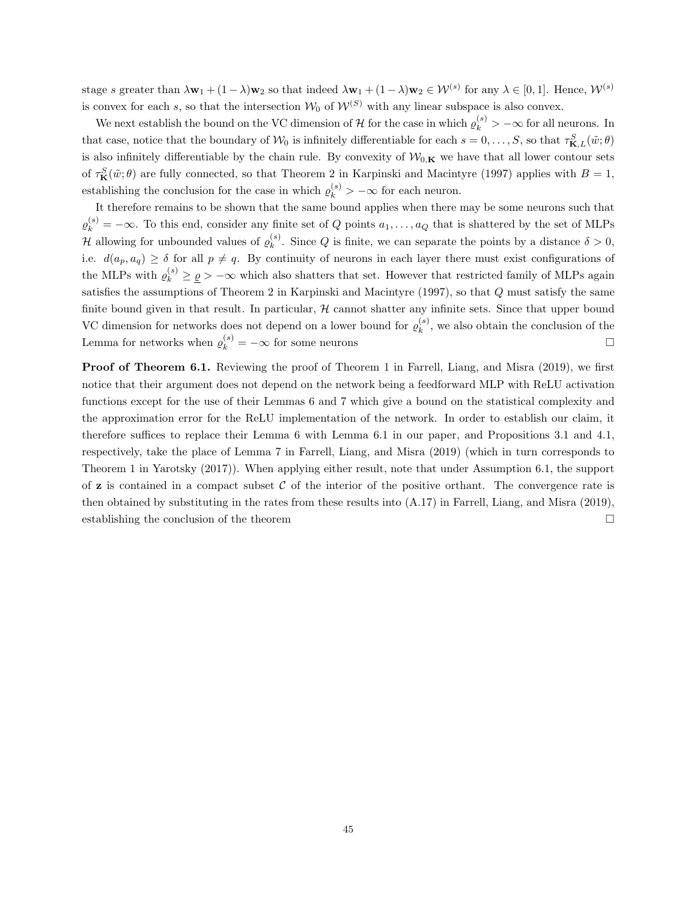stage $s$ greater than $\lambda\mathbf{w}_1 + (1-\lambda)\mathbf{w}_2$ so that indeed $\lambda\mathbf{w}_1 + (1-\lambda)\mathbf{w}_2 \in \mathcal{W}^{(s)}$ for any $\lambda \in [0,1]$. Hence, $\mathcal{W}^{(s)}$ is convex for each $s$, so that the intersection $\mathcal{W}_0$ of $\mathcal{W}^{(S)}$ with any linear subspace is also convex.

We next establish the bound on the VC dimension of $\mathcal{H}$ for the case in which $\varrho_k^{(s)} > -\infty$ for all neurons. In that case, notice that the boundary of $\mathcal{W}_0$ is infinitely differentiable for each $s = 0, \dots, S$, so that $\tau_{\mathbf{K},L}^S(\tilde{w};\theta)$ is also infinitely differentiable by the chain rule. By convexity of $\mathcal{W}_{0,\mathbf{K}}$ we have that all lower contour sets of $\tau_{\mathbf{K}}^S(\tilde{w};\theta)$ are fully connected, so that Theorem 2 in Karpinski and Macintyre (1997) applies with $B = 1$, establishing the conclusion for the case in which $\varrho_k^{(s)} > -\infty$ for each neuron.

It therefore remains to be shown that the same bound applies when there may be some neurons such that $\varrho_k^{(s)} = -\infty$. To this end, consider any finite set of $Q$ points $a_1, \dots, a_Q$ that is shattered by the set of MLPs $\mathcal{H}$ allowing for unbounded values of $\varrho_k^{(s)}$. Since $Q$ is finite, we can separate the points by a distance $\delta > 0$, i.e. $d(a_p, a_q) \geq \delta$ for all $p \neq q$. By continuity of neurons in each layer there must exist configurations of the MLPs with $\varrho_k^{(s)} \geq \underline{\varrho} > -\infty$ which also shatters that set. However that restricted family of MLPs again satisfies the assumptions of Theorem 2 in Karpinski and Macintyre (1997), so that $Q$ must satisfy the same finite bound given in that result. In particular, $\mathcal{H}$ cannot shatter any infinite sets. Since that upper bound VC dimension for networks does not depend on a lower bound for $\varrho_k^{(s)}$, we also obtain the conclusion of the Lemma for networks when $\varrho_k^{(s)} = -\infty$ for some neurons □

**Proof of Theorem 6.1.** Reviewing the proof of Theorem 1 in Farrell, Liang, and Misra (2019), we first notice that their argument does not depend on the network being a feedforward MLP with ReLU activation functions except for the use of their Lemmas 6 and 7 which give a bound on the statistical complexity and the approximation error for the ReLU implementation of the network. In order to establish our claim, it therefore suffices to replace their Lemma 6 with Lemma 6.1 in our paper, and Propositions 3.1 and 4.1, respectively, take the place of Lemma 7 in Farrell, Liang, and Misra (2019) (which in turn corresponds to Theorem 1 in Yarotsky (2017)). When applying either result, note that under Assumption 6.1, the support of $\mathbf{z}$ is contained in a compact subset $\mathcal{C}$ of the interior of the positive orthant. The convergence rate is then obtained by substituting in the rates from these results into (A.17) in Farrell, Liang, and Misra (2019), establishing the conclusion of the theorem □